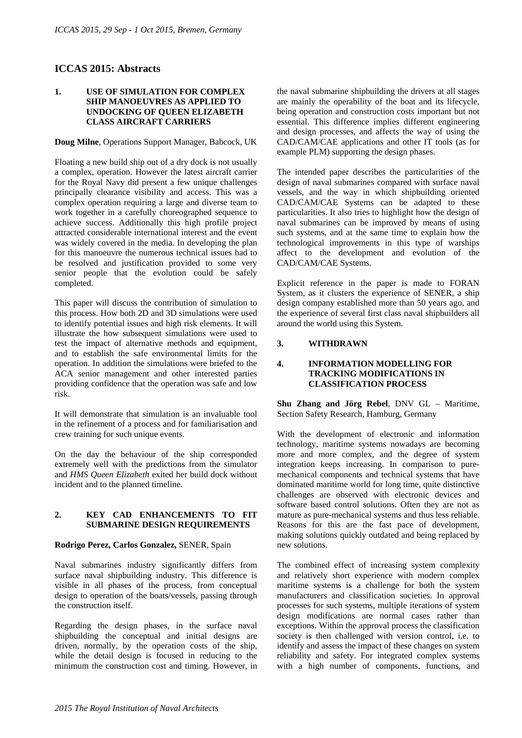# ICCAS 2015: Abstracts

## 1. USE OF SIMULATION FOR COMPLEX SHIP MANOEUVRES AS APPLIED TO UNDOCKING OF QUEEN ELIZABETH CLASS AIRCRAFT CARRIERS

**Doug Milne**, Operations Support Manager, Babcock, UK

Floating a new build ship out of a dry dock is not usually a complex, operation. However the latest aircraft carrier for the Royal Navy did present a few unique challenges principally clearance visibility and access. This was a complex operation requiring a large and diverse team to work together in a carefully choreographed sequence to achieve success. Additionally this high profile project attracted considerable international interest and the event was widely covered in the media. In developing the plan for this manoeuvre the numerous technical issues had to be resolved and justification provided to some very senior people that the evolution could be safely completed.

This paper will discuss the contribution of simulation to this process. How both 2D and 3D simulations were used to identify potential issues and high risk elements. It will illustrate the how subsequent simulations were used to test the impact of alternative methods and equipment, and to establish the safe environmental limits for the operation. In addition the simulations were briefed to the ACA senior management and other interested parties providing confidence that the operation was safe and low risk.

It will demonstrate that simulation is an invaluable tool in the refinement of a process and for familiarisation and crew training for such unique events.

On the day the behaviour of the ship corresponded extremely well with the predictions from the simulator and *HMS Queen Elizabeth* exited her build dock without incident and to the planned timeline.

## 2. KEY CAD ENHANCEMENTS TO FIT SUBMARINE DESIGN REQUIREMENTS

**Rodrigo Perez, Carlos Gonzalez,** SENER, Spain

Naval submarines industry significantly differs from surface naval shipbuilding industry. This difference is visible in all phases of the process, from conceptual design to operation of the boats/vessels, passing through the construction itself.

Regarding the design phases, in the surface naval shipbuilding the conceptual and initial designs are driven, normally, by the operation costs of the ship, while the detail design is focused in reducing to the minimum the construction cost and timing. However, in the naval submarine shipbuilding the drivers at all stages are mainly the operability of the boat and its lifecycle, being operation and construction costs important but not essential. This difference implies different engineering and design processes, and affects the way of using the CAD/CAM/CAE applications and other IT tools (as for example PLM) supporting the design phases.

The intended paper describes the particularities of the design of naval submarines compared with surface naval vessels, and the way in which shipbuilding oriented CAD/CAM/CAE Systems can be adapted to these particularities. It also tries to highlight how the design of naval submarines can be improved by means of using such systems, and at the same time to explain how the technological improvements in this type of warships affect to the development and evolution of the CAD/CAM/CAE Systems.

Explicit reference in the paper is made to FORAN System, as it clusters the experience of SENER, a ship design company established more than 50 years ago, and the experience of several first class naval shipbuilders all around the world using this System.

## 3. WITHDRAWN

## 4. INFORMATION MODELLING FOR TRACKING MODIFICATIONS IN CLASSIFICATION PROCESS

**Shu Zhang and Jörg Rebel**, DNV GL – Maritime, Section Safety Research, Hamburg, Germany

With the development of electronic and information technology, maritime systems nowadays are becoming more and more complex, and the degree of system integration keeps increasing. In comparison to pure-mechanical components and technical systems that have dominated maritime world for long time, quite distinctive challenges are observed with electronic devices and software based control solutions. Often they are not as mature as pure-mechanical systems and thus less reliable. Reasons for this are the fast pace of development, making solutions quickly outdated and being replaced by new solutions.

The combined effect of increasing system complexity and relatively short experience with modern complex maritime systems is a challenge for both the system manufacturers and classification societies. In approval processes for such systems, multiple iterations of system design modifications are normal cases rather than exceptions. Within the approval process the classification society is then challenged with version control, i.e. to identify and assess the impact of these changes on system reliability and safety. For integrated complex systems with a high number of components, functions, and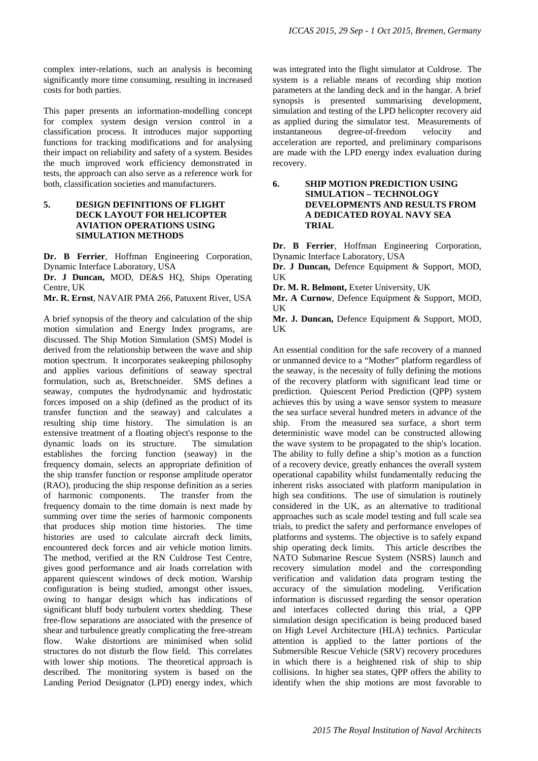complex inter-relations, such an analysis is becoming significantly more time consuming, resulting in increased costs for both parties.

This paper presents an information-modelling concept for complex system design version control in a classification process. It introduces major supporting functions for tracking modifications and for analysing their impact on reliability and safety of a system. Besides the much improved work efficiency demonstrated in tests, the approach can also serve as a reference work for both, classification societies and manufacturers.

## 5. DESIGN DEFINITIONS OF FLIGHT DECK LAYOUT FOR HELICOPTER AVIATION OPERATIONS USING SIMULATION METHODS

**Dr. B Ferrier**, Hoffman Engineering Corporation, Dynamic Interface Laboratory, USA
**Dr. J Duncan,** MOD, DE&S HQ, Ships Operating Centre, UK
**Mr. R. Ernst**, NAVAIR PMA 266, Patuxent River, USA

A brief synopsis of the theory and calculation of the ship motion simulation and Energy Index programs, are discussed. The Ship Motion Simulation (SMS) Model is derived from the relationship between the wave and ship motion spectrum. It incorporates seakeeping philosophy and applies various definitions of seaway spectral formulation, such as, Bretschneider. SMS defines a seaway, computes the hydrodynamic and hydrostatic forces imposed on a ship (defined as the product of its transfer function and the seaway) and calculates a resulting ship time history. The simulation is an extensive treatment of a floating object's response to the dynamic loads on its structure. The simulation establishes the forcing function (seaway) in the frequency domain, selects an appropriate definition of the ship transfer function or response amplitude operator (RAO), producing the ship response definition as a series of harmonic components. The transfer from the frequency domain to the time domain is next made by summing over time the series of harmonic components that produces ship motion time histories. The time histories are used to calculate aircraft deck limits, encountered deck forces and air vehicle motion limits. The method, verified at the RN Culdrose Test Centre, gives good performance and air loads correlation with apparent quiescent windows of deck motion. Warship configuration is being studied, amongst other issues, owing to hangar design which has indications of significant bluff body turbulent vortex shedding. These free-flow separations are associated with the presence of shear and turbulence greatly complicating the free-stream flow. Wake distortions are minimised when solid structures do not disturb the flow field. This correlates with lower ship motions. The theoretical approach is described. The monitoring system is based on the Landing Period Designator (LPD) energy index, which was integrated into the flight simulator at Culdrose. The system is a reliable means of recording ship motion parameters at the landing deck and in the hangar. A brief synopsis is presented summarising development, simulation and testing of the LPD helicopter recovery aid as applied during the simulator test. Measurements of instantaneous degree-of-freedom velocity and acceleration are reported, and preliminary comparisons are made with the LPD energy index evaluation during recovery.

## 6. SHIP MOTION PREDICTION USING SIMULATION – TECHNOLOGY DEVELOPMENTS AND RESULTS FROM A DEDICATED ROYAL NAVY SEA TRIAL

**Dr. B Ferrier**, Hoffman Engineering Corporation, Dynamic Interface Laboratory, USA
**Dr. J Duncan,** Defence Equipment & Support, MOD, UK
**Dr. M. R. Belmont,** Exeter University, UK
**Mr. A Curnow**, Defence Equipment & Support, MOD, UK
**Mr. J. Duncan,** Defence Equipment & Support, MOD, UK

An essential condition for the safe recovery of a manned or unmanned device to a "Mother" platform regardless of the seaway, is the necessity of fully defining the motions of the recovery platform with significant lead time or prediction. Quiescent Period Prediction (QPP) system achieves this by using a wave sensor system to measure the sea surface several hundred meters in advance of the ship. From the measured sea surface, a short term deterministic wave model can be constructed allowing the wave system to be propagated to the ship's location. The ability to fully define a ship's motion as a function of a recovery device, greatly enhances the overall system operational capability whilst fundamentally reducing the inherent risks associated with platform manipulation in high sea conditions. The use of simulation is routinely considered in the UK, as an alternative to traditional approaches such as scale model testing and full scale sea trials, to predict the safety and performance envelopes of platforms and systems. The objective is to safely expand ship operating deck limits. This article describes the NATO Submarine Rescue System (NSRS) launch and recovery simulation model and the corresponding verification and validation data program testing the accuracy of the simulation modeling. Verification information is discussed regarding the sensor operation and interfaces collected during this trial, a QPP simulation design specification is being produced based on High Level Architecture (HLA) technics. Particular attention is applied to the latter portions of the Submersible Rescue Vehicle (SRV) recovery procedures in which there is a heightened risk of ship to ship collisions. In higher sea states, QPP offers the ability to identify when the ship motions are most favorable to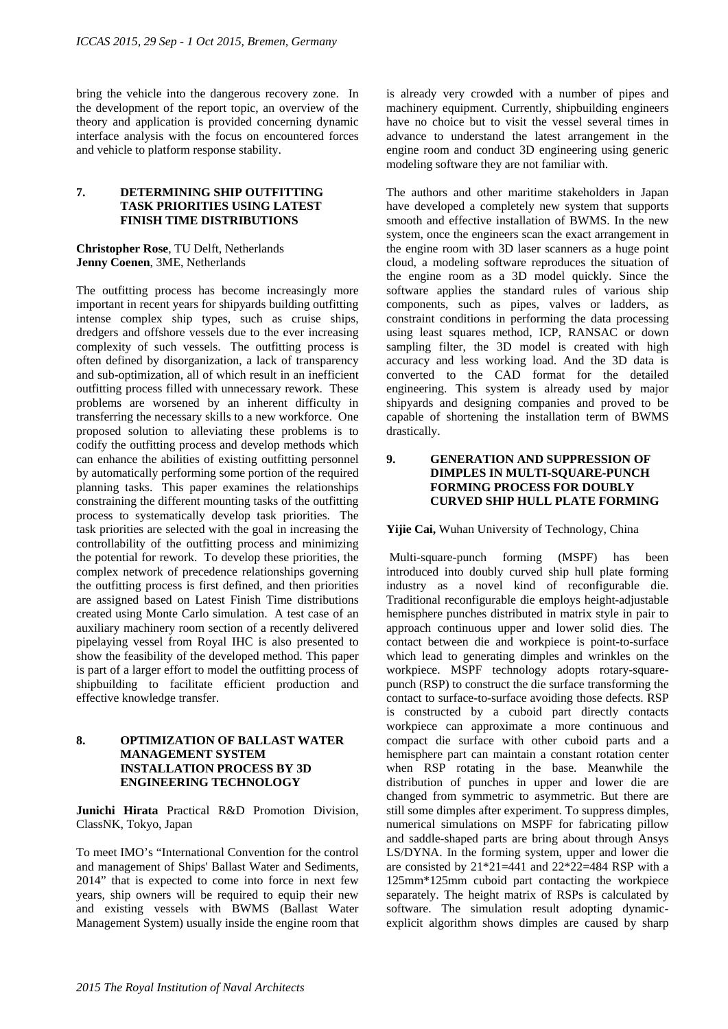bring the vehicle into the dangerous recovery zone. In the development of the report topic, an overview of the theory and application is provided concerning dynamic interface analysis with the focus on encountered forces and vehicle to platform response stability.

## 7. DETERMINING SHIP OUTFITTING TASK PRIORITIES USING LATEST FINISH TIME DISTRIBUTIONS

**Christopher Rose**, TU Delft, Netherlands
**Jenny Coenen**, 3ME, Netherlands

The outfitting process has become increasingly more important in recent years for shipyards building outfitting intense complex ship types, such as cruise ships, dredgers and offshore vessels due to the ever increasing complexity of such vessels. The outfitting process is often defined by disorganization, a lack of transparency and sub-optimization, all of which result in an inefficient outfitting process filled with unnecessary rework. These problems are worsened by an inherent difficulty in transferring the necessary skills to a new workforce. One proposed solution to alleviating these problems is to codify the outfitting process and develop methods which can enhance the abilities of existing outfitting personnel by automatically performing some portion of the required planning tasks. This paper examines the relationships constraining the different mounting tasks of the outfitting process to systematically develop task priorities. The task priorities are selected with the goal in increasing the controllability of the outfitting process and minimizing the potential for rework. To develop these priorities, the complex network of precedence relationships governing the outfitting process is first defined, and then priorities are assigned based on Latest Finish Time distributions created using Monte Carlo simulation. A test case of an auxiliary machinery room section of a recently delivered pipelaying vessel from Royal IHC is also presented to show the feasibility of the developed method. This paper is part of a larger effort to model the outfitting process of shipbuilding to facilitate efficient production and effective knowledge transfer.

## 8. OPTIMIZATION OF BALLAST WATER MANAGEMENT SYSTEM INSTALLATION PROCESS BY 3D ENGINEERING TECHNOLOGY

**Junichi Hirata** Practical R&D Promotion Division, ClassNK, Tokyo, Japan

To meet IMO's "International Convention for the control and management of Ships' Ballast Water and Sediments, 2014" that is expected to come into force in next few years, ship owners will be required to equip their new and existing vessels with BWMS (Ballast Water Management System) usually inside the engine room that is already very crowded with a number of pipes and machinery equipment. Currently, shipbuilding engineers have no choice but to visit the vessel several times in advance to understand the latest arrangement in the engine room and conduct 3D engineering using generic modeling software they are not familiar with.

The authors and other maritime stakeholders in Japan have developed a completely new system that supports smooth and effective installation of BWMS. In the new system, once the engineers scan the exact arrangement in the engine room with 3D laser scanners as a huge point cloud, a modeling software reproduces the situation of the engine room as a 3D model quickly. Since the software applies the standard rules of various ship components, such as pipes, valves or ladders, as constraint conditions in performing the data processing using least squares method, ICP, RANSAC or down sampling filter, the 3D model is created with high accuracy and less working load. And the 3D data is converted to the CAD format for the detailed engineering. This system is already used by major shipyards and designing companies and proved to be capable of shortening the installation term of BWMS drastically.

## 9. GENERATION AND SUPPRESSION OF DIMPLES IN MULTI-SQUARE-PUNCH FORMING PROCESS FOR DOUBLY CURVED SHIP HULL PLATE FORMING

**Yijie Cai,** Wuhan University of Technology, China

Multi-square-punch forming (MSPF) has been introduced into doubly curved ship hull plate forming industry as a novel kind of reconfigurable die. Traditional reconfigurable die employs height-adjustable hemisphere punches distributed in matrix style in pair to approach continuous upper and lower solid dies. The contact between die and workpiece is point-to-surface which lead to generating dimples and wrinkles on the workpiece. MSPF technology adopts rotary-square-punch (RSP) to construct the die surface transforming the contact to surface-to-surface avoiding those defects. RSP is constructed by a cuboid part directly contacts workpiece can approximate a more continuous and compact die surface with other cuboid parts and a hemisphere part can maintain a constant rotation center when RSP rotating in the base. Meanwhile the distribution of punches in upper and lower die are changed from symmetric to asymmetric. But there are still some dimples after experiment. To suppress dimples, numerical simulations on MSPF for fabricating pillow and saddle-shaped parts are bring about through Ansys LS/DYNA. In the forming system, upper and lower die are consisted by 21*21=441 and 22*22=484 RSP with a 125mm*125mm cuboid part contacting the workpiece separately. The height matrix of RSPs is calculated by software. The simulation result adopting dynamic-explicit algorithm shows dimples are caused by sharp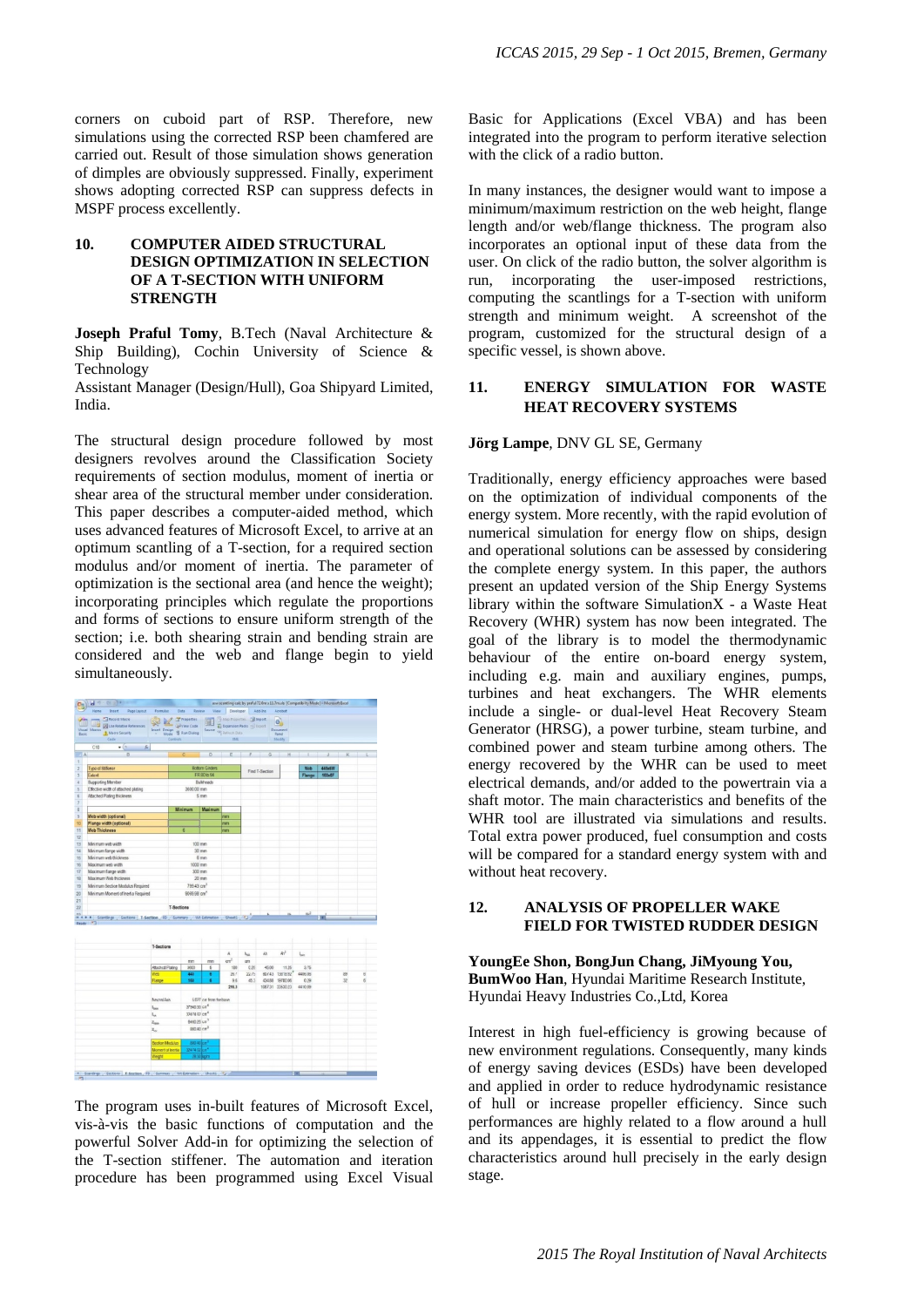corners on cuboid part of RSP. Therefore, new simulations using the corrected RSP been chamfered are carried out. Result of those simulation shows generation of dimples are obviously suppressed. Finally, experiment shows adopting corrected RSP can suppress defects in MSPF process excellently.

## 10. COMPUTER AIDED STRUCTURAL DESIGN OPTIMIZATION IN SELECTION OF A T-SECTION WITH UNIFORM STRENGTH

**Joseph Praful Tomy**, B.Tech (Naval Architecture & Ship Building), Cochin University of Science & Technology

Assistant Manager (Design/Hull), Goa Shipyard Limited, India.

The structural design procedure followed by most designers revolves around the Classification Society requirements of section modulus, moment of inertia or shear area of the structural member under consideration. This paper describes a computer-aided method, which uses advanced features of Microsoft Excel, to arrive at an optimum scantling of a T-section, for a required section modulus and/or moment of inertia. The parameter of optimization is the sectional area (and hence the weight); incorporating principles which regulate the proportions and forms of sections to ensure uniform strength of the section; i.e. both shearing strain and bending strain are considered and the web and flange begin to yield simultaneously.

The program uses in-built features of Microsoft Excel, vis-à-vis the basic functions of computation and the powerful Solver Add-in for optimizing the selection of the T-section stiffener. The automation and iteration procedure has been programmed using Excel Visual Basic for Applications (Excel VBA) and has been integrated into the program to perform iterative selection with the click of a radio button.

In many instances, the designer would want to impose a minimum/maximum restriction on the web height, flange length and/or web/flange thickness. The program also incorporates an optional input of these data from the user. On click of the radio button, the solver algorithm is run, incorporating the user-imposed restrictions, computing the scantlings for a T-section with uniform strength and minimum weight. A screenshot of the program, customized for the structural design of a specific vessel, is shown above.

## 11. ENERGY SIMULATION FOR WASTE HEAT RECOVERY SYSTEMS

**Jörg Lampe**, DNV GL SE, Germany

Traditionally, energy efficiency approaches were based on the optimization of individual components of the energy system. More recently, with the rapid evolution of numerical simulation for energy flow on ships, design and operational solutions can be assessed by considering the complete energy system. In this paper, the authors present an updated version of the Ship Energy Systems library within the software SimulationX - a Waste Heat Recovery (WHR) system has now been integrated. The goal of the library is to model the thermodynamic behaviour of the entire on-board energy system, including e.g. main and auxiliary engines, pumps, turbines and heat exchangers. The WHR elements include a single- or dual-level Heat Recovery Steam Generator (HRSG), a power turbine, steam turbine, and combined power and steam turbine among others. The energy recovered by the WHR can be used to meet electrical demands, and/or added to the powertrain via a shaft motor. The main characteristics and benefits of the WHR tool are illustrated via simulations and results. Total extra power produced, fuel consumption and costs will be compared for a standard energy system with and without heat recovery.

## 12. ANALYSIS OF PROPELLER WAKE FIELD FOR TWISTED RUDDER DESIGN

**YoungEe Shon, BongJun Chang, JiMyoung You, BumWoo Han**, Hyundai Maritime Research Institute, Hyundai Heavy Industries Co.,Ltd, Korea

Interest in high fuel-efficiency is growing because of new environment regulations. Consequently, many kinds of energy saving devices (ESDs) have been developed and applied in order to reduce hydrodynamic resistance of hull or increase propeller efficiency. Since such performances are highly related to a flow around a hull and its appendages, it is essential to predict the flow characteristics around hull precisely in the early design stage.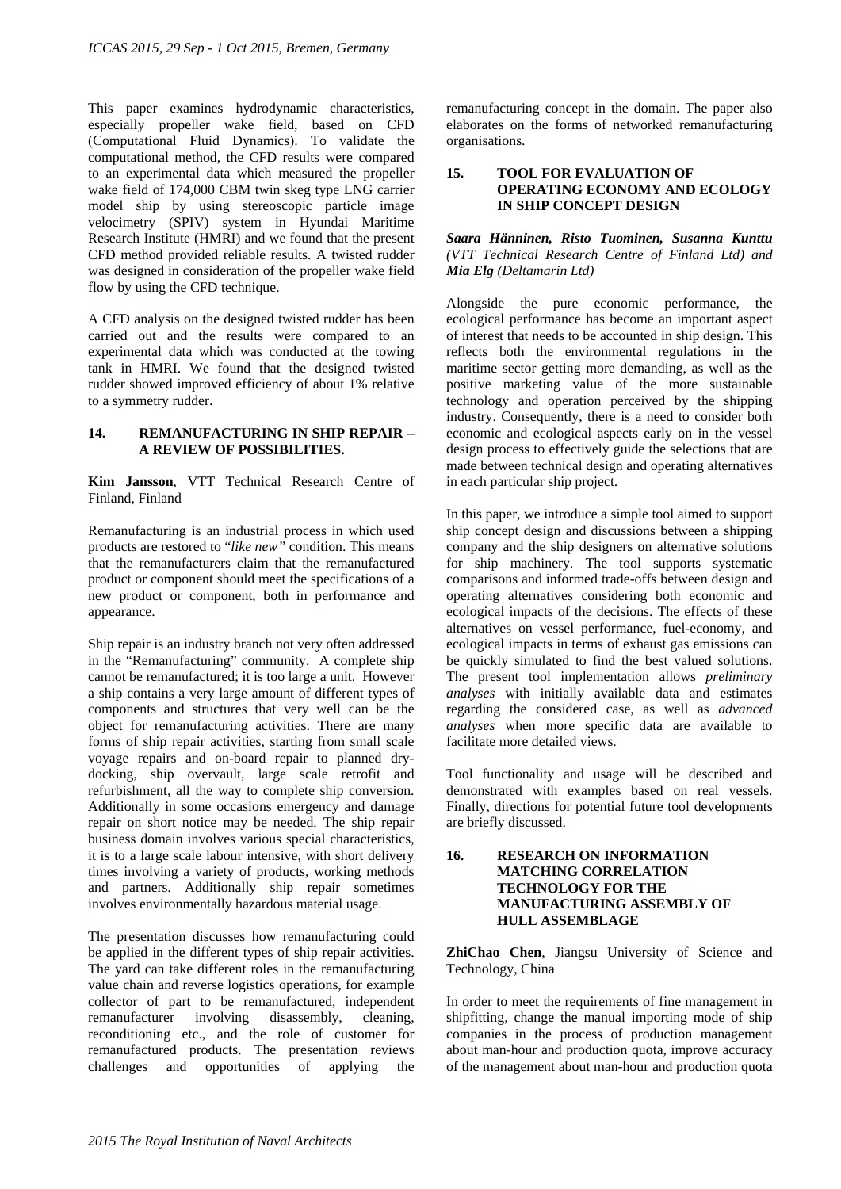This paper examines hydrodynamic characteristics, especially propeller wake field, based on CFD (Computational Fluid Dynamics). To validate the computational method, the CFD results were compared to an experimental data which measured the propeller wake field of 174,000 CBM twin skeg type LNG carrier model ship by using stereoscopic particle image velocimetry (SPIV) system in Hyundai Maritime Research Institute (HMRI) and we found that the present CFD method provided reliable results. A twisted rudder was designed in consideration of the propeller wake field flow by using the CFD technique.

A CFD analysis on the designed twisted rudder has been carried out and the results were compared to an experimental data which was conducted at the towing tank in HMRI. We found that the designed twisted rudder showed improved efficiency of about 1% relative to a symmetry rudder.

## 14. REMANUFACTURING IN SHIP REPAIR – A REVIEW OF POSSIBILITIES.

**Kim Jansson**, VTT Technical Research Centre of Finland, Finland

Remanufacturing is an industrial process in which used products are restored to "*like new"* condition. This means that the remanufacturers claim that the remanufactured product or component should meet the specifications of a new product or component, both in performance and appearance.

Ship repair is an industry branch not very often addressed in the "Remanufacturing" community. A complete ship cannot be remanufactured; it is too large a unit. However a ship contains a very large amount of different types of components and structures that very well can be the object for remanufacturing activities. There are many forms of ship repair activities, starting from small scale voyage repairs and on-board repair to planned dry-docking, ship overvault, large scale retrofit and refurbishment, all the way to complete ship conversion. Additionally in some occasions emergency and damage repair on short notice may be needed. The ship repair business domain involves various special characteristics, it is to a large scale labour intensive, with short delivery times involving a variety of products, working methods and partners. Additionally ship repair sometimes involves environmentally hazardous material usage.

The presentation discusses how remanufacturing could be applied in the different types of ship repair activities. The yard can take different roles in the remanufacturing value chain and reverse logistics operations, for example collector of part to be remanufactured, independent remanufacturer involving disassembly, cleaning, reconditioning etc., and the role of customer for remanufactured products. The presentation reviews challenges and opportunities of applying the remanufacturing concept in the domain. The paper also elaborates on the forms of networked remanufacturing organisations.

## 15. TOOL FOR EVALUATION OF OPERATING ECONOMY AND ECOLOGY IN SHIP CONCEPT DESIGN

***Saara Hänninen, Risto Tuominen, Susanna Kunttu*** *(VTT Technical Research Centre of Finland Ltd) and* ***Mia Elg*** *(Deltamarin Ltd)*

Alongside the pure economic performance, the ecological performance has become an important aspect of interest that needs to be accounted in ship design. This reflects both the environmental regulations in the maritime sector getting more demanding, as well as the positive marketing value of the more sustainable technology and operation perceived by the shipping industry. Consequently, there is a need to consider both economic and ecological aspects early on in the vessel design process to effectively guide the selections that are made between technical design and operating alternatives in each particular ship project.

In this paper, we introduce a simple tool aimed to support ship concept design and discussions between a shipping company and the ship designers on alternative solutions for ship machinery. The tool supports systematic comparisons and informed trade-offs between design and operating alternatives considering both economic and ecological impacts of the decisions. The effects of these alternatives on vessel performance, fuel-economy, and ecological impacts in terms of exhaust gas emissions can be quickly simulated to find the best valued solutions. The present tool implementation allows *preliminary analyses* with initially available data and estimates regarding the considered case, as well as *advanced analyses* when more specific data are available to facilitate more detailed views.

Tool functionality and usage will be described and demonstrated with examples based on real vessels. Finally, directions for potential future tool developments are briefly discussed.

## 16. RESEARCH ON INFORMATION MATCHING CORRELATION TECHNOLOGY FOR THE MANUFACTURING ASSEMBLY OF HULL ASSEMBLAGE

**ZhiChao Chen**, Jiangsu University of Science and Technology, China

In order to meet the requirements of fine management in shipfitting, change the manual importing mode of ship companies in the process of production management about man-hour and production quota, improve accuracy of the management about man-hour and production quota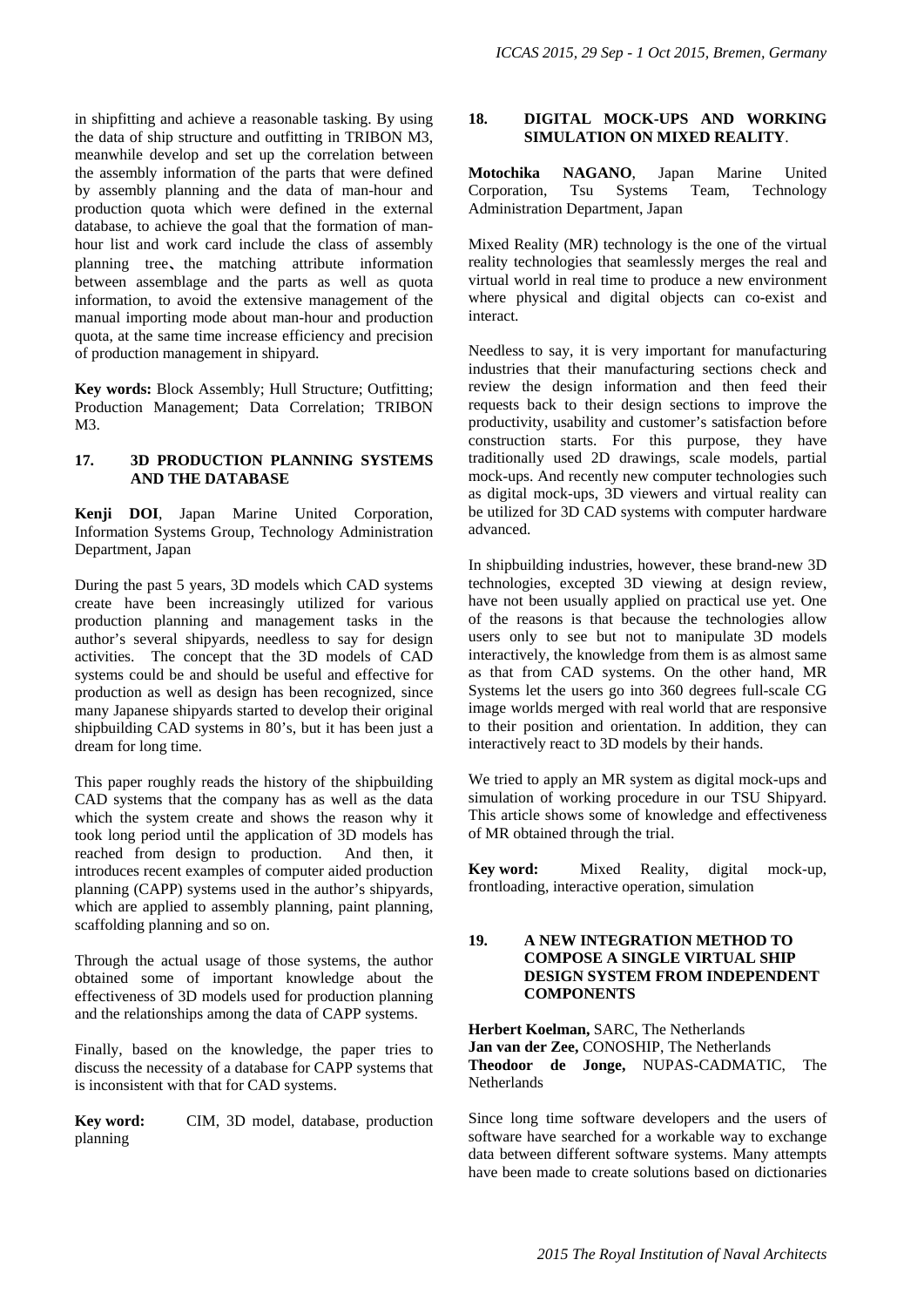in shipfitting and achieve a reasonable tasking. By using the data of ship structure and outfitting in TRIBON M3, meanwhile develop and set up the correlation between the assembly information of the parts that were defined by assembly planning and the data of man-hour and production quota which were defined in the external database, to achieve the goal that the formation of man-hour list and work card include the class of assembly planning tree、the matching attribute information between assemblage and the parts as well as quota information, to avoid the extensive management of the manual importing mode about man-hour and production quota, at the same time increase efficiency and precision of production management in shipyard.

**Key words:** Block Assembly; Hull Structure; Outfitting; Production Management; Data Correlation; TRIBON M3.

## 17. 3D PRODUCTION PLANNING SYSTEMS AND THE DATABASE

**Kenji DOI**, Japan Marine United Corporation, Information Systems Group, Technology Administration Department, Japan

During the past 5 years, 3D models which CAD systems create have been increasingly utilized for various production planning and management tasks in the author's several shipyards, needless to say for design activities. The concept that the 3D models of CAD systems could be and should be useful and effective for production as well as design has been recognized, since many Japanese shipyards started to develop their original shipbuilding CAD systems in 80's, but it has been just a dream for long time.

This paper roughly reads the history of the shipbuilding CAD systems that the company has as well as the data which the system create and shows the reason why it took long period until the application of 3D models has reached from design to production. And then, it introduces recent examples of computer aided production planning (CAPP) systems used in the author's shipyards, which are applied to assembly planning, paint planning, scaffolding planning and so on.

Through the actual usage of those systems, the author obtained some of important knowledge about the effectiveness of 3D models used for production planning and the relationships among the data of CAPP systems.

Finally, based on the knowledge, the paper tries to discuss the necessity of a database for CAPP systems that is inconsistent with that for CAD systems.

**Key word:** CIM, 3D model, database, production planning

## 18. DIGITAL MOCK-UPS AND WORKING SIMULATION ON MIXED REALITY.

**Motochika NAGANO**, Japan Marine United Corporation, Tsu Systems Team, Technology Administration Department, Japan

Mixed Reality (MR) technology is the one of the virtual reality technologies that seamlessly merges the real and virtual world in real time to produce a new environment where physical and digital objects can co-exist and interact.

Needless to say, it is very important for manufacturing industries that their manufacturing sections check and review the design information and then feed their requests back to their design sections to improve the productivity, usability and customer's satisfaction before construction starts. For this purpose, they have traditionally used 2D drawings, scale models, partial mock-ups. And recently new computer technologies such as digital mock-ups, 3D viewers and virtual reality can be utilized for 3D CAD systems with computer hardware advanced.

In shipbuilding industries, however, these brand-new 3D technologies, excepted 3D viewing at design review, have not been usually applied on practical use yet. One of the reasons is that because the technologies allow users only to see but not to manipulate 3D models interactively, the knowledge from them is as almost same as that from CAD systems. On the other hand, MR Systems let the users go into 360 degrees full-scale CG image worlds merged with real world that are responsive to their position and orientation. In addition, they can interactively react to 3D models by their hands.

We tried to apply an MR system as digital mock-ups and simulation of working procedure in our TSU Shipyard. This article shows some of knowledge and effectiveness of MR obtained through the trial.

**Key word:** Mixed Reality, digital mock-up, frontloading, interactive operation, simulation

## 19. A NEW INTEGRATION METHOD TO COMPOSE A SINGLE VIRTUAL SHIP DESIGN SYSTEM FROM INDEPENDENT COMPONENTS

**Herbert Koelman,** SARC, The Netherlands
**Jan van der Zee,** CONOSHIP, The Netherlands
**Theodoor de Jonge,** NUPAS-CADMATIC, The Netherlands

Since long time software developers and the users of software have searched for a workable way to exchange data between different software systems. Many attempts have been made to create solutions based on dictionaries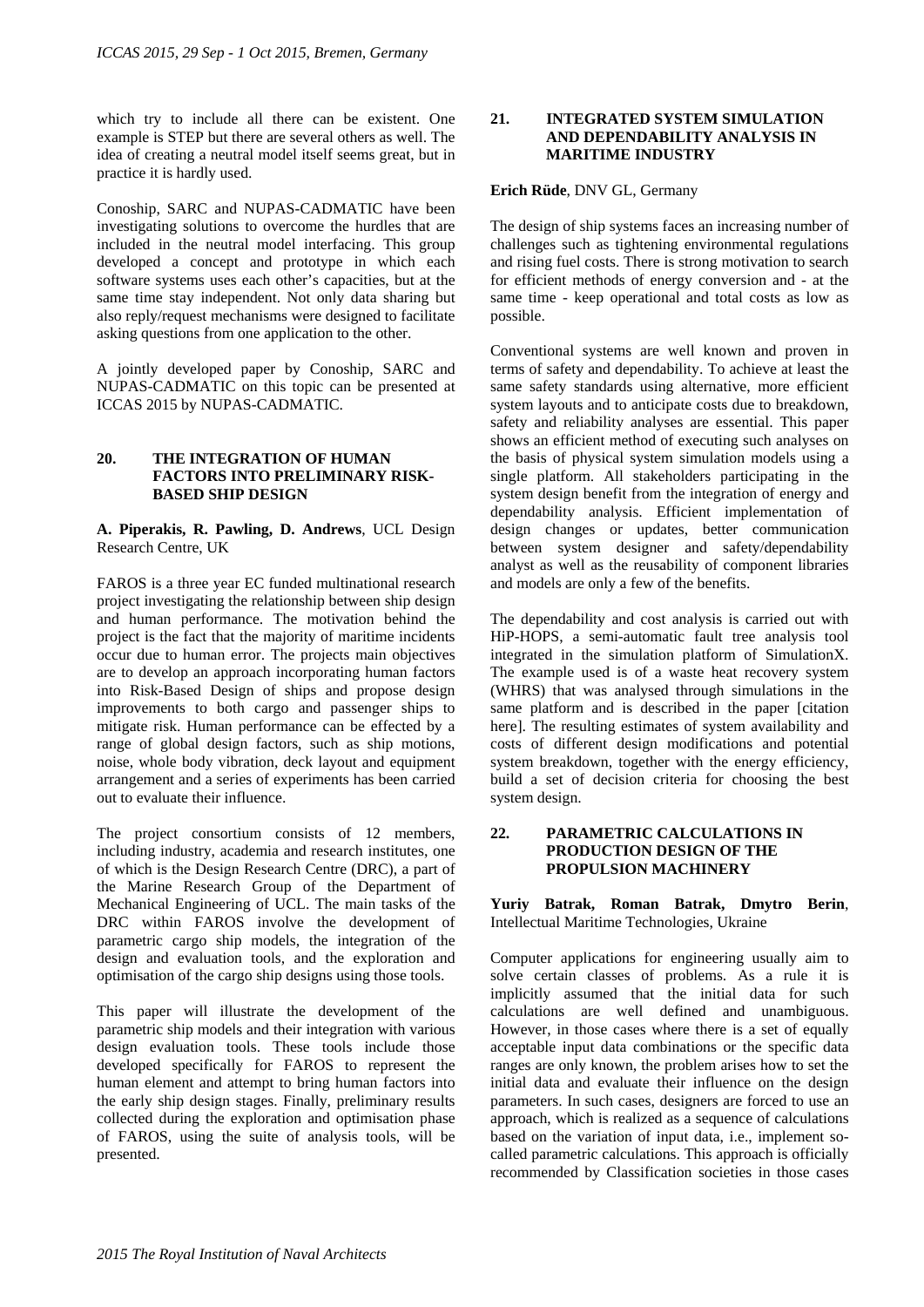which try to include all there can be existent. One example is STEP but there are several others as well. The idea of creating a neutral model itself seems great, but in practice it is hardly used.

Conoship, SARC and NUPAS-CADMATIC have been investigating solutions to overcome the hurdles that are included in the neutral model interfacing. This group developed a concept and prototype in which each software systems uses each other's capacities, but at the same time stay independent. Not only data sharing but also reply/request mechanisms were designed to facilitate asking questions from one application to the other.

A jointly developed paper by Conoship, SARC and NUPAS-CADMATIC on this topic can be presented at ICCAS 2015 by NUPAS-CADMATIC.

## 20. THE INTEGRATION OF HUMAN FACTORS INTO PRELIMINARY RISK-BASED SHIP DESIGN

**A. Piperakis, R. Pawling, D. Andrews**, UCL Design Research Centre, UK

FAROS is a three year EC funded multinational research project investigating the relationship between ship design and human performance. The motivation behind the project is the fact that the majority of maritime incidents occur due to human error. The projects main objectives are to develop an approach incorporating human factors into Risk-Based Design of ships and propose design improvements to both cargo and passenger ships to mitigate risk. Human performance can be effected by a range of global design factors, such as ship motions, noise, whole body vibration, deck layout and equipment arrangement and a series of experiments has been carried out to evaluate their influence.

The project consortium consists of 12 members, including industry, academia and research institutes, one of which is the Design Research Centre (DRC), a part of the Marine Research Group of the Department of Mechanical Engineering of UCL. The main tasks of the DRC within FAROS involve the development of parametric cargo ship models, the integration of the design and evaluation tools, and the exploration and optimisation of the cargo ship designs using those tools.

This paper will illustrate the development of the parametric ship models and their integration with various design evaluation tools. These tools include those developed specifically for FAROS to represent the human element and attempt to bring human factors into the early ship design stages. Finally, preliminary results collected during the exploration and optimisation phase of FAROS, using the suite of analysis tools, will be presented.

## 21. INTEGRATED SYSTEM SIMULATION AND DEPENDABILITY ANALYSIS IN MARITIME INDUSTRY

**Erich Rüde**, DNV GL, Germany

The design of ship systems faces an increasing number of challenges such as tightening environmental regulations and rising fuel costs. There is strong motivation to search for efficient methods of energy conversion and - at the same time - keep operational and total costs as low as possible.

Conventional systems are well known and proven in terms of safety and dependability. To achieve at least the same safety standards using alternative, more efficient system layouts and to anticipate costs due to breakdown, safety and reliability analyses are essential. This paper shows an efficient method of executing such analyses on the basis of physical system simulation models using a single platform. All stakeholders participating in the system design benefit from the integration of energy and dependability analysis. Efficient implementation of design changes or updates, better communication between system designer and safety/dependability analyst as well as the reusability of component libraries and models are only a few of the benefits.

The dependability and cost analysis is carried out with HiP-HOPS, a semi-automatic fault tree analysis tool integrated in the simulation platform of SimulationX. The example used is of a waste heat recovery system (WHRS) that was analysed through simulations in the same platform and is described in the paper [citation here]. The resulting estimates of system availability and costs of different design modifications and potential system breakdown, together with the energy efficiency, build a set of decision criteria for choosing the best system design.

## 22. PARAMETRIC CALCULATIONS IN PRODUCTION DESIGN OF THE PROPULSION MACHINERY

**Yuriy Batrak, Roman Batrak, Dmytro Berin**, Intellectual Maritime Technologies, Ukraine

Computer applications for engineering usually aim to solve certain classes of problems. As a rule it is implicitly assumed that the initial data for such calculations are well defined and unambiguous. However, in those cases where there is a set of equally acceptable input data combinations or the specific data ranges are only known, the problem arises how to set the initial data and evaluate their influence on the design parameters. In such cases, designers are forced to use an approach, which is realized as a sequence of calculations based on the variation of input data, i.e., implement so-called parametric calculations. This approach is officially recommended by Classification societies in those cases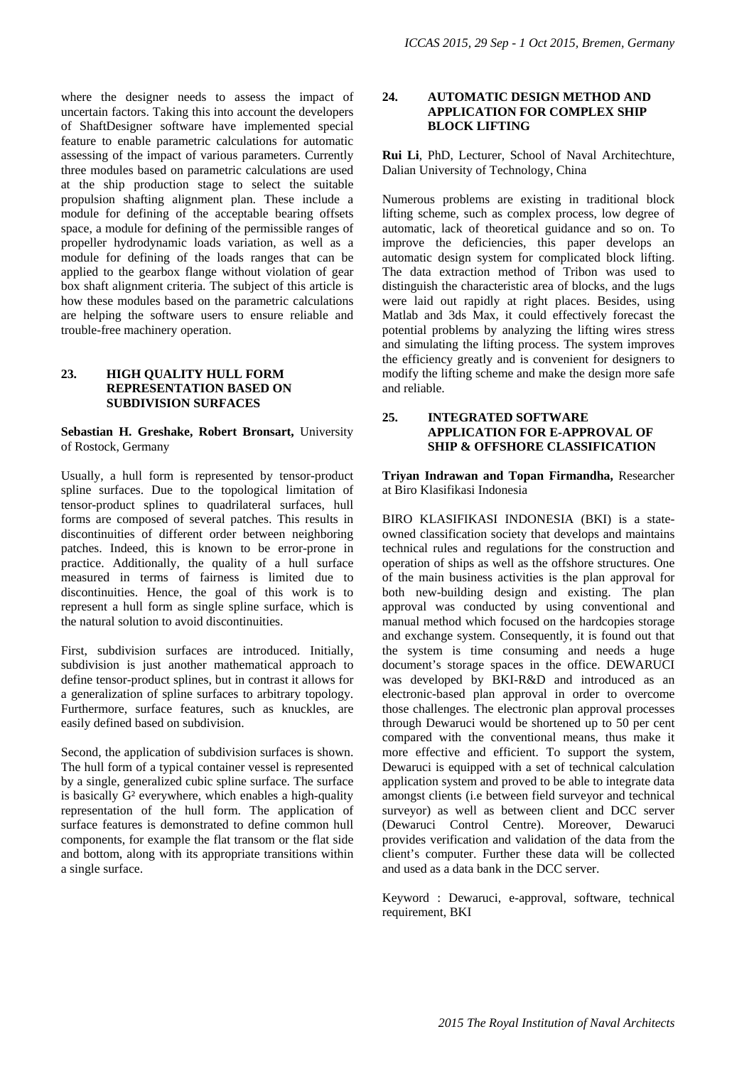where the designer needs to assess the impact of uncertain factors. Taking this into account the developers of ShaftDesigner software have implemented special feature to enable parametric calculations for automatic assessing of the impact of various parameters. Currently three modules based on parametric calculations are used at the ship production stage to select the suitable propulsion shafting alignment plan. These include a module for defining of the acceptable bearing offsets space, a module for defining of the permissible ranges of propeller hydrodynamic loads variation, as well as a module for defining of the loads ranges that can be applied to the gearbox flange without violation of gear box shaft alignment criteria. The subject of this article is how these modules based on the parametric calculations are helping the software users to ensure reliable and trouble-free machinery operation.

## 23. HIGH QUALITY HULL FORM REPRESENTATION BASED ON SUBDIVISION SURFACES

**Sebastian H. Greshake, Robert Bronsart,** University of Rostock, Germany

Usually, a hull form is represented by tensor-product spline surfaces. Due to the topological limitation of tensor-product splines to quadrilateral surfaces, hull forms are composed of several patches. This results in discontinuities of different order between neighboring patches. Indeed, this is known to be error-prone in practice. Additionally, the quality of a hull surface measured in terms of fairness is limited due to discontinuities. Hence, the goal of this work is to represent a hull form as single spline surface, which is the natural solution to avoid discontinuities.

First, subdivision surfaces are introduced. Initially, subdivision is just another mathematical approach to define tensor-product splines, but in contrast it allows for a generalization of spline surfaces to arbitrary topology. Furthermore, surface features, such as knuckles, are easily defined based on subdivision.

Second, the application of subdivision surfaces is shown. The hull form of a typical container vessel is represented by a single, generalized cubic spline surface. The surface is basically $G^2$ everywhere, which enables a high-quality representation of the hull form. The application of surface features is demonstrated to define common hull components, for example the flat transom or the flat side and bottom, along with its appropriate transitions within a single surface.

## 24. AUTOMATIC DESIGN METHOD AND APPLICATION FOR COMPLEX SHIP BLOCK LIFTING

**Rui Li**, PhD, Lecturer, School of Naval Architechture, Dalian University of Technology, China

Numerous problems are existing in traditional block lifting scheme, such as complex process, low degree of automatic, lack of theoretical guidance and so on. To improve the deficiencies, this paper develops an automatic design system for complicated block lifting. The data extraction method of Tribon was used to distinguish the characteristic area of blocks, and the lugs were laid out rapidly at right places. Besides, using Matlab and 3ds Max, it could effectively forecast the potential problems by analyzing the lifting wires stress and simulating the lifting process. The system improves the efficiency greatly and is convenient for designers to modify the lifting scheme and make the design more safe and reliable.

## 25. INTEGRATED SOFTWARE APPLICATION FOR E-APPROVAL OF SHIP & OFFSHORE CLASSIFICATION

**Triyan Indrawan and Topan Firmandha,** Researcher at Biro Klasifikasi Indonesia

BIRO KLASIFIKASI INDONESIA (BKI) is a state-owned classification society that develops and maintains technical rules and regulations for the construction and operation of ships as well as the offshore structures. One of the main business activities is the plan approval for both new-building design and existing. The plan approval was conducted by using conventional and manual method which focused on the hardcopies storage and exchange system. Consequently, it is found out that the system is time consuming and needs a huge document's storage spaces in the office. DEWARUCI was developed by BKI-R&D and introduced as an electronic-based plan approval in order to overcome those challenges. The electronic plan approval processes through Dewaruci would be shortened up to 50 per cent compared with the conventional means, thus make it more effective and efficient. To support the system, Dewaruci is equipped with a set of technical calculation application system and proved to be able to integrate data amongst clients (i.e between field surveyor and technical surveyor) as well as between client and DCC server (Dewaruci Control Centre). Moreover, Dewaruci provides verification and validation of the data from the client's computer. Further these data will be collected and used as a data bank in the DCC server.

Keyword : Dewaruci, e-approval, software, technical requirement, BKI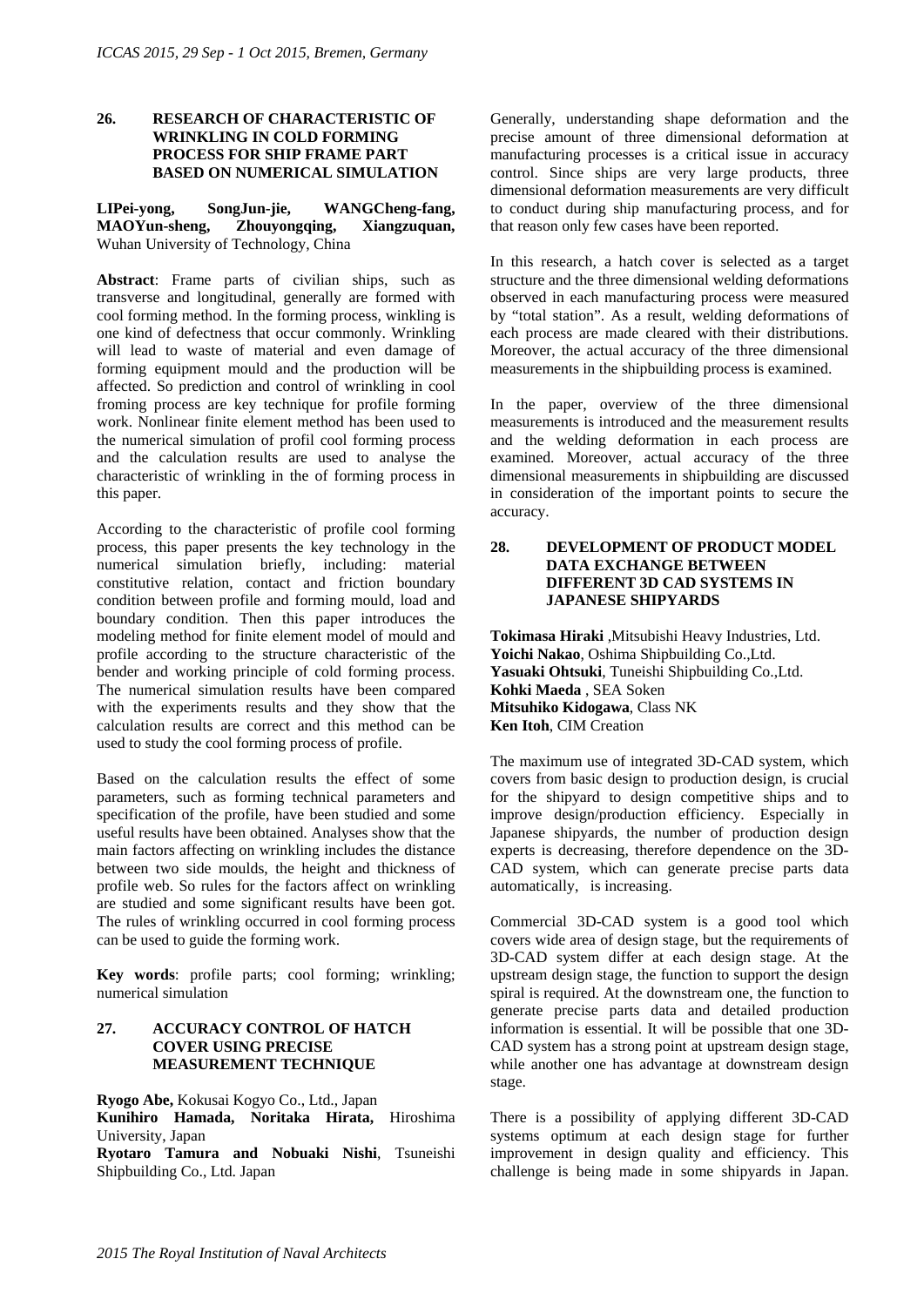## 26. RESEARCH OF CHARACTERISTIC OF WRINKLING IN COLD FORMING PROCESS FOR SHIP FRAME PART BASED ON NUMERICAL SIMULATION

**LIPei-yong, SongJun-jie, WANGCheng-fang, MAOYun-sheng, Zhouyongqing, Xiangzuquan,** Wuhan University of Technology, China

**Abstract**: Frame parts of civilian ships, such as transverse and longitudinal, generally are formed with cool forming method. In the forming process, winkling is one kind of defectness that occur commonly. Wrinkling will lead to waste of material and even damage of forming equipment mould and the production will be affected. So prediction and control of wrinkling in cool froming process are key technique for profile forming work. Nonlinear finite element method has been used to the numerical simulation of profil cool forming process and the calculation results are used to analyse the characteristic of wrinkling in the of forming process in this paper.

According to the characteristic of profile cool forming process, this paper presents the key technology in the numerical simulation briefly, including: material constitutive relation, contact and friction boundary condition between profile and forming mould, load and boundary condition. Then this paper introduces the modeling method for finite element model of mould and profile according to the structure characteristic of the bender and working principle of cold forming process. The numerical simulation results have been compared with the experiments results and they show that the calculation results are correct and this method can be used to study the cool forming process of profile.

Based on the calculation results the effect of some parameters, such as forming technical parameters and specification of the profile, have been studied and some useful results have been obtained. Analyses show that the main factors affecting on wrinkling includes the distance between two side moulds, the height and thickness of profile web. So rules for the factors affect on wrinkling are studied and some significant results have been got. The rules of wrinkling occurred in cool forming process can be used to guide the forming work.

**Key words**: profile parts; cool forming; wrinkling; numerical simulation

## 27. ACCURACY CONTROL OF HATCH COVER USING PRECISE MEASUREMENT TECHNIQUE

**Ryogo Abe,** Kokusai Kogyo Co., Ltd., Japan
**Kunihiro Hamada, Noritaka Hirata,** Hiroshima University, Japan
**Ryotaro Tamura and Nobuaki Nishi**, Tsuneishi Shipbuilding Co., Ltd. Japan

Generally, understanding shape deformation and the precise amount of three dimensional deformation at manufacturing processes is a critical issue in accuracy control. Since ships are very large products, three dimensional deformation measurements are very difficult to conduct during ship manufacturing process, and for that reason only few cases have been reported.

In this research, a hatch cover is selected as a target structure and the three dimensional welding deformations observed in each manufacturing process were measured by "total station". As a result, welding deformations of each process are made cleared with their distributions. Moreover, the actual accuracy of the three dimensional measurements in the shipbuilding process is examined.

In the paper, overview of the three dimensional measurements is introduced and the measurement results and the welding deformation in each process are examined. Moreover, actual accuracy of the three dimensional measurements in shipbuilding are discussed in consideration of the important points to secure the accuracy.

## 28. DEVELOPMENT OF PRODUCT MODEL DATA EXCHANGE BETWEEN DIFFERENT 3D CAD SYSTEMS IN JAPANESE SHIPYARDS

**Tokimasa Hiraki** ,Mitsubishi Heavy Industries, Ltd.
**Yoichi Nakao**, Oshima Shipbuilding Co.,Ltd.
**Yasuaki Ohtsuki**, Tuneishi Shipbuilding Co.,Ltd.
**Kohki Maeda** , SEA Soken
**Mitsuhiko Kidogawa**, Class NK
**Ken Itoh**, CIM Creation

The maximum use of integrated 3D-CAD system, which covers from basic design to production design, is crucial for the shipyard to design competitive ships and to improve design/production efficiency. Especially in Japanese shipyards, the number of production design experts is decreasing, therefore dependence on the 3D-CAD system, which can generate precise parts data automatically, is increasing.

Commercial 3D-CAD system is a good tool which covers wide area of design stage, but the requirements of 3D-CAD system differ at each design stage. At the upstream design stage, the function to support the design spiral is required. At the downstream one, the function to generate precise parts data and detailed production information is essential. It will be possible that one 3D-CAD system has a strong point at upstream design stage, while another one has advantage at downstream design stage.

There is a possibility of applying different 3D-CAD systems optimum at each design stage for further improvement in design quality and efficiency. This challenge is being made in some shipyards in Japan.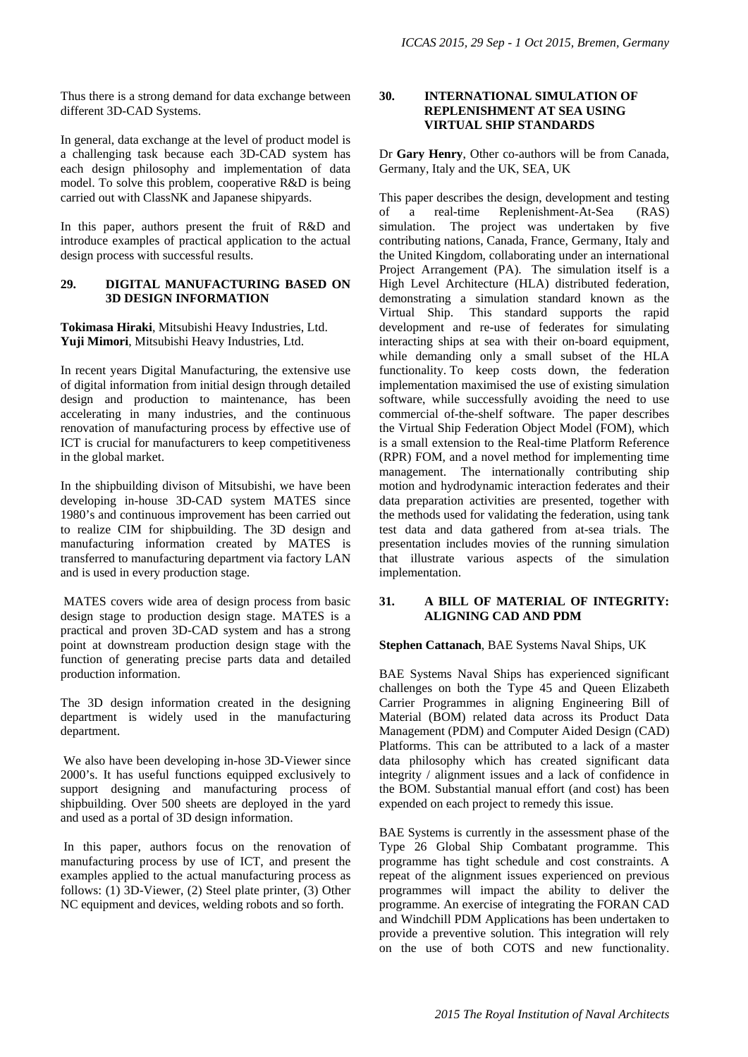Thus there is a strong demand for data exchange between different 3D-CAD Systems.

In general, data exchange at the level of product model is a challenging task because each 3D-CAD system has each design philosophy and implementation of data model. To solve this problem, cooperative R&D is being carried out with ClassNK and Japanese shipyards.

In this paper, authors present the fruit of R&D and introduce examples of practical application to the actual design process with successful results.

## 29. DIGITAL MANUFACTURING BASED ON 3D DESIGN INFORMATION

**Tokimasa Hiraki**, Mitsubishi Heavy Industries, Ltd.
**Yuji Mimori**, Mitsubishi Heavy Industries, Ltd.

In recent years Digital Manufacturing, the extensive use of digital information from initial design through detailed design and production to maintenance, has been accelerating in many industries, and the continuous renovation of manufacturing process by effective use of ICT is crucial for manufacturers to keep competitiveness in the global market.

In the shipbuilding divison of Mitsubishi, we have been developing in-house 3D-CAD system MATES since 1980's and continuous improvement has been carried out to realize CIM for shipbuilding. The 3D design and manufacturing information created by MATES is transferred to manufacturing department via factory LAN and is used in every production stage.

MATES covers wide area of design process from basic design stage to production design stage. MATES is a practical and proven 3D-CAD system and has a strong point at downstream production design stage with the function of generating precise parts data and detailed production information.

The 3D design information created in the designing department is widely used in the manufacturing department.

We also have been developing in-hose 3D-Viewer since 2000's. It has useful functions equipped exclusively to support designing and manufacturing process of shipbuilding. Over 500 sheets are deployed in the yard and used as a portal of 3D design information.

In this paper, authors focus on the renovation of manufacturing process by use of ICT, and present the examples applied to the actual manufacturing process as follows: (1) 3D-Viewer, (2) Steel plate printer, (3) Other NC equipment and devices, welding robots and so forth.

## 30. INTERNATIONAL SIMULATION OF REPLENISHMENT AT SEA USING VIRTUAL SHIP STANDARDS

Dr **Gary Henry**, Other co-authors will be from Canada, Germany, Italy and the UK, SEA, UK

This paper describes the design, development and testing of a real-time Replenishment-At-Sea (RAS) simulation. The project was undertaken by five contributing nations, Canada, France, Germany, Italy and the United Kingdom, collaborating under an international Project Arrangement (PA). The simulation itself is a High Level Architecture (HLA) distributed federation, demonstrating a simulation standard known as the Virtual Ship. This standard supports the rapid development and re-use of federates for simulating interacting ships at sea with their on-board equipment, while demanding only a small subset of the HLA functionality. To keep costs down, the federation implementation maximised the use of existing simulation software, while successfully avoiding the need to use commercial of-the-shelf software. The paper describes the Virtual Ship Federation Object Model (FOM), which is a small extension to the Real-time Platform Reference (RPR) FOM, and a novel method for implementing time management. The internationally contributing ship motion and hydrodynamic interaction federates and their data preparation activities are presented, together with the methods used for validating the federation, using tank test data and data gathered from at-sea trials. The presentation includes movies of the running simulation that illustrate various aspects of the simulation implementation.

## 31. A BILL OF MATERIAL OF INTEGRITY: ALIGNING CAD AND PDM

**Stephen Cattanach**, BAE Systems Naval Ships, UK

BAE Systems Naval Ships has experienced significant challenges on both the Type 45 and Queen Elizabeth Carrier Programmes in aligning Engineering Bill of Material (BOM) related data across its Product Data Management (PDM) and Computer Aided Design (CAD) Platforms. This can be attributed to a lack of a master data philosophy which has created significant data integrity / alignment issues and a lack of confidence in the BOM. Substantial manual effort (and cost) has been expended on each project to remedy this issue.

BAE Systems is currently in the assessment phase of the Type 26 Global Ship Combatant programme. This programme has tight schedule and cost constraints. A repeat of the alignment issues experienced on previous programmes will impact the ability to deliver the programme. An exercise of integrating the FORAN CAD and Windchill PDM Applications has been undertaken to provide a preventive solution. This integration will rely on the use of both COTS and new functionality.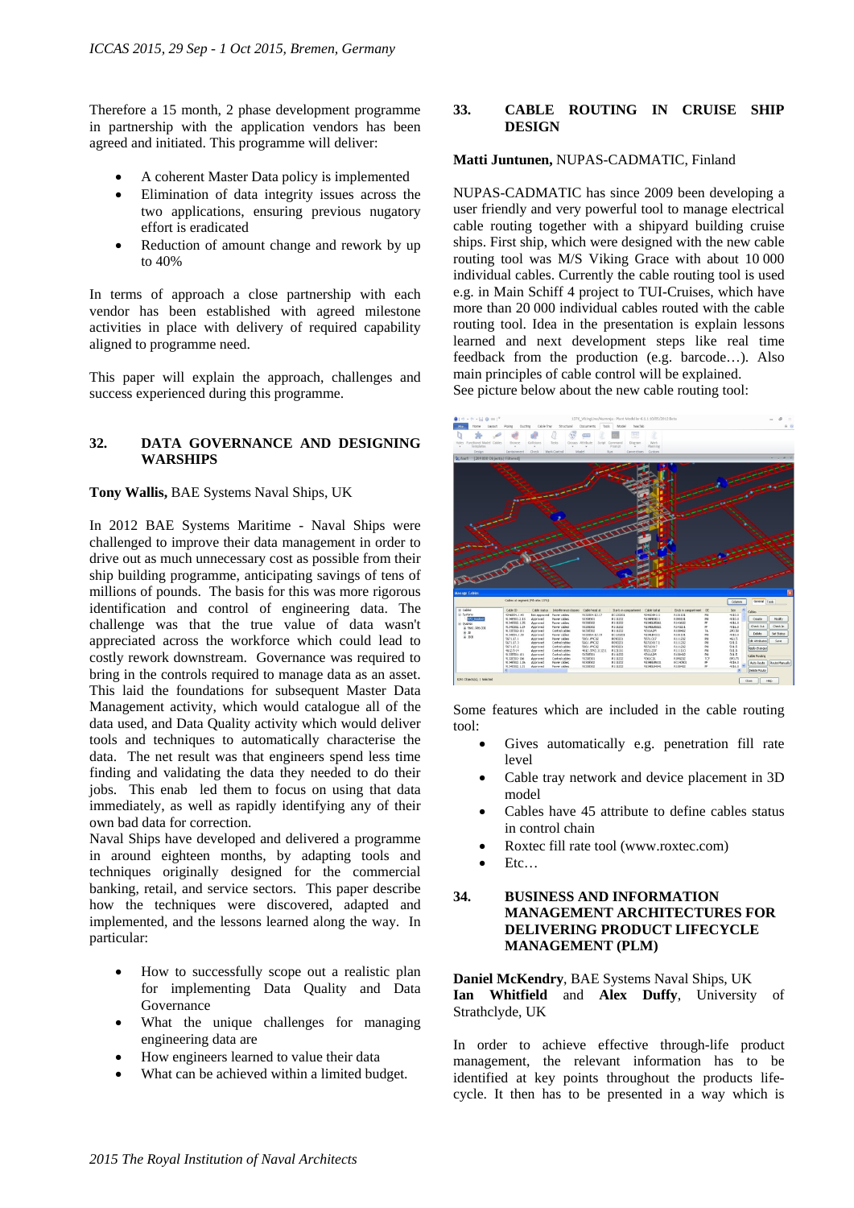Therefore a 15 month, 2 phase development programme in partnership with the application vendors has been agreed and initiated. This programme will deliver:

- A coherent Master Data policy is implemented
- Elimination of data integrity issues across the two applications, ensuring previous nugatory effort is eradicated
- Reduction of amount change and rework by up to 40%

In terms of approach a close partnership with each vendor has been established with agreed milestone activities in place with delivery of required capability aligned to programme need.

This paper will explain the approach, challenges and success experienced during this programme.

## 32. DATA GOVERNANCE AND DESIGNING WARSHIPS

**Tony Wallis,** BAE Systems Naval Ships, UK

In 2012 BAE Systems Maritime - Naval Ships were challenged to improve their data management in order to drive out as much unnecessary cost as possible from their ship building programme, anticipating savings of tens of millions of pounds. The basis for this was more rigorous identification and control of engineering data. The challenge was that the true value of data wasn't appreciated across the workforce which could lead to costly rework downstream. Governance was required to bring in the controls required to manage data as an asset. This laid the foundations for subsequent Master Data Management activity, which would catalogue all of the data used, and Data Quality activity which would deliver tools and techniques to automatically characterise the data. The net result was that engineers spend less time finding and validating the data they needed to do their jobs. This enab led them to focus on using that data immediately, as well as rapidly identifying any of their own bad data for correction.

Naval Ships have developed and delivered a programme in around eighteen months, by adapting tools and techniques originally designed for the commercial banking, retail, and service sectors. This paper describe how the techniques were discovered, adapted and implemented, and the lessons learned along the way. In particular:

- How to successfully scope out a realistic plan for implementing Data Quality and Data Governance
- What the unique challenges for managing engineering data are
- How engineers learned to value their data
- What can be achieved within a limited budget.

## 33. CABLE ROUTING IN CRUISE SHIP DESIGN

**Matti Juntunen,** NUPAS-CADMATIC, Finland

NUPAS-CADMATIC has since 2009 been developing a user friendly and very powerful tool to manage electrical cable routing together with a shipyard building cruise ships. First ship, which were designed with the new cable routing tool was M/S Viking Grace with about 10 000 individual cables. Currently the cable routing tool is used e.g. in Main Schiff 4 project to TUI-Cruises, which have more than 20 000 individual cables routed with the cable routing tool. Idea in the presentation is explain lessons learned and next development steps like real time feedback from the production (e.g. barcode…). Also main principles of cable control will be explained.
See picture below about the new cable routing tool:

Some features which are included in the cable routing tool:

- Gives automatically e.g. penetration fill rate level
- Cable tray network and device placement in 3D model
- Cables have 45 attribute to define cables status in control chain
- Roxtec fill rate tool (www.roxtec.com)
- Etc…

## 34. BUSINESS AND INFORMATION MANAGEMENT ARCHITECTURES FOR DELIVERING PRODUCT LIFECYCLE MANAGEMENT (PLM)

**Daniel McKendry**, BAE Systems Naval Ships, UK
**Ian Whitfield** and **Alex Duffy**, University of Strathclyde, UK

In order to achieve effective through-life product management, the relevant information has to be identified at key points throughout the products life-cycle. It then has to be presented in a way which is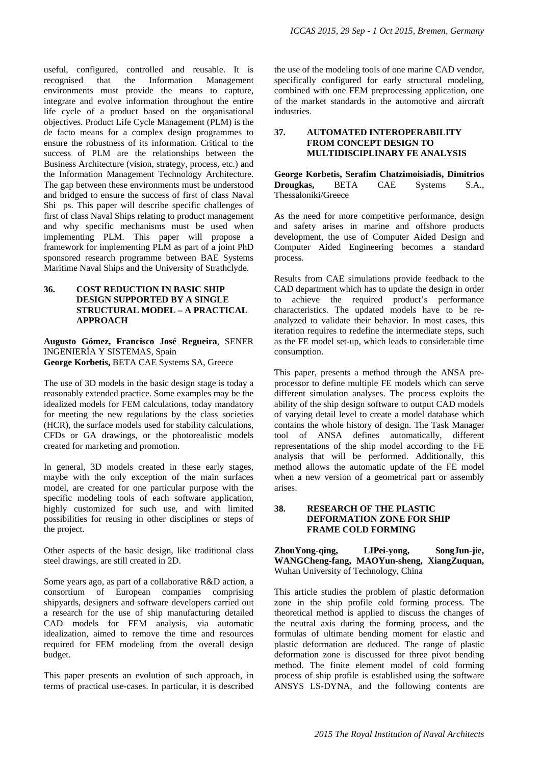useful, configured, controlled and reusable. It is recognised that the Information Management environments must provide the means to capture, integrate and evolve information throughout the entire life cycle of a product based on the organisational objectives. Product Life Cycle Management (PLM) is the de facto means for a complex design programmes to ensure the robustness of its information. Critical to the success of PLM are the relationships between the Business Architecture (vision, strategy, process, etc.) and the Information Management Technology Architecture. The gap between these environments must be understood and bridged to ensure the success of first of class Naval Shi ps. This paper will describe specific challenges of first of class Naval Ships relating to product management and why specific mechanisms must be used when implementing PLM. This paper will propose a framework for implementing PLM as part of a joint PhD sponsored research programme between BAE Systems Maritime Naval Ships and the University of Strathclyde.

## 36. COST REDUCTION IN BASIC SHIP DESIGN SUPPORTED BY A SINGLE STRUCTURAL MODEL – A PRACTICAL APPROACH

**Augusto Gómez, Francisco José Regueira**, SENER INGENIERÍA Y SISTEMAS, Spain
**George Korbetis,** BETA CAE Systems SA, Greece

The use of 3D models in the basic design stage is today a reasonably extended practice. Some examples may be the idealized models for FEM calculations, today mandatory for meeting the new regulations by the class societies (HCR), the surface models used for stability calculations, CFDs or GA drawings, or the photorealistic models created for marketing and promotion.

In general, 3D models created in these early stages, maybe with the only exception of the main surfaces model, are created for one particular purpose with the specific modeling tools of each software application, highly customized for such use, and with limited possibilities for reusing in other disciplines or steps of the project.

Other aspects of the basic design, like traditional class steel drawings, are still created in 2D.

Some years ago, as part of a collaborative R&D action, a consortium of European companies comprising shipyards, designers and software developers carried out a research for the use of ship manufacturing detailed CAD models for FEM analysis, via automatic idealization, aimed to remove the time and resources required for FEM modeling from the overall design budget.

This paper presents an evolution of such approach, in terms of practical use-cases. In particular, it is described the use of the modeling tools of one marine CAD vendor, specifically configured for early structural modeling, combined with one FEM preprocessing application, one of the market standards in the automotive and aircraft industries.

## 37. AUTOMATED INTEROPERABILITY FROM CONCEPT DESIGN TO MULTIDISCIPLINARY FE ANALYSIS

**George Korbetis, Serafim Chatzimoisiadis, Dimitrios Drougkas,** BETA CAE Systems S.A., Thessaloniki/Greece

As the need for more competitive performance, design and safety arises in marine and offshore products development, the use of Computer Aided Design and Computer Aided Engineering becomes a standard process.

Results from CAE simulations provide feedback to the CAD department which has to update the design in order to achieve the required product's performance characteristics. The updated models have to be re-analyzed to validate their behavior. In most cases, this iteration requires to redefine the intermediate steps, such as the FE model set-up, which leads to considerable time consumption.

This paper, presents a method through the ANSA pre-processor to define multiple FE models which can serve different simulation analyses. The process exploits the ability of the ship design software to output CAD models of varying detail level to create a model database which contains the whole history of design. The Task Manager tool of ANSA defines automatically, different representations of the ship model according to the FE analysis that will be performed. Additionally, this method allows the automatic update of the FE model when a new version of a geometrical part or assembly arises.

## 38. RESEARCH OF THE PLASTIC DEFORMATION ZONE FOR SHIP FRAME COLD FORMING

**ZhouYong-qing, LIPei-yong, SongJun-jie, WANGCheng-fang, MAOYun-sheng, XiangZuquan,** Wuhan University of Technology, China

This article studies the problem of plastic deformation zone in the ship profile cold forming process. The theoretical method is applied to discuss the changes of the neutral axis during the forming process, and the formulas of ultimate bending moment for elastic and plastic deformation are deduced. The range of plastic deformation zone is discussed for three pivot bending method. The finite element model of cold forming process of ship profile is established using the software ANSYS LS-DYNA, and the following contents are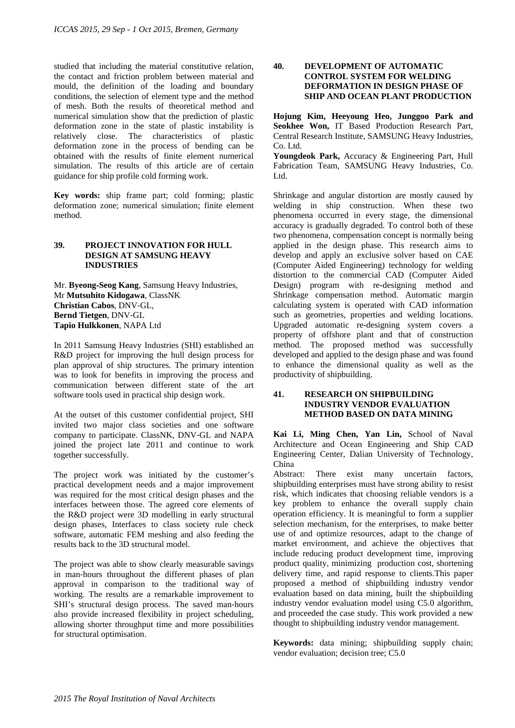studied that including the material constitutive relation, the contact and friction problem between material and mould, the definition of the loading and boundary conditions, the selection of element type and the method of mesh. Both the results of theoretical method and numerical simulation show that the prediction of plastic deformation zone in the state of plastic instability is relatively close. The characteristics of plastic deformation zone in the process of bending can be obtained with the results of finite element numerical simulation. The results of this article are of certain guidance for ship profile cold forming work.

**Key words:** ship frame part; cold forming; plastic deformation zone; numerical simulation; finite element method.

## 39. PROJECT INNOVATION FOR HULL DESIGN AT SAMSUNG HEAVY INDUSTRIES

Mr. **Byeong-Seog Kang**, Samsung Heavy Industries,
Mr **Mutsuhito Kidogawa**, ClassNK
**Christian Cabos**, DNV-GL,
**Bernd Tietgen**, DNV-GL
**Tapio Hulkkonen**, NAPA Ltd

In 2011 Samsung Heavy Industries (SHI) established an R&D project for improving the hull design process for plan approval of ship structures. The primary intention was to look for benefits in improving the process and communication between different state of the art software tools used in practical ship design work.

At the outset of this customer confidential project, SHI invited two major class societies and one software company to participate. ClassNK, DNV-GL and NAPA joined the project late 2011 and continue to work together successfully.

The project work was initiated by the customer's practical development needs and a major improvement was required for the most critical design phases and the interfaces between those. The agreed core elements of the R&D project were 3D modelling in early structural design phases, Interfaces to class society rule check software, automatic FEM meshing and also feeding the results back to the 3D structural model.

The project was able to show clearly measurable savings in man-hours throughout the different phases of plan approval in comparison to the traditional way of working. The results are a remarkable improvement to SHI's structural design process. The saved man-hours also provide increased flexibility in project scheduling, allowing shorter throughput time and more possibilities for structural optimisation.

## 40. DEVELOPMENT OF AUTOMATIC CONTROL SYSTEM FOR WELDING DEFORMATION IN DESIGN PHASE OF SHIP AND OCEAN PLANT PRODUCTION

**Hojung Kim, Heeyoung Heo, Junggoo Park and Seokhee Won,** IT Based Production Research Part, Central Research Institute, SAMSUNG Heavy Industries, Co. Ltd.
**Youngdeok Park,** Accuracy & Engineering Part, Hull Fabrication Team, SAMSUNG Heavy Industries, Co. Ltd.

Shrinkage and angular distortion are mostly caused by welding in ship construction. When these two phenomena occurred in every stage, the dimensional accuracy is gradually degraded. To control both of these two phenomena, compensation concept is normally being applied in the design phase. This research aims to develop and apply an exclusive solver based on CAE (Computer Aided Engineering) technology for welding distortion to the commercial CAD (Computer Aided Design) program with re-designing method and Shrinkage compensation method. Automatic margin calculating system is operated with CAD information such as geometries, properties and welding locations. Upgraded automatic re-designing system covers a property of offshore plant and that of construction method. The proposed method was successfully developed and applied to the design phase and was found to enhance the dimensional quality as well as the productivity of shipbuilding.

## 41. RESEARCH ON SHIPBUILDING INDUSTRY VENDOR EVALUATION METHOD BASED ON DATA MINING

**Kai Li, Ming Chen, Yan Lin,** School of Naval Architecture and Ocean Engineering and Ship CAD Engineering Center, Dalian University of Technology, China

Abstract: There exist many uncertain factors, shipbuilding enterprises must have strong ability to resist risk, which indicates that choosing reliable vendors is a key problem to enhance the overall supply chain operation efficiency. It is meaningful to form a supplier selection mechanism, for the enterprises, to make better use of and optimize resources, adapt to the change of market environment, and achieve the objectives that include reducing product development time, improving product quality, minimizing production cost, shortening delivery time, and rapid response to clients.This paper proposed a method of shipbuilding industry vendor evaluation based on data mining, built the shipbuilding industry vendor evaluation model using C5.0 algorithm, and proceeded the case study. This work provided a new thought to shipbuilding industry vendor management.

**Keywords:** data mining; shipbuilding supply chain; vendor evaluation; decision tree; C5.0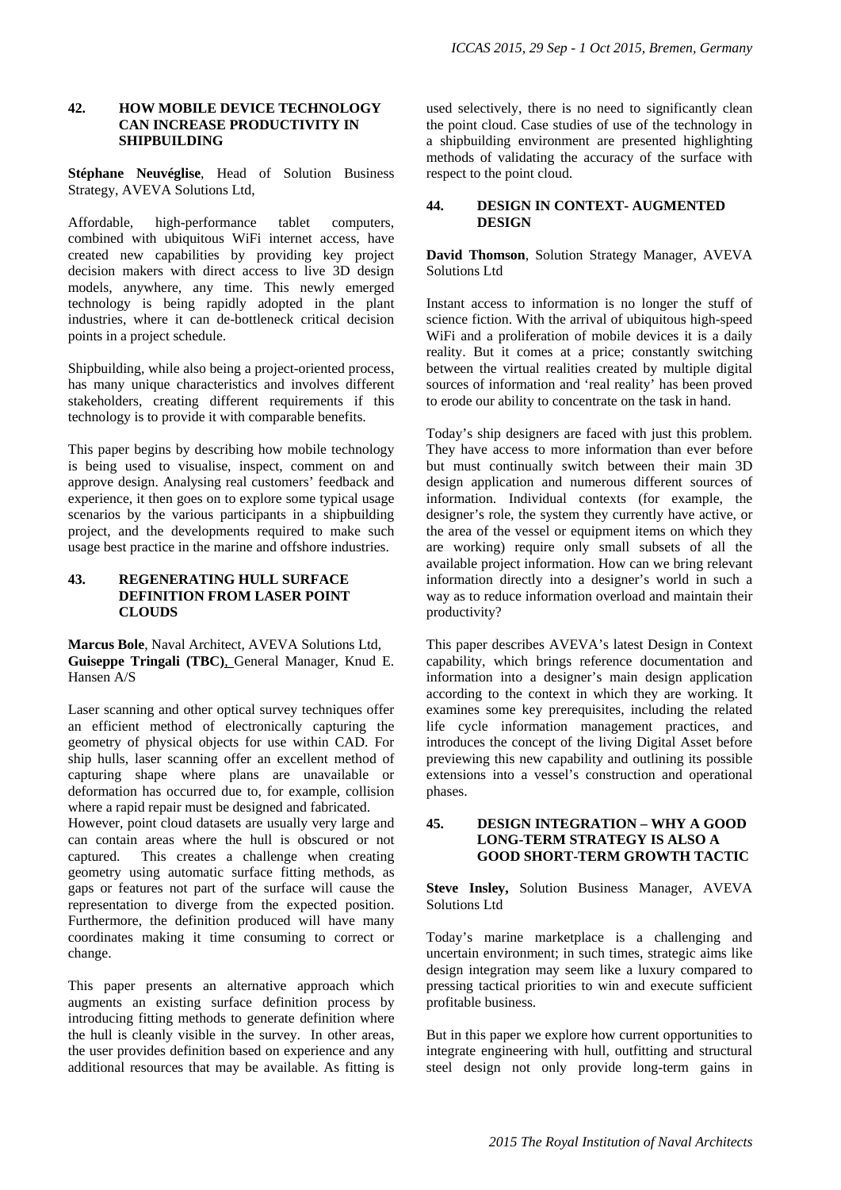## 42. HOW MOBILE DEVICE TECHNOLOGY CAN INCREASE PRODUCTIVITY IN SHIPBUILDING

**Stéphane Neuvéglise**, Head of Solution Business Strategy, AVEVA Solutions Ltd,

Affordable, high-performance tablet computers, combined with ubiquitous WiFi internet access, have created new capabilities by providing key project decision makers with direct access to live 3D design models, anywhere, any time. This newly emerged technology is being rapidly adopted in the plant industries, where it can de-bottleneck critical decision points in a project schedule.

Shipbuilding, while also being a project-oriented process, has many unique characteristics and involves different stakeholders, creating different requirements if this technology is to provide it with comparable benefits.

This paper begins by describing how mobile technology is being used to visualise, inspect, comment on and approve design. Analysing real customers' feedback and experience, it then goes on to explore some typical usage scenarios by the various participants in a shipbuilding project, and the developments required to make such usage best practice in the marine and offshore industries.

## 43. REGENERATING HULL SURFACE DEFINITION FROM LASER POINT CLOUDS

**Marcus Bole**, Naval Architect, AVEVA Solutions Ltd, **Guiseppe Tringali (TBC)**, General Manager, Knud E. Hansen A/S

Laser scanning and other optical survey techniques offer an efficient method of electronically capturing the geometry of physical objects for use within CAD. For ship hulls, laser scanning offer an excellent method of capturing shape where plans are unavailable or deformation has occurred due to, for example, collision where a rapid repair must be designed and fabricated.
However, point cloud datasets are usually very large and can contain areas where the hull is obscured or not captured. This creates a challenge when creating geometry using automatic surface fitting methods, as gaps or features not part of the surface will cause the representation to diverge from the expected position. Furthermore, the definition produced will have many coordinates making it time consuming to correct or change.

This paper presents an alternative approach which augments an existing surface definition process by introducing fitting methods to generate definition where the hull is cleanly visible in the survey. In other areas, the user provides definition based on experience and any additional resources that may be available. As fitting is used selectively, there is no need to significantly clean the point cloud. Case studies of use of the technology in a shipbuilding environment are presented highlighting methods of validating the accuracy of the surface with respect to the point cloud.

## 44. DESIGN IN CONTEXT- AUGMENTED DESIGN

**David Thomson**, Solution Strategy Manager, AVEVA Solutions Ltd

Instant access to information is no longer the stuff of science fiction. With the arrival of ubiquitous high-speed WiFi and a proliferation of mobile devices it is a daily reality. But it comes at a price; constantly switching between the virtual realities created by multiple digital sources of information and 'real reality' has been proved to erode our ability to concentrate on the task in hand.

Today's ship designers are faced with just this problem. They have access to more information than ever before but must continually switch between their main 3D design application and numerous different sources of information. Individual contexts (for example, the designer's role, the system they currently have active, or the area of the vessel or equipment items on which they are working) require only small subsets of all the available project information. How can we bring relevant information directly into a designer's world in such a way as to reduce information overload and maintain their productivity?

This paper describes AVEVA's latest Design in Context capability, which brings reference documentation and information into a designer's main design application according to the context in which they are working. It examines some key prerequisites, including the related life cycle information management practices, and introduces the concept of the living Digital Asset before previewing this new capability and outlining its possible extensions into a vessel's construction and operational phases.

## 45. DESIGN INTEGRATION – WHY A GOOD LONG-TERM STRATEGY IS ALSO A GOOD SHORT-TERM GROWTH TACTIC

**Steve Insley,** Solution Business Manager, AVEVA Solutions Ltd

Today's marine marketplace is a challenging and uncertain environment; in such times, strategic aims like design integration may seem like a luxury compared to pressing tactical priorities to win and execute sufficient profitable business.

But in this paper we explore how current opportunities to integrate engineering with hull, outfitting and structural steel design not only provide long-term gains in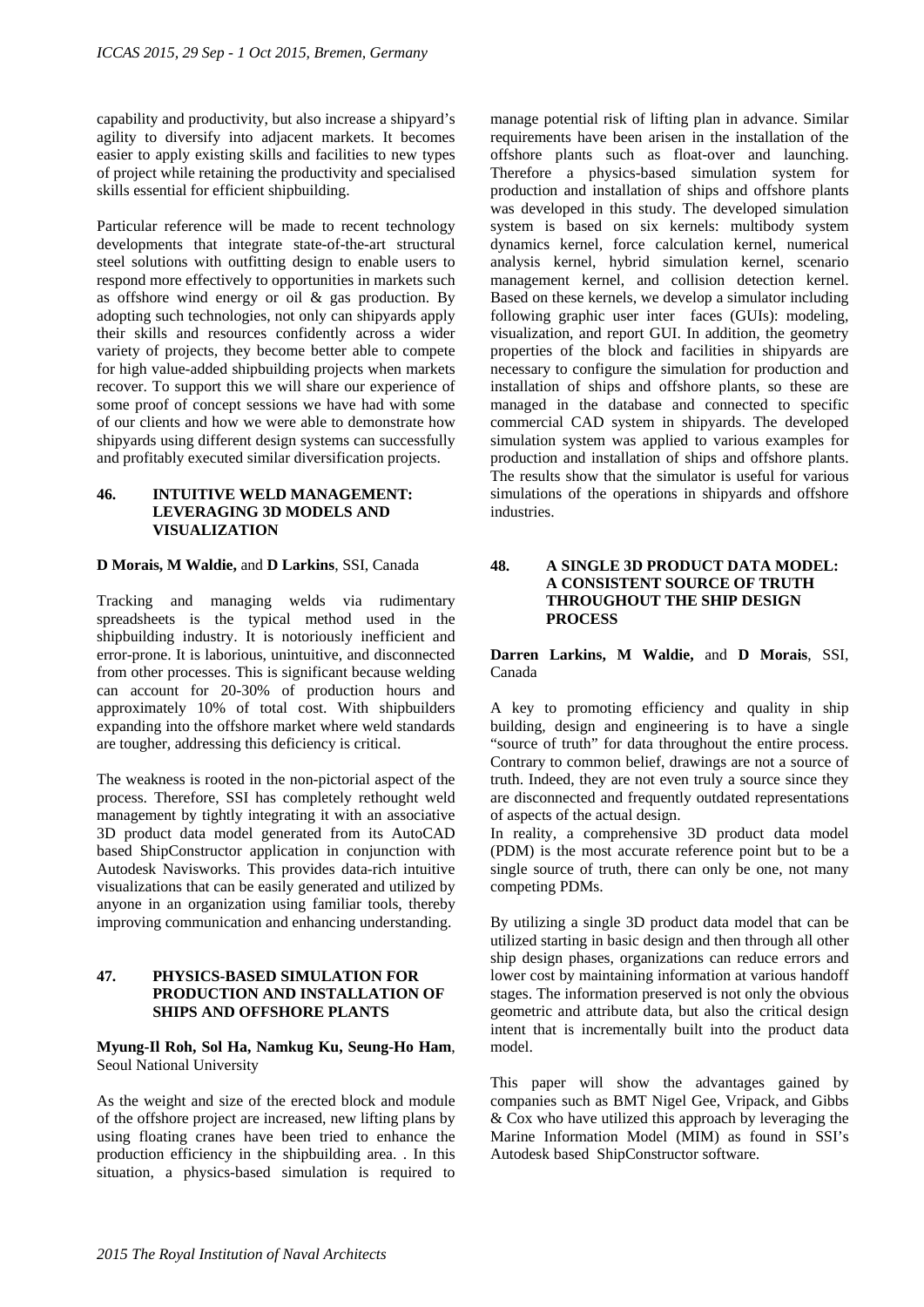capability and productivity, but also increase a shipyard's agility to diversify into adjacent markets. It becomes easier to apply existing skills and facilities to new types of project while retaining the productivity and specialised skills essential for efficient shipbuilding.

Particular reference will be made to recent technology developments that integrate state-of-the-art structural steel solutions with outfitting design to enable users to respond more effectively to opportunities in markets such as offshore wind energy or oil & gas production. By adopting such technologies, not only can shipyards apply their skills and resources confidently across a wider variety of projects, they become better able to compete for high value-added shipbuilding projects when markets recover. To support this we will share our experience of some proof of concept sessions we have had with some of our clients and how we were able to demonstrate how shipyards using different design systems can successfully and profitably executed similar diversification projects.

## 46. INTUITIVE WELD MANAGEMENT: LEVERAGING 3D MODELS AND VISUALIZATION

**D Morais, M Waldie,** and **D Larkins**, SSI, Canada

Tracking and managing welds via rudimentary spreadsheets is the typical method used in the shipbuilding industry. It is notoriously inefficient and error-prone. It is laborious, unintuitive, and disconnected from other processes. This is significant because welding can account for 20-30% of production hours and approximately 10% of total cost. With shipbuilders expanding into the offshore market where weld standards are tougher, addressing this deficiency is critical.

The weakness is rooted in the non-pictorial aspect of the process. Therefore, SSI has completely rethought weld management by tightly integrating it with an associative 3D product data model generated from its AutoCAD based ShipConstructor application in conjunction with Autodesk Navisworks. This provides data-rich intuitive visualizations that can be easily generated and utilized by anyone in an organization using familiar tools, thereby improving communication and enhancing understanding.

## 47. PHYSICS-BASED SIMULATION FOR PRODUCTION AND INSTALLATION OF SHIPS AND OFFSHORE PLANTS

**Myung-Il Roh, Sol Ha, Namkug Ku, Seung-Ho Ham**, Seoul National University

As the weight and size of the erected block and module of the offshore project are increased, new lifting plans by using floating cranes have been tried to enhance the production efficiency in the shipbuilding area. . In this situation, a physics-based simulation is required to manage potential risk of lifting plan in advance. Similar requirements have been arisen in the installation of the offshore plants such as float-over and launching. Therefore a physics-based simulation system for production and installation of ships and offshore plants was developed in this study. The developed simulation system is based on six kernels: multibody system dynamics kernel, force calculation kernel, numerical analysis kernel, hybrid simulation kernel, scenario management kernel, and collision detection kernel. Based on these kernels, we develop a simulator including following graphic user inter faces (GUIs): modeling, visualization, and report GUI. In addition, the geometry properties of the block and facilities in shipyards are necessary to configure the simulation for production and installation of ships and offshore plants, so these are managed in the database and connected to specific commercial CAD system in shipyards. The developed simulation system was applied to various examples for production and installation of ships and offshore plants. The results show that the simulator is useful for various simulations of the operations in shipyards and offshore industries.

## 48. A SINGLE 3D PRODUCT DATA MODEL: A CONSISTENT SOURCE OF TRUTH THROUGHOUT THE SHIP DESIGN PROCESS

**Darren Larkins, M Waldie,** and **D Morais**, SSI, Canada

A key to promoting efficiency and quality in ship building, design and engineering is to have a single "source of truth" for data throughout the entire process. Contrary to common belief, drawings are not a source of truth. Indeed, they are not even truly a source since they are disconnected and frequently outdated representations of aspects of the actual design.

In reality, a comprehensive 3D product data model (PDM) is the most accurate reference point but to be a single source of truth, there can only be one, not many competing PDMs.

By utilizing a single 3D product data model that can be utilized starting in basic design and then through all other ship design phases, organizations can reduce errors and lower cost by maintaining information at various handoff stages. The information preserved is not only the obvious geometric and attribute data, but also the critical design intent that is incrementally built into the product data model.

This paper will show the advantages gained by companies such as BMT Nigel Gee, Vripack, and Gibbs & Cox who have utilized this approach by leveraging the Marine Information Model (MIM) as found in SSI's Autodesk based ShipConstructor software.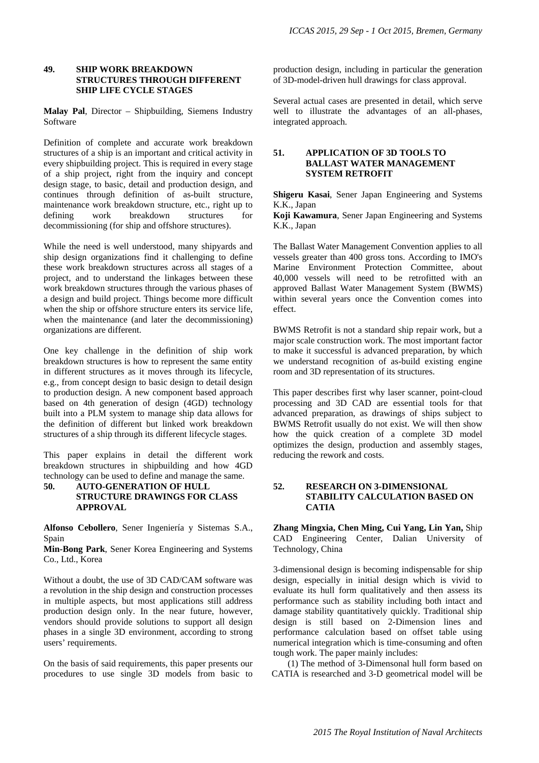## 49. SHIP WORK BREAKDOWN STRUCTURES THROUGH DIFFERENT SHIP LIFE CYCLE STAGES

**Malay Pal**, Director – Shipbuilding, Siemens Industry Software

Definition of complete and accurate work breakdown structures of a ship is an important and critical activity in every shipbuilding project. This is required in every stage of a ship project, right from the inquiry and concept design stage, to basic, detail and production design, and continues through definition of as-built structure, maintenance work breakdown structure, etc., right up to defining work breakdown structures for decommissioning (for ship and offshore structures).

While the need is well understood, many shipyards and ship design organizations find it challenging to define these work breakdown structures across all stages of a project, and to understand the linkages between these work breakdown structures through the various phases of a design and build project. Things become more difficult when the ship or offshore structure enters its service life, when the maintenance (and later the decommissioning) organizations are different.

One key challenge in the definition of ship work breakdown structures is how to represent the same entity in different structures as it moves through its lifecycle, e.g., from concept design to basic design to detail design to production design. A new component based approach based on 4th generation of design (4GD) technology built into a PLM system to manage ship data allows for the definition of different but linked work breakdown structures of a ship through its different lifecycle stages.

This paper explains in detail the different work breakdown structures in shipbuilding and how 4GD technology can be used to define and manage the same.

## 50. AUTO-GENERATION OF HULL STRUCTURE DRAWINGS FOR CLASS APPROVAL

**Alfonso Cebollero**, Sener Ingeniería y Sistemas S.A., Spain
**Min-Bong Park**, Sener Korea Engineering and Systems Co., Ltd., Korea

Without a doubt, the use of 3D CAD/CAM software was a revolution in the ship design and construction processes in multiple aspects, but most applications still address production design only. In the near future, however, vendors should provide solutions to support all design phases in a single 3D environment, according to strong users' requirements.

On the basis of said requirements, this paper presents our procedures to use single 3D models from basic to production design, including in particular the generation of 3D-model-driven hull drawings for class approval.

Several actual cases are presented in detail, which serve well to illustrate the advantages of an all-phases, integrated approach.

## 51. APPLICATION OF 3D TOOLS TO BALLAST WATER MANAGEMENT SYSTEM RETROFIT

**Shigeru Kasai**, Sener Japan Engineering and Systems K.K., Japan
**Koji Kawamura**, Sener Japan Engineering and Systems K.K., Japan

The Ballast Water Management Convention applies to all vessels greater than 400 gross tons. According to IMO's Marine Environment Protection Committee, about 40,000 vessels will need to be retrofitted with an approved Ballast Water Management System (BWMS) within several years once the Convention comes into effect.

BWMS Retrofit is not a standard ship repair work, but a major scale construction work. The most important factor to make it successful is advanced preparation, by which we understand recognition of as-build existing engine room and 3D representation of its structures.

This paper describes first why laser scanner, point-cloud processing and 3D CAD are essential tools for that advanced preparation, as drawings of ships subject to BWMS Retrofit usually do not exist. We will then show how the quick creation of a complete 3D model optimizes the design, production and assembly stages, reducing the rework and costs.

## 52. RESEARCH ON 3-DIMENSIONAL STABILITY CALCULATION BASED ON CATIA

**Zhang Mingxia, Chen Ming, Cui Yang, Lin Yan,** Ship CAD Engineering Center, Dalian University of Technology, China

3-dimensional design is becoming indispensable for ship design, especially in initial design which is vivid to evaluate its hull form qualitatively and then assess its performance such as stability including both intact and damage stability quantitatively quickly. Traditional ship design is still based on 2-Dimension lines and performance calculation based on offset table using numerical integration which is time-consuming and often tough work. The paper mainly includes:

(1) The method of 3-Dimensonal hull form based on CATIA is researched and 3-D geometrical model will be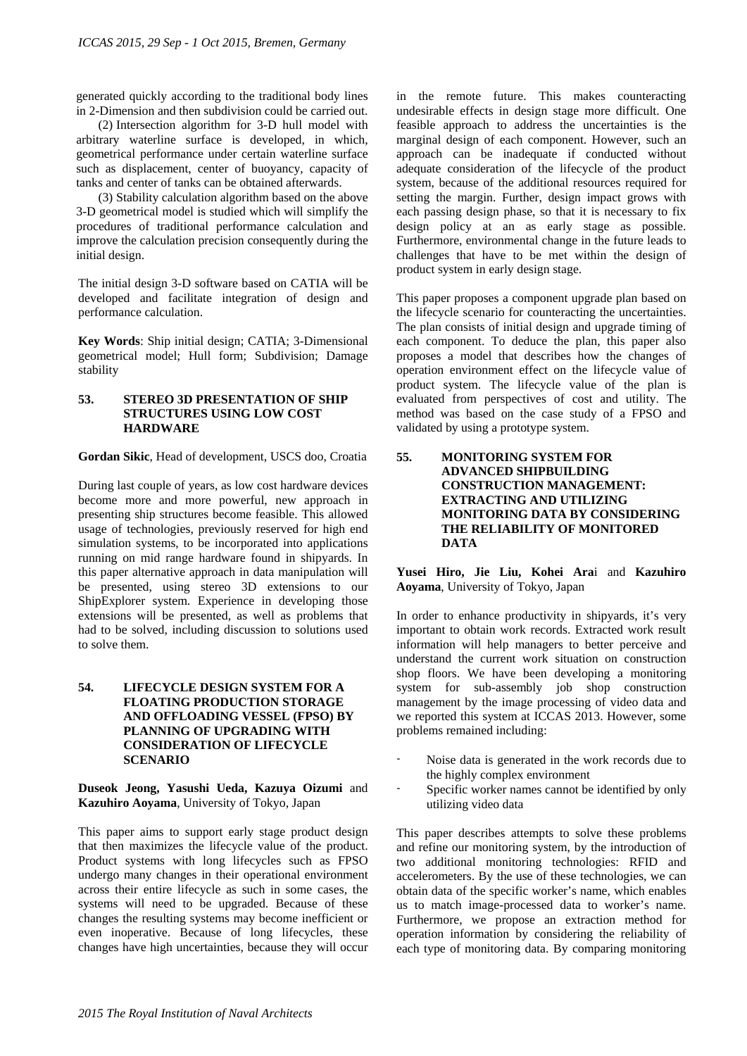generated quickly according to the traditional body lines in 2-Dimension and then subdivision could be carried out.

(2) Intersection algorithm for 3-D hull model with arbitrary waterline surface is developed, in which, geometrical performance under certain waterline surface such as displacement, center of buoyancy, capacity of tanks and center of tanks can be obtained afterwards.

(3) Stability calculation algorithm based on the above 3-D geometrical model is studied which will simplify the procedures of traditional performance calculation and improve the calculation precision consequently during the initial design.

The initial design 3-D software based on CATIA will be developed and facilitate integration of design and performance calculation.

**Key Words**: Ship initial design; CATIA; 3-Dimensional geometrical model; Hull form; Subdivision; Damage stability

### 53. STEREO 3D PRESENTATION OF SHIP STRUCTURES USING LOW COST HARDWARE

**Gordan Sikic**, Head of development, USCS doo, Croatia

During last couple of years, as low cost hardware devices become more and more powerful, new approach in presenting ship structures become feasible. This allowed usage of technologies, previously reserved for high end simulation systems, to be incorporated into applications running on mid range hardware found in shipyards. In this paper alternative approach in data manipulation will be presented, using stereo 3D extensions to our ShipExplorer system. Experience in developing those extensions will be presented, as well as problems that had to be solved, including discussion to solutions used to solve them.

### 54. LIFECYCLE DESIGN SYSTEM FOR A FLOATING PRODUCTION STORAGE AND OFFLOADING VESSEL (FPSO) BY PLANNING OF UPGRADING WITH CONSIDERATION OF LIFECYCLE SCENARIO

**Duseok Jeong, Yasushi Ueda, Kazuya Oizumi** and **Kazuhiro Aoyama**, University of Tokyo, Japan

This paper aims to support early stage product design that then maximizes the lifecycle value of the product. Product systems with long lifecycles such as FPSO undergo many changes in their operational environment across their entire lifecycle as such in some cases, the systems will need to be upgraded. Because of these changes the resulting systems may become inefficient or even inoperative. Because of long lifecycles, these changes have high uncertainties, because they will occur in the remote future. This makes counteracting undesirable effects in design stage more difficult. One feasible approach to address the uncertainties is the marginal design of each component. However, such an approach can be inadequate if conducted without adequate consideration of the lifecycle of the product system, because of the additional resources required for setting the margin. Further, design impact grows with each passing design phase, so that it is necessary to fix design policy at an as early stage as possible. Furthermore, environmental change in the future leads to challenges that have to be met within the design of product system in early design stage.

This paper proposes a component upgrade plan based on the lifecycle scenario for counteracting the uncertainties. The plan consists of initial design and upgrade timing of each component. To deduce the plan, this paper also proposes a model that describes how the changes of operation environment effect on the lifecycle value of product system. The lifecycle value of the plan is evaluated from perspectives of cost and utility. The method was based on the case study of a FPSO and validated by using a prototype system.

### 55. MONITORING SYSTEM FOR ADVANCED SHIPBUILDING CONSTRUCTION MANAGEMENT: EXTRACTING AND UTILIZING MONITORING DATA BY CONSIDERING THE RELIABILITY OF MONITORED DATA

**Yusei Hiro, Jie Liu, Kohei Arai** and **Kazuhiro Aoyama**, University of Tokyo, Japan

In order to enhance productivity in shipyards, it's very important to obtain work records. Extracted work result information will help managers to better perceive and understand the current work situation on construction shop floors. We have been developing a monitoring system for sub-assembly job shop construction management by the image processing of video data and we reported this system at ICCAS 2013. However, some problems remained including:

- Noise data is generated in the work records due to the highly complex environment
- Specific worker names cannot be identified by only utilizing video data

This paper describes attempts to solve these problems and refine our monitoring system, by the introduction of two additional monitoring technologies: RFID and accelerometers. By the use of these technologies, we can obtain data of the specific worker's name, which enables us to match image-processed data to worker's name. Furthermore, we propose an extraction method for operation information by considering the reliability of each type of monitoring data. By comparing monitoring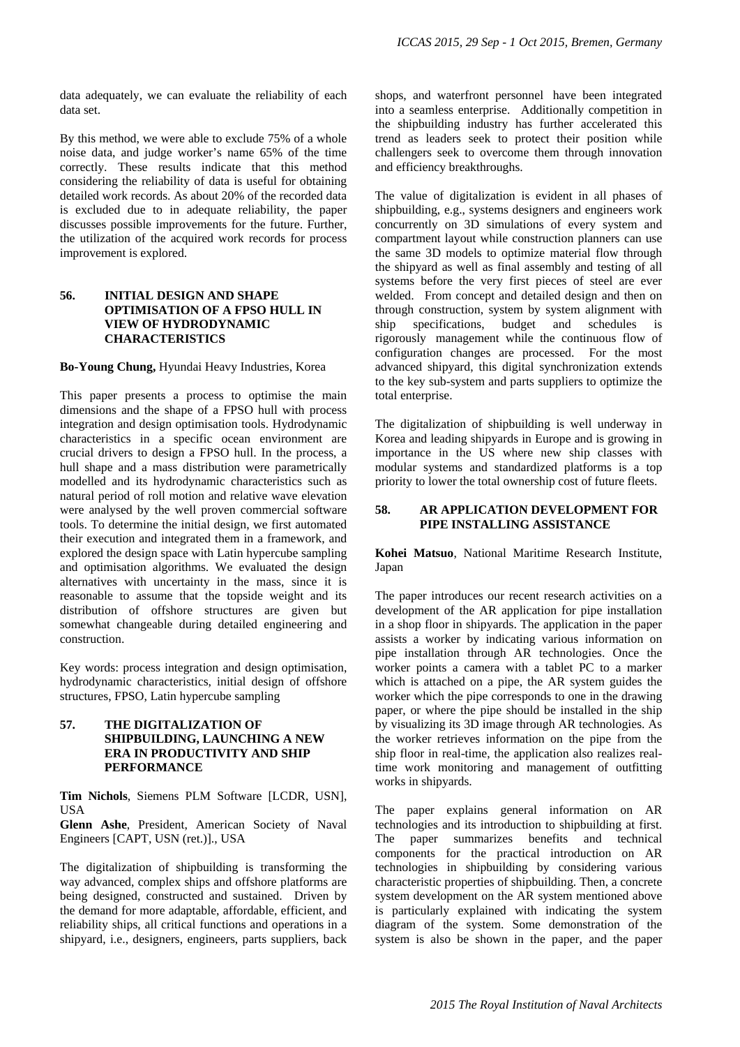data adequately, we can evaluate the reliability of each data set.

By this method, we were able to exclude 75% of a whole noise data, and judge worker's name 65% of the time correctly. These results indicate that this method considering the reliability of data is useful for obtaining detailed work records. As about 20% of the recorded data is excluded due to in adequate reliability, the paper discusses possible improvements for the future. Further, the utilization of the acquired work records for process improvement is explored.

## 56. INITIAL DESIGN AND SHAPE OPTIMISATION OF A FPSO HULL IN VIEW OF HYDRODYNAMIC CHARACTERISTICS

**Bo-Young Chung,** Hyundai Heavy Industries, Korea

This paper presents a process to optimise the main dimensions and the shape of a FPSO hull with process integration and design optimisation tools. Hydrodynamic characteristics in a specific ocean environment are crucial drivers to design a FPSO hull. In the process, a hull shape and a mass distribution were parametrically modelled and its hydrodynamic characteristics such as natural period of roll motion and relative wave elevation were analysed by the well proven commercial software tools. To determine the initial design, we first automated their execution and integrated them in a framework, and explored the design space with Latin hypercube sampling and optimisation algorithms. We evaluated the design alternatives with uncertainty in the mass, since it is reasonable to assume that the topside weight and its distribution of offshore structures are given but somewhat changeable during detailed engineering and construction.

Key words: process integration and design optimisation, hydrodynamic characteristics, initial design of offshore structures, FPSO, Latin hypercube sampling

## 57. THE DIGITALIZATION OF SHIPBUILDING, LAUNCHING A NEW ERA IN PRODUCTIVITY AND SHIP PERFORMANCE

**Tim Nichols**, Siemens PLM Software [LCDR, USN], USA
**Glenn Ashe**, President, American Society of Naval Engineers [CAPT, USN (ret.)]., USA

The digitalization of shipbuilding is transforming the way advanced, complex ships and offshore platforms are being designed, constructed and sustained. Driven by the demand for more adaptable, affordable, efficient, and reliability ships, all critical functions and operations in a shipyard, i.e., designers, engineers, parts suppliers, back shops, and waterfront personnel have been integrated into a seamless enterprise. Additionally competition in the shipbuilding industry has further accelerated this trend as leaders seek to protect their position while challengers seek to overcome them through innovation and efficiency breakthroughs.

The value of digitalization is evident in all phases of shipbuilding, e.g., systems designers and engineers work concurrently on 3D simulations of every system and compartment layout while construction planners can use the same 3D models to optimize material flow through the shipyard as well as final assembly and testing of all systems before the very first pieces of steel are ever welded. From concept and detailed design and then on through construction, system by system alignment with ship specifications, budget and schedules is rigorously management while the continuous flow of configuration changes are processed. For the most advanced shipyard, this digital synchronization extends to the key sub-system and parts suppliers to optimize the total enterprise.

The digitalization of shipbuilding is well underway in Korea and leading shipyards in Europe and is growing in importance in the US where new ship classes with modular systems and standardized platforms is a top priority to lower the total ownership cost of future fleets.

## 58. AR APPLICATION DEVELOPMENT FOR PIPE INSTALLING ASSISTANCE

**Kohei Matsuo**, National Maritime Research Institute, Japan

The paper introduces our recent research activities on a development of the AR application for pipe installation in a shop floor in shipyards. The application in the paper assists a worker by indicating various information on pipe installation through AR technologies. Once the worker points a camera with a tablet PC to a marker which is attached on a pipe, the AR system guides the worker which the pipe corresponds to one in the drawing paper, or where the pipe should be installed in the ship by visualizing its 3D image through AR technologies. As the worker retrieves information on the pipe from the ship floor in real-time, the application also realizes real-time work monitoring and management of outfitting works in shipyards.

The paper explains general information on AR technologies and its introduction to shipbuilding at first. The paper summarizes benefits and technical components for the practical introduction on AR technologies in shipbuilding by considering various characteristic properties of shipbuilding. Then, a concrete system development on the AR system mentioned above is particularly explained with indicating the system diagram of the system. Some demonstration of the system is also be shown in the paper, and the paper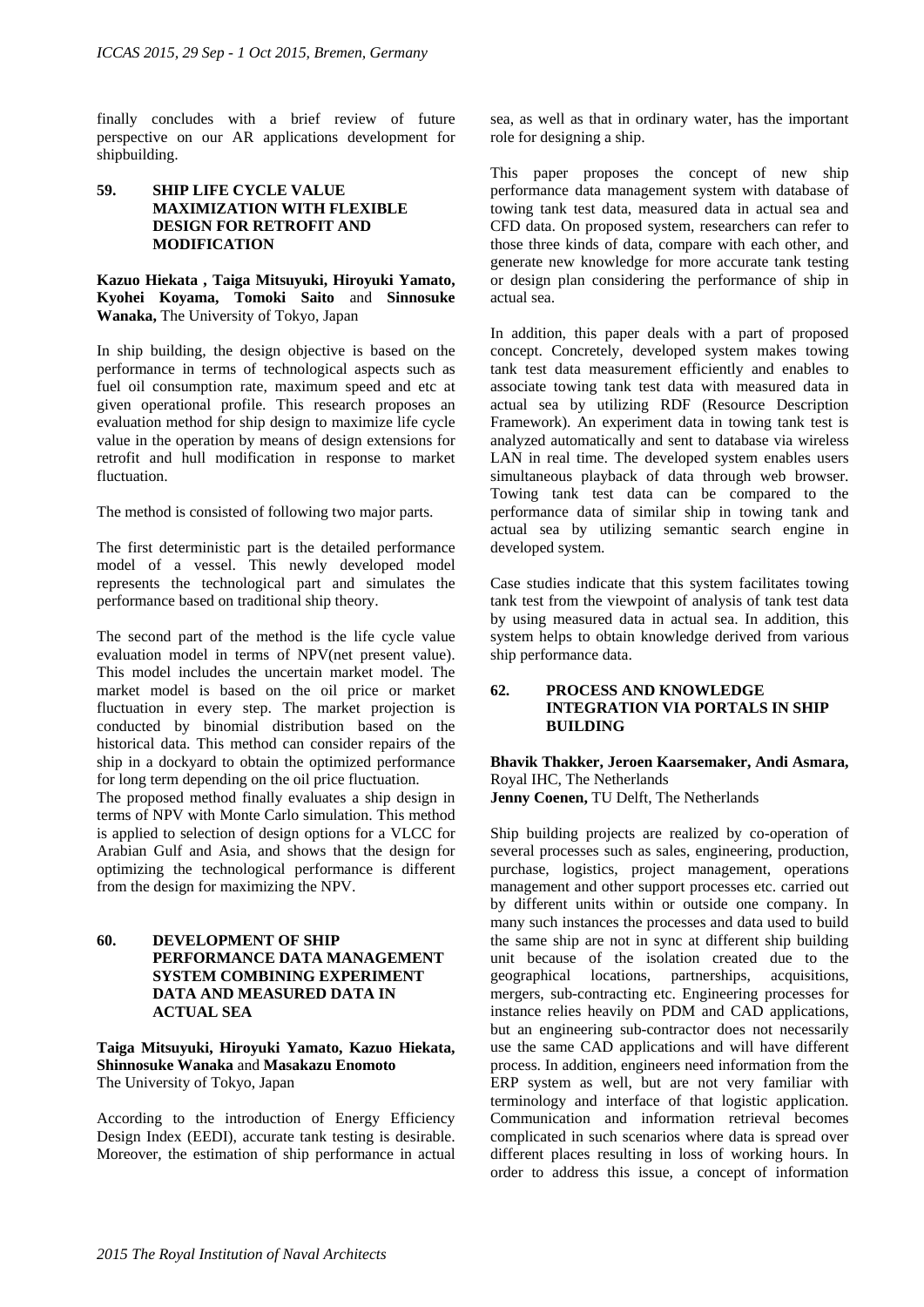finally concludes with a brief review of future perspective on our AR applications development for shipbuilding.

## 59. SHIP LIFE CYCLE VALUE MAXIMIZATION WITH FLEXIBLE DESIGN FOR RETROFIT AND MODIFICATION

**Kazuo Hiekata , Taiga Mitsuyuki, Hiroyuki Yamato, Kyohei Koyama, Tomoki Saito** and **Sinnosuke Wanaka,** The University of Tokyo, Japan

In ship building, the design objective is based on the performance in terms of technological aspects such as fuel oil consumption rate, maximum speed and etc at given operational profile. This research proposes an evaluation method for ship design to maximize life cycle value in the operation by means of design extensions for retrofit and hull modification in response to market fluctuation.

The method is consisted of following two major parts.

The first deterministic part is the detailed performance model of a vessel. This newly developed model represents the technological part and simulates the performance based on traditional ship theory.

The second part of the method is the life cycle value evaluation model in terms of NPV(net present value). This model includes the uncertain market model. The market model is based on the oil price or market fluctuation in every step. The market projection is conducted by binomial distribution based on the historical data. This method can consider repairs of the ship in a dockyard to obtain the optimized performance for long term depending on the oil price fluctuation.
The proposed method finally evaluates a ship design in terms of NPV with Monte Carlo simulation. This method is applied to selection of design options for a VLCC for Arabian Gulf and Asia, and shows that the design for optimizing the technological performance is different from the design for maximizing the NPV.

## 60. DEVELOPMENT OF SHIP PERFORMANCE DATA MANAGEMENT SYSTEM COMBINING EXPERIMENT DATA AND MEASURED DATA IN ACTUAL SEA

**Taiga Mitsuyuki, Hiroyuki Yamato, Kazuo Hiekata, Shinnosuke Wanaka** and **Masakazu Enomoto**
The University of Tokyo, Japan

According to the introduction of Energy Efficiency Design Index (EEDI), accurate tank testing is desirable. Moreover, the estimation of ship performance in actual sea, as well as that in ordinary water, has the important role for designing a ship.

This paper proposes the concept of new ship performance data management system with database of towing tank test data, measured data in actual sea and CFD data. On proposed system, researchers can refer to those three kinds of data, compare with each other, and generate new knowledge for more accurate tank testing or design plan considering the performance of ship in actual sea.

In addition, this paper deals with a part of proposed concept. Concretely, developed system makes towing tank test data measurement efficiently and enables to associate towing tank test data with measured data in actual sea by utilizing RDF (Resource Description Framework). An experiment data in towing tank test is analyzed automatically and sent to database via wireless LAN in real time. The developed system enables users simultaneous playback of data through web browser. Towing tank test data can be compared to the performance data of similar ship in towing tank and actual sea by utilizing semantic search engine in developed system.

Case studies indicate that this system facilitates towing tank test from the viewpoint of analysis of tank test data by using measured data in actual sea. In addition, this system helps to obtain knowledge derived from various ship performance data.

## 62. PROCESS AND KNOWLEDGE INTEGRATION VIA PORTALS IN SHIP BUILDING

**Bhavik Thakker, Jeroen Kaarsemaker, Andi Asmara,** Royal IHC, The Netherlands
**Jenny Coenen,** TU Delft, The Netherlands

Ship building projects are realized by co-operation of several processes such as sales, engineering, production, purchase, logistics, project management, operations management and other support processes etc. carried out by different units within or outside one company. In many such instances the processes and data used to build the same ship are not in sync at different ship building unit because of the isolation created due to the geographical locations, partnerships, acquisitions, mergers, sub-contracting etc. Engineering processes for instance relies heavily on PDM and CAD applications, but an engineering sub-contractor does not necessarily use the same CAD applications and will have different process. In addition, engineers need information from the ERP system as well, but are not very familiar with terminology and interface of that logistic application. Communication and information retrieval becomes complicated in such scenarios where data is spread over different places resulting in loss of working hours. In order to address this issue, a concept of information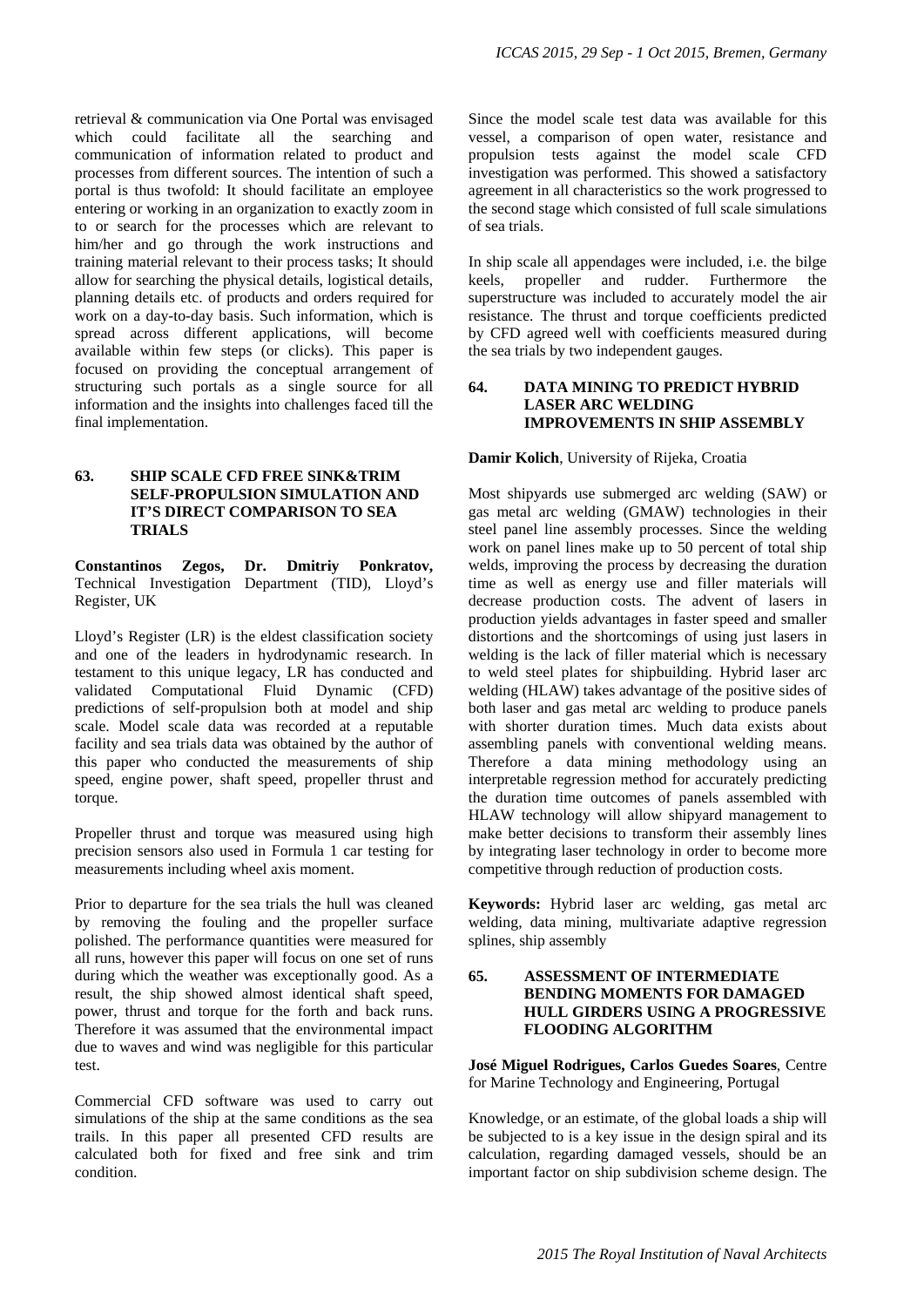retrieval & communication via One Portal was envisaged which could facilitate all the searching and communication of information related to product and processes from different sources. The intention of such a portal is thus twofold: It should facilitate an employee entering or working in an organization to exactly zoom in to or search for the processes which are relevant to him/her and go through the work instructions and training material relevant to their process tasks; It should allow for searching the physical details, logistical details, planning details etc. of products and orders required for work on a day-to-day basis. Such information, which is spread across different applications, will become available within few steps (or clicks). This paper is focused on providing the conceptual arrangement of structuring such portals as a single source for all information and the insights into challenges faced till the final implementation.

## 63. SHIP SCALE CFD FREE SINK&TRIM SELF-PROPULSION SIMULATION AND IT'S DIRECT COMPARISON TO SEA TRIALS

**Constantinos Zegos, Dr. Dmitriy Ponkratov,** Technical Investigation Department (TID), Lloyd's Register, UK

Lloyd's Register (LR) is the eldest classification society and one of the leaders in hydrodynamic research. In testament to this unique legacy, LR has conducted and validated Computational Fluid Dynamic (CFD) predictions of self-propulsion both at model and ship scale. Model scale data was recorded at a reputable facility and sea trials data was obtained by the author of this paper who conducted the measurements of ship speed, engine power, shaft speed, propeller thrust and torque.

Propeller thrust and torque was measured using high precision sensors also used in Formula 1 car testing for measurements including wheel axis moment.

Prior to departure for the sea trials the hull was cleaned by removing the fouling and the propeller surface polished. The performance quantities were measured for all runs, however this paper will focus on one set of runs during which the weather was exceptionally good. As a result, the ship showed almost identical shaft speed, power, thrust and torque for the forth and back runs. Therefore it was assumed that the environmental impact due to waves and wind was negligible for this particular test.

Commercial CFD software was used to carry out simulations of the ship at the same conditions as the sea trails. In this paper all presented CFD results are calculated both for fixed and free sink and trim condition.

Since the model scale test data was available for this vessel, a comparison of open water, resistance and propulsion tests against the model scale CFD investigation was performed. This showed a satisfactory agreement in all characteristics so the work progressed to the second stage which consisted of full scale simulations of sea trials.

In ship scale all appendages were included, i.e. the bilge keels, propeller and rudder. Furthermore the superstructure was included to accurately model the air resistance. The thrust and torque coefficients predicted by CFD agreed well with coefficients measured during the sea trials by two independent gauges.

## 64. DATA MINING TO PREDICT HYBRID LASER ARC WELDING IMPROVEMENTS IN SHIP ASSEMBLY

**Damir Kolich**, University of Rijeka, Croatia

Most shipyards use submerged arc welding (SAW) or gas metal arc welding (GMAW) technologies in their steel panel line assembly processes. Since the welding work on panel lines make up to 50 percent of total ship welds, improving the process by decreasing the duration time as well as energy use and filler materials will decrease production costs. The advent of lasers in production yields advantages in faster speed and smaller distortions and the shortcomings of using just lasers in welding is the lack of filler material which is necessary to weld steel plates for shipbuilding. Hybrid laser arc welding (HLAW) takes advantage of the positive sides of both laser and gas metal arc welding to produce panels with shorter duration times. Much data exists about assembling panels with conventional welding means. Therefore a data mining methodology using an interpretable regression method for accurately predicting the duration time outcomes of panels assembled with HLAW technology will allow shipyard management to make better decisions to transform their assembly lines by integrating laser technology in order to become more competitive through reduction of production costs.

**Keywords:** Hybrid laser arc welding, gas metal arc welding, data mining, multivariate adaptive regression splines, ship assembly

## 65. ASSESSMENT OF INTERMEDIATE BENDING MOMENTS FOR DAMAGED HULL GIRDERS USING A PROGRESSIVE FLOODING ALGORITHM

**José Miguel Rodrigues, Carlos Guedes Soares**, Centre for Marine Technology and Engineering, Portugal

Knowledge, or an estimate, of the global loads a ship will be subjected to is a key issue in the design spiral and its calculation, regarding damaged vessels, should be an important factor on ship subdivision scheme design. The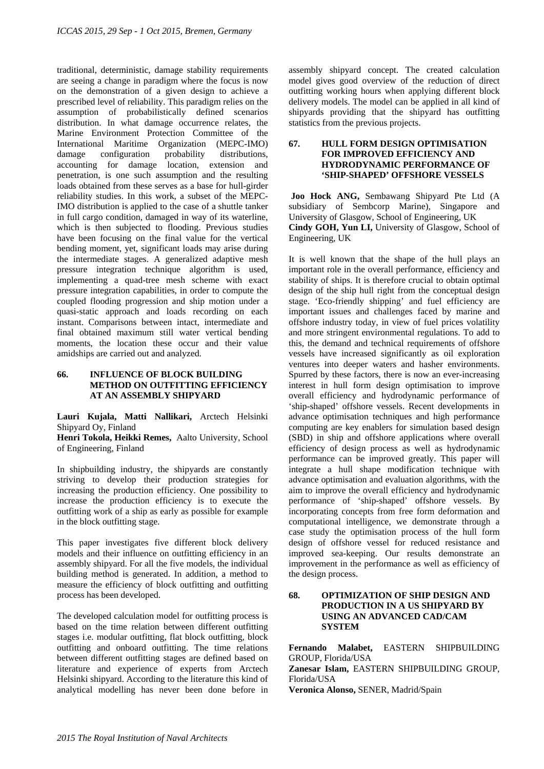traditional, deterministic, damage stability requirements are seeing a change in paradigm where the focus is now on the demonstration of a given design to achieve a prescribed level of reliability. This paradigm relies on the assumption of probabilistically defined scenarios distribution. In what damage occurrence relates, the Marine Environment Protection Committee of the International Maritime Organization (MEPC-IMO) damage configuration probability distributions, accounting for damage location, extension and penetration, is one such assumption and the resulting loads obtained from these serves as a base for hull-girder reliability studies. In this work, a subset of the MEPC-IMO distribution is applied to the case of a shuttle tanker in full cargo condition, damaged in way of its waterline, which is then subjected to flooding. Previous studies have been focusing on the final value for the vertical bending moment, yet, significant loads may arise during the intermediate stages. A generalized adaptive mesh pressure integration technique algorithm is used, implementing a quad-tree mesh scheme with exact pressure integration capabilities, in order to compute the coupled flooding progression and ship motion under a quasi-static approach and loads recording on each instant. Comparisons between intact, intermediate and final obtained maximum still water vertical bending moments, the location these occur and their value amidships are carried out and analyzed.

### 66. INFLUENCE OF BLOCK BUILDING METHOD ON OUTFITTING EFFICIENCY AT AN ASSEMBLY SHIPYARD

**Lauri Kujala, Matti Nallikari,** Arctech Helsinki Shipyard Oy, Finland
**Henri Tokola, Heikki Remes,** Aalto University, School of Engineering, Finland

In shipbuilding industry, the shipyards are constantly striving to develop their production strategies for increasing the production efficiency. One possibility to increase the production efficiency is to execute the outfitting work of a ship as early as possible for example in the block outfitting stage.

This paper investigates five different block delivery models and their influence on outfitting efficiency in an assembly shipyard. For all the five models, the individual building method is generated. In addition, a method to measure the efficiency of block outfitting and outfitting process has been developed.

The developed calculation model for outfitting process is based on the time relation between different outfitting stages i.e. modular outfitting, flat block outfitting, block outfitting and onboard outfitting. The time relations between different outfitting stages are defined based on literature and experience of experts from Arctech Helsinki shipyard. According to the literature this kind of analytical modelling has never been done before in assembly shipyard concept. The created calculation model gives good overview of the reduction of direct outfitting working hours when applying different block delivery models. The model can be applied in all kind of shipyards providing that the shipyard has outfitting statistics from the previous projects.

### 67. HULL FORM DESIGN OPTIMISATION FOR IMPROVED EFFICIENCY AND HYDRODYNAMIC PERFORMANCE OF 'SHIP-SHAPED' OFFSHORE VESSELS

**Joo Hock ANG,** Sembawang Shipyard Pte Ltd (A subsidiary of Sembcorp Marine), Singapore and University of Glasgow, School of Engineering, UK
**Cindy GOH, Yun LI,** University of Glasgow, School of Engineering, UK

It is well known that the shape of the hull plays an important role in the overall performance, efficiency and stability of ships. It is therefore crucial to obtain optimal design of the ship hull right from the conceptual design stage. 'Eco-friendly shipping' and fuel efficiency are important issues and challenges faced by marine and offshore industry today, in view of fuel prices volatility and more stringent environmental regulations. To add to this, the demand and technical requirements of offshore vessels have increased significantly as oil exploration ventures into deeper waters and hasher environments. Spurred by these factors, there is now an ever-increasing interest in hull form design optimisation to improve overall efficiency and hydrodynamic performance of 'ship-shaped' offshore vessels. Recent developments in advance optimisation techniques and high performance computing are key enablers for simulation based design (SBD) in ship and offshore applications where overall efficiency of design process as well as hydrodynamic performance can be improved greatly. This paper will integrate a hull shape modification technique with advance optimisation and evaluation algorithms, with the aim to improve the overall efficiency and hydrodynamic performance of 'ship-shaped' offshore vessels. By incorporating concepts from free form deformation and computational intelligence, we demonstrate through a case study the optimisation process of the hull form design of offshore vessel for reduced resistance and improved sea-keeping. Our results demonstrate an improvement in the performance as well as efficiency of the design process.

### 68. OPTIMIZATION OF SHIP DESIGN AND PRODUCTION IN A US SHIPYARD BY USING AN ADVANCED CAD/CAM SYSTEM

**Fernando Malabet,** EASTERN SHIPBUILDING GROUP, Florida/USA
**Zanesar Islam,** EASTERN SHIPBUILDING GROUP, Florida/USA
**Veronica Alonso,** SENER, Madrid/Spain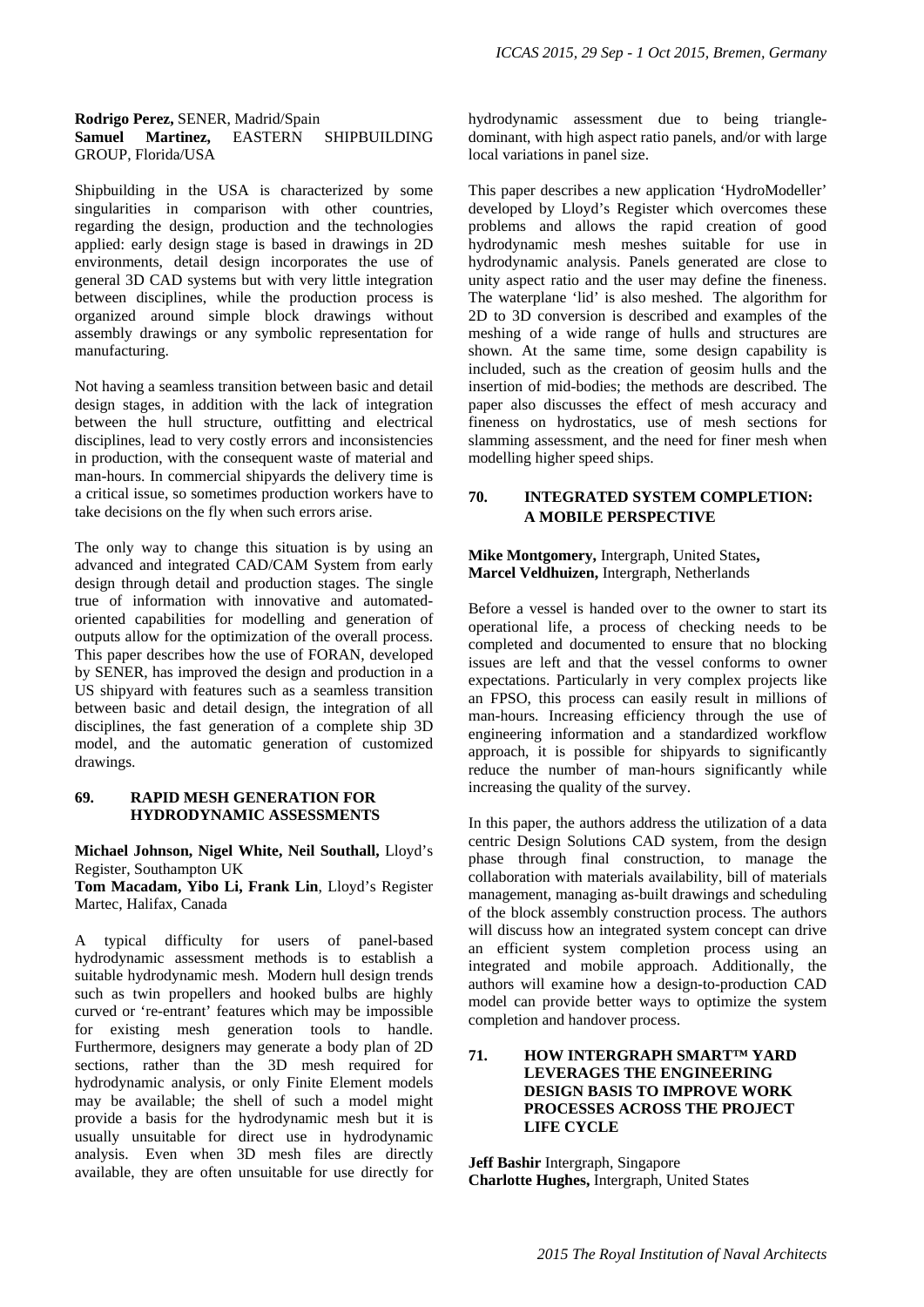**Rodrigo Perez,** SENER, Madrid/Spain
**Samuel Martinez,** EASTERN SHIPBUILDING GROUP, Florida/USA

Shipbuilding in the USA is characterized by some singularities in comparison with other countries, regarding the design, production and the technologies applied: early design stage is based in drawings in 2D environments, detail design incorporates the use of general 3D CAD systems but with very little integration between disciplines, while the production process is organized around simple block drawings without assembly drawings or any symbolic representation for manufacturing.

Not having a seamless transition between basic and detail design stages, in addition with the lack of integration between the hull structure, outfitting and electrical disciplines, lead to very costly errors and inconsistencies in production, with the consequent waste of material and man-hours. In commercial shipyards the delivery time is a critical issue, so sometimes production workers have to take decisions on the fly when such errors arise.

The only way to change this situation is by using an advanced and integrated CAD/CAM System from early design through detail and production stages. The single true of information with innovative and automated-oriented capabilities for modelling and generation of outputs allow for the optimization of the overall process. This paper describes how the use of FORAN, developed by SENER, has improved the design and production in a US shipyard with features such as a seamless transition between basic and detail design, the integration of all disciplines, the fast generation of a complete ship 3D model, and the automatic generation of customized drawings.

## 69. RAPID MESH GENERATION FOR HYDRODYNAMIC ASSESSMENTS

**Michael Johnson, Nigel White, Neil Southall,** Lloyd's Register, Southampton UK
**Tom Macadam, Yibo Li, Frank Lin**, Lloyd's Register Martec, Halifax, Canada

A typical difficulty for users of panel-based hydrodynamic assessment methods is to establish a suitable hydrodynamic mesh. Modern hull design trends such as twin propellers and hooked bulbs are highly curved or 're-entrant' features which may be impossible for existing mesh generation tools to handle. Furthermore, designers may generate a body plan of 2D sections, rather than the 3D mesh required for hydrodynamic analysis, or only Finite Element models may be available; the shell of such a model might provide a basis for the hydrodynamic mesh but it is usually unsuitable for direct use in hydrodynamic analysis. Even when 3D mesh files are directly available, they are often unsuitable for use directly for hydrodynamic assessment due to being triangle-dominant, with high aspect ratio panels, and/or with large local variations in panel size.

This paper describes a new application 'HydroModeller' developed by Lloyd's Register which overcomes these problems and allows the rapid creation of good hydrodynamic mesh meshes suitable for use in hydrodynamic analysis. Panels generated are close to unity aspect ratio and the user may define the fineness. The waterplane 'lid' is also meshed. The algorithm for 2D to 3D conversion is described and examples of the meshing of a wide range of hulls and structures are shown. At the same time, some design capability is included, such as the creation of geosim hulls and the insertion of mid-bodies; the methods are described. The paper also discusses the effect of mesh accuracy and fineness on hydrostatics, use of mesh sections for slamming assessment, and the need for finer mesh when modelling higher speed ships.

## 70. INTEGRATED SYSTEM COMPLETION: A MOBILE PERSPECTIVE

**Mike Montgomery,** Intergraph, United States**,**
**Marcel Veldhuizen,** Intergraph, Netherlands

Before a vessel is handed over to the owner to start its operational life, a process of checking needs to be completed and documented to ensure that no blocking issues are left and that the vessel conforms to owner expectations. Particularly in very complex projects like an FPSO, this process can easily result in millions of man-hours. Increasing efficiency through the use of engineering information and a standardized workflow approach, it is possible for shipyards to significantly reduce the number of man-hours significantly while increasing the quality of the survey.

In this paper, the authors address the utilization of a data centric Design Solutions CAD system, from the design phase through final construction, to manage the collaboration with materials availability, bill of materials management, managing as-built drawings and scheduling of the block assembly construction process. The authors will discuss how an integrated system concept can drive an efficient system completion process using an integrated and mobile approach. Additionally, the authors will examine how a design-to-production CAD model can provide better ways to optimize the system completion and handover process.

## 71. HOW INTERGRAPH SMART™ YARD LEVERAGES THE ENGINEERING DESIGN BASIS TO IMPROVE WORK PROCESSES ACROSS THE PROJECT LIFE CYCLE

**Jeff Bashir** Intergraph, Singapore
**Charlotte Hughes,** Intergraph, United States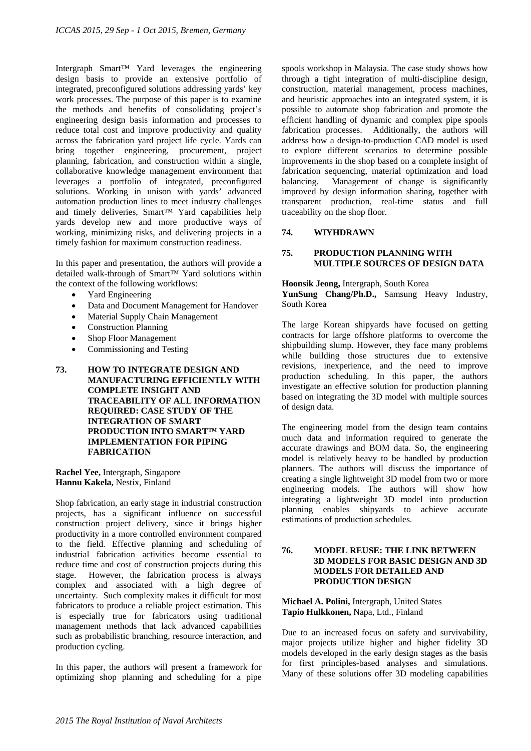Intergraph Smart™ Yard leverages the engineering design basis to provide an extensive portfolio of integrated, preconfigured solutions addressing yards' key work processes. The purpose of this paper is to examine the methods and benefits of consolidating project's engineering design basis information and processes to reduce total cost and improve productivity and quality across the fabrication yard project life cycle. Yards can bring together engineering, procurement, project planning, fabrication, and construction within a single, collaborative knowledge management environment that leverages a portfolio of integrated, preconfigured solutions. Working in unison with yards' advanced automation production lines to meet industry challenges and timely deliveries, Smart™ Yard capabilities help yards develop new and more productive ways of working, minimizing risks, and delivering projects in a timely fashion for maximum construction readiness.

In this paper and presentation, the authors will provide a detailed walk-through of Smart™ Yard solutions within the context of the following workflows:

- Yard Engineering
- Data and Document Management for Handover
- Material Supply Chain Management
- Construction Planning
- Shop Floor Management
- Commissioning and Testing

## 73. HOW TO INTEGRATE DESIGN AND MANUFACTURING EFFICIENTLY WITH COMPLETE INSIGHT AND TRACEABILITY OF ALL INFORMATION REQUIRED: CASE STUDY OF THE INTEGRATION OF SMART PRODUCTION INTO SMART™ YARD IMPLEMENTATION FOR PIPING FABRICATION

**Rachel Yee,** Intergraph, Singapore
**Hannu Kakela,** Nestix, Finland

Shop fabrication, an early stage in industrial construction projects, has a significant influence on successful construction project delivery, since it brings higher productivity in a more controlled environment compared to the field. Effective planning and scheduling of industrial fabrication activities become essential to reduce time and cost of construction projects during this stage. However, the fabrication process is always complex and associated with a high degree of uncertainty. Such complexity makes it difficult for most fabricators to produce a reliable project estimation. This is especially true for fabricators using traditional management methods that lack advanced capabilities such as probabilistic branching, resource interaction, and production cycling.

In this paper, the authors will present a framework for optimizing shop planning and scheduling for a pipe spools workshop in Malaysia. The case study shows how through a tight integration of multi-discipline design, construction, material management, process machines, and heuristic approaches into an integrated system, it is possible to automate shop fabrication and promote the efficient handling of dynamic and complex pipe spools fabrication processes. Additionally, the authors will address how a design-to-production CAD model is used to explore different scenarios to determine possible improvements in the shop based on a complete insight of fabrication sequencing, material optimization and load balancing. Management of change is significantly improved by design information sharing, together with transparent production, real-time status and full traceability on the shop floor.

## 74. WIYHDRAWN

## 75. PRODUCTION PLANNING WITH MULTIPLE SOURCES OF DESIGN DATA

**Hoonsik Jeong,** Intergraph, South Korea
**YunSung Chang/Ph.D.,** Samsung Heavy Industry, South Korea

The large Korean shipyards have focused on getting contracts for large offshore platforms to overcome the shipbuilding slump. However, they face many problems while building those structures due to extensive revisions, inexperience, and the need to improve production scheduling. In this paper, the authors investigate an effective solution for production planning based on integrating the 3D model with multiple sources of design data.

The engineering model from the design team contains much data and information required to generate the accurate drawings and BOM data. So, the engineering model is relatively heavy to be handled by production planners. The authors will discuss the importance of creating a single lightweight 3D model from two or more engineering models. The authors will show how integrating a lightweight 3D model into production planning enables shipyards to achieve accurate estimations of production schedules.

## 76. MODEL REUSE: THE LINK BETWEEN 3D MODELS FOR BASIC DESIGN AND 3D MODELS FOR DETAILED AND PRODUCTION DESIGN

**Michael A. Polini,** Intergraph, United States
**Tapio Hulkkonen,** Napa, Ltd., Finland

Due to an increased focus on safety and survivability, major projects utilize higher and higher fidelity 3D models developed in the early design stages as the basis for first principles-based analyses and simulations. Many of these solutions offer 3D modeling capabilities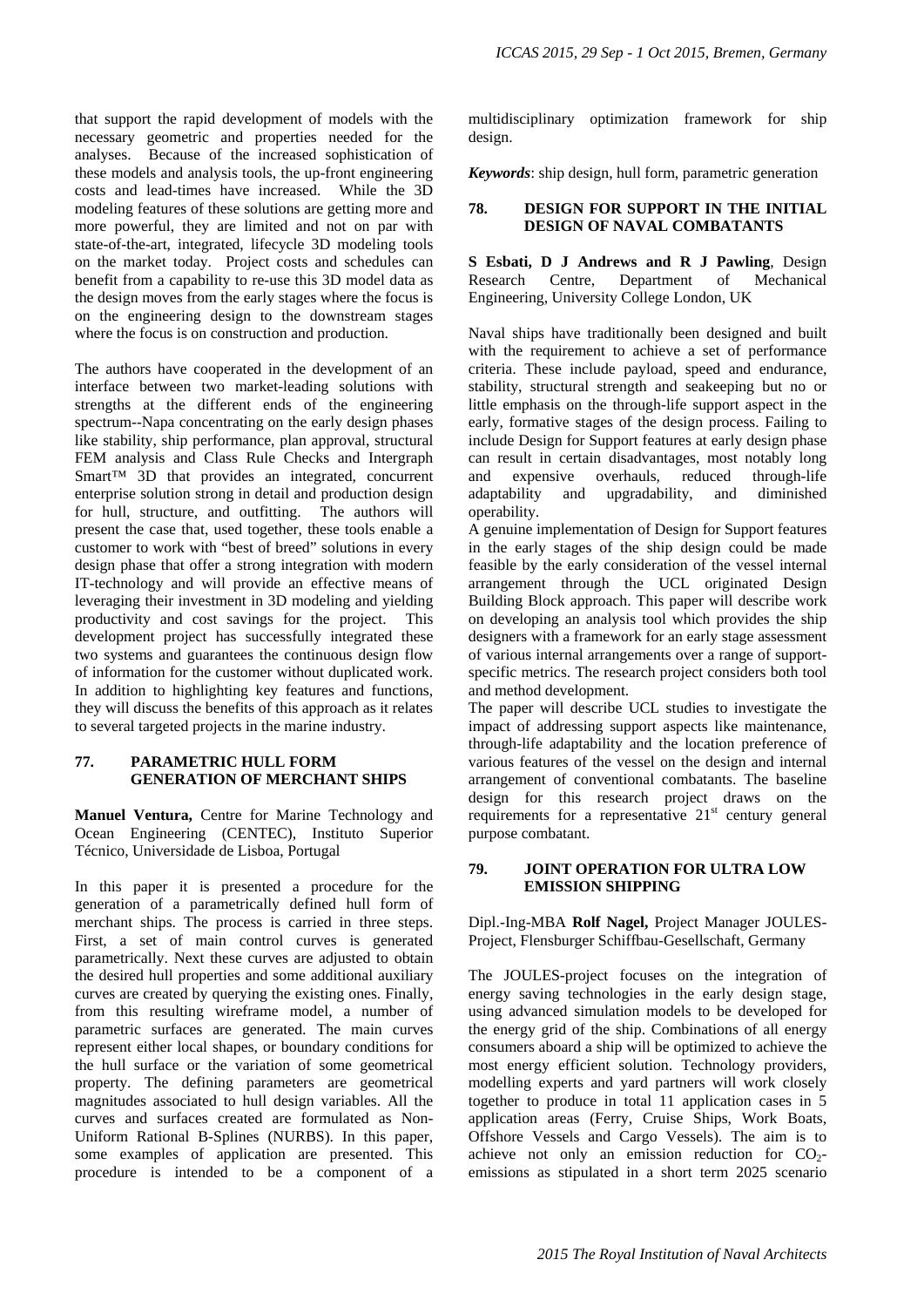that support the rapid development of models with the necessary geometric and properties needed for the analyses. Because of the increased sophistication of these models and analysis tools, the up-front engineering costs and lead-times have increased. While the 3D modeling features of these solutions are getting more and more powerful, they are limited and not on par with state-of-the-art, integrated, lifecycle 3D modeling tools on the market today. Project costs and schedules can benefit from a capability to re-use this 3D model data as the design moves from the early stages where the focus is on the engineering design to the downstream stages where the focus is on construction and production.

The authors have cooperated in the development of an interface between two market-leading solutions with strengths at the different ends of the engineering spectrum--Napa concentrating on the early design phases like stability, ship performance, plan approval, structural FEM analysis and Class Rule Checks and Intergraph Smart™ 3D that provides an integrated, concurrent enterprise solution strong in detail and production design for hull, structure, and outfitting. The authors will present the case that, used together, these tools enable a customer to work with "best of breed" solutions in every design phase that offer a strong integration with modern IT-technology and will provide an effective means of leveraging their investment in 3D modeling and yielding productivity and cost savings for the project. This development project has successfully integrated these two systems and guarantees the continuous design flow of information for the customer without duplicated work. In addition to highlighting key features and functions, they will discuss the benefits of this approach as it relates to several targeted projects in the marine industry.

### 77. PARAMETRIC HULL FORM GENERATION OF MERCHANT SHIPS

**Manuel Ventura,** Centre for Marine Technology and Ocean Engineering (CENTEC), Instituto Superior Técnico, Universidade de Lisboa, Portugal

In this paper it is presented a procedure for the generation of a parametrically defined hull form of merchant ships. The process is carried in three steps. First, a set of main control curves is generated parametrically. Next these curves are adjusted to obtain the desired hull properties and some additional auxiliary curves are created by querying the existing ones. Finally, from this resulting wireframe model, a number of parametric surfaces are generated. The main curves represent either local shapes, or boundary conditions for the hull surface or the variation of some geometrical property. The defining parameters are geometrical magnitudes associated to hull design variables. All the curves and surfaces created are formulated as Non-Uniform Rational B-Splines (NURBS). In this paper, some examples of application are presented. This procedure is intended to be a component of a multidisciplinary optimization framework for ship design.

***Keywords***: ship design, hull form, parametric generation

### 78. DESIGN FOR SUPPORT IN THE INITIAL DESIGN OF NAVAL COMBATANTS

**S Esbati, D J Andrews and R J Pawling**, Design Research Centre, Department of Mechanical Engineering, University College London, UK

Naval ships have traditionally been designed and built with the requirement to achieve a set of performance criteria. These include payload, speed and endurance, stability, structural strength and seakeeping but no or little emphasis on the through-life support aspect in the early, formative stages of the design process. Failing to include Design for Support features at early design phase can result in certain disadvantages, most notably long and expensive overhauls, reduced through-life adaptability and upgradability, and diminished operability.

A genuine implementation of Design for Support features in the early stages of the ship design could be made feasible by the early consideration of the vessel internal arrangement through the UCL originated Design Building Block approach. This paper will describe work on developing an analysis tool which provides the ship designers with a framework for an early stage assessment of various internal arrangements over a range of support-specific metrics. The research project considers both tool and method development.

The paper will describe UCL studies to investigate the impact of addressing support aspects like maintenance, through-life adaptability and the location preference of various features of the vessel on the design and internal arrangement of conventional combatants. The baseline design for this research project draws on the requirements for a representative 21st century general purpose combatant.

### 79. JOINT OPERATION FOR ULTRA LOW EMISSION SHIPPING

Dipl.-Ing-MBA **Rolf Nagel,** Project Manager JOULES-Project, Flensburger Schiffbau-Gesellschaft, Germany

The JOULES-project focuses on the integration of energy saving technologies in the early design stage, using advanced simulation models to be developed for the energy grid of the ship. Combinations of all energy consumers aboard a ship will be optimized to achieve the most energy efficient solution. Technology providers, modelling experts and yard partners will work closely together to produce in total 11 application cases in 5 application areas (Ferry, Cruise Ships, Work Boats, Offshore Vessels and Cargo Vessels). The aim is to achieve not only an emission reduction for $CO_2$-emissions as stipulated in a short term 2025 scenario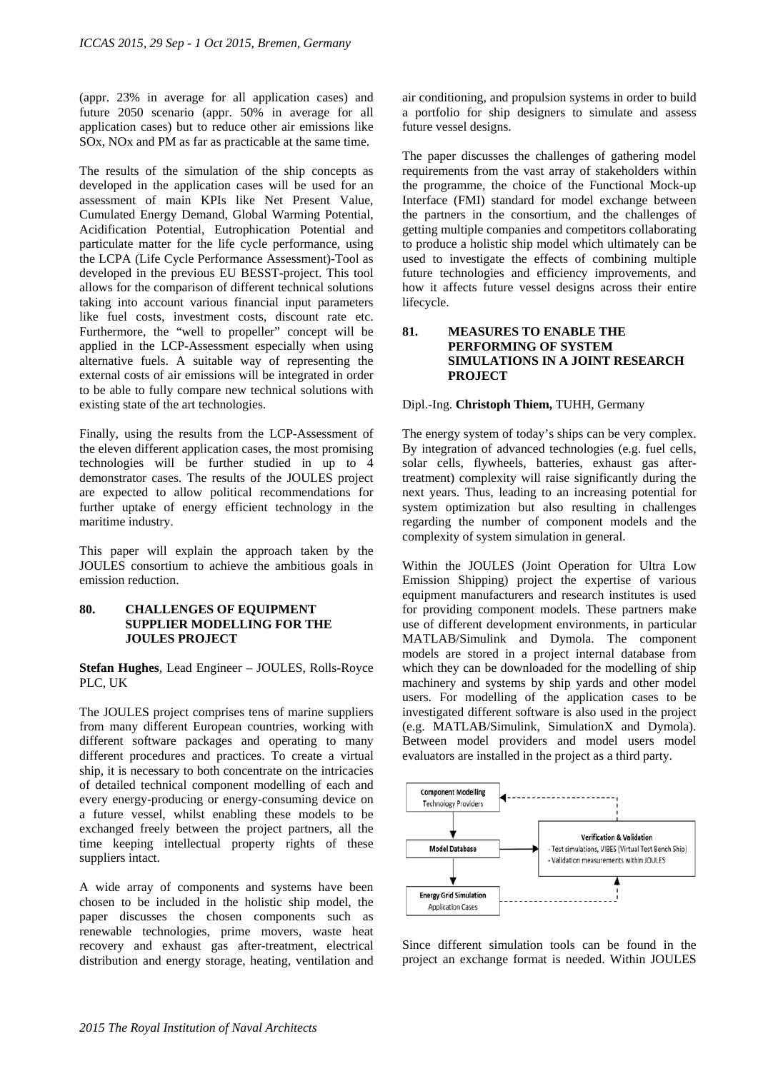(appr. 23% in average for all application cases) and future 2050 scenario (appr. 50% in average for all application cases) but to reduce other air emissions like SOx, NOx and PM as far as practicable at the same time.

The results of the simulation of the ship concepts as developed in the application cases will be used for an assessment of main KPIs like Net Present Value, Cumulated Energy Demand, Global Warming Potential, Acidification Potential, Eutrophication Potential and particulate matter for the life cycle performance, using the LCPA (Life Cycle Performance Assessment)-Tool as developed in the previous EU BESST-project. This tool allows for the comparison of different technical solutions taking into account various financial input parameters like fuel costs, investment costs, discount rate etc. Furthermore, the "well to propeller" concept will be applied in the LCP-Assessment especially when using alternative fuels. A suitable way of representing the external costs of air emissions will be integrated in order to be able to fully compare new technical solutions with existing state of the art technologies.

Finally, using the results from the LCP-Assessment of the eleven different application cases, the most promising technologies will be further studied in up to 4 demonstrator cases. The results of the JOULES project are expected to allow political recommendations for further uptake of energy efficient technology in the maritime industry.

This paper will explain the approach taken by the JOULES consortium to achieve the ambitious goals in emission reduction.

## 80. CHALLENGES OF EQUIPMENT SUPPLIER MODELLING FOR THE JOULES PROJECT

**Stefan Hughes**, Lead Engineer – JOULES, Rolls-Royce PLC, UK

The JOULES project comprises tens of marine suppliers from many different European countries, working with different software packages and operating to many different procedures and practices. To create a virtual ship, it is necessary to both concentrate on the intricacies of detailed technical component modelling of each and every energy-producing or energy-consuming device on a future vessel, whilst enabling these models to be exchanged freely between the project partners, all the time keeping intellectual property rights of these suppliers intact.

A wide array of components and systems have been chosen to be included in the holistic ship model, the paper discusses the chosen components such as renewable technologies, prime movers, waste heat recovery and exhaust gas after-treatment, electrical distribution and energy storage, heating, ventilation and air conditioning, and propulsion systems in order to build a portfolio for ship designers to simulate and assess future vessel designs.

The paper discusses the challenges of gathering model requirements from the vast array of stakeholders within the programme, the choice of the Functional Mock-up Interface (FMI) standard for model exchange between the partners in the consortium, and the challenges of getting multiple companies and competitors collaborating to produce a holistic ship model which ultimately can be used to investigate the effects of combining multiple future technologies and efficiency improvements, and how it affects future vessel designs across their entire lifecycle.

## 81. MEASURES TO ENABLE THE PERFORMING OF SYSTEM SIMULATIONS IN A JOINT RESEARCH PROJECT

Dipl.-Ing. **Christoph Thiem,** TUHH, Germany

The energy system of today's ships can be very complex. By integration of advanced technologies (e.g. fuel cells, solar cells, flywheels, batteries, exhaust gas after-treatment) complexity will raise significantly during the next years. Thus, leading to an increasing potential for system optimization but also resulting in challenges regarding the number of component models and the complexity of system simulation in general.

Within the JOULES (Joint Operation for Ultra Low Emission Shipping) project the expertise of various equipment manufacturers and research institutes is used for providing component models. These partners make use of different development environments, in particular MATLAB/Simulink and Dymola. The component models are stored in a project internal database from which they can be downloaded for the modelling of ship machinery and systems by ship yards and other model users. For modelling of the application cases to be investigated different software is also used in the project (e.g. MATLAB/Simulink, SimulationX and Dymola). Between model providers and model users model evaluators are installed in the project as a third party.

Component Modelling – Technology Providers → Model Database → Energy Grid Simulation – Application Cases; Model Database → Verification & Validation (- Test simulations, VIBES (Virtual Test Bench Ship); - Validation measurements within JOULES)

Since different simulation tools can be found in the project an exchange format is needed. Within JOULES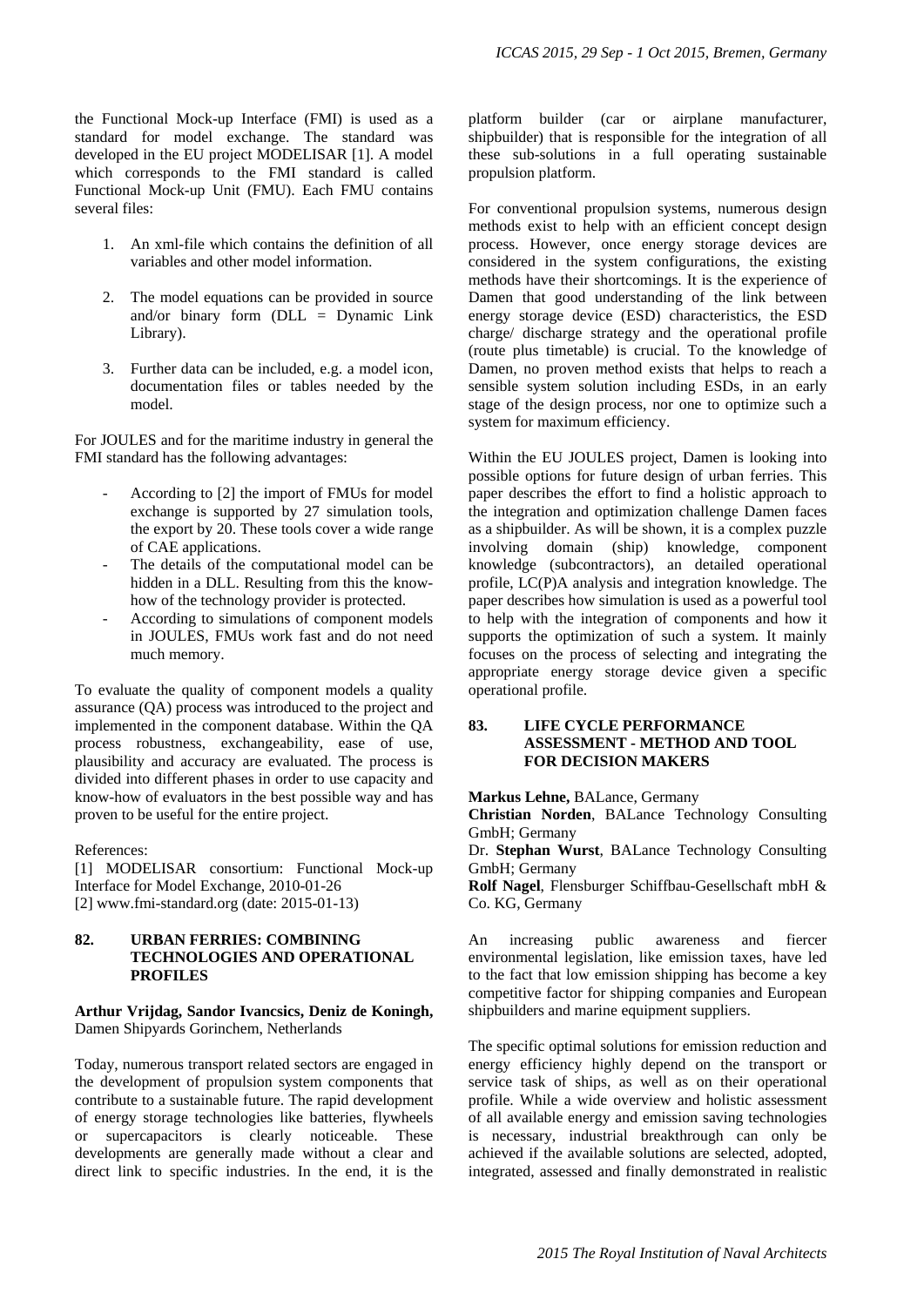the Functional Mock-up Interface (FMI) is used as a standard for model exchange. The standard was developed in the EU project MODELISAR [1]. A model which corresponds to the FMI standard is called Functional Mock-up Unit (FMU). Each FMU contains several files:

1. An xml-file which contains the definition of all variables and other model information.

2. The model equations can be provided in source and/or binary form (DLL = Dynamic Link Library).

3. Further data can be included, e.g. a model icon, documentation files or tables needed by the model.

For JOULES and for the maritime industry in general the FMI standard has the following advantages:

- According to [2] the import of FMUs for model exchange is supported by 27 simulation tools, the export by 20. These tools cover a wide range of CAE applications.
- The details of the computational model can be hidden in a DLL. Resulting from this the know-how of the technology provider is protected.
- According to simulations of component models in JOULES, FMUs work fast and do not need much memory.

To evaluate the quality of component models a quality assurance (QA) process was introduced to the project and implemented in the component database. Within the QA process robustness, exchangeability, ease of use, plausibility and accuracy are evaluated. The process is divided into different phases in order to use capacity and know-how of evaluators in the best possible way and has proven to be useful for the entire project.

References:
[1] MODELISAR consortium: Functional Mock-up Interface for Model Exchange, 2010-01-26
[2] www.fmi-standard.org (date: 2015-01-13)

### 82. URBAN FERRIES: COMBINING TECHNOLOGIES AND OPERATIONAL PROFILES

**Arthur Vrijdag, Sandor Ivancsics, Deniz de Koningh,** Damen Shipyards Gorinchem, Netherlands

Today, numerous transport related sectors are engaged in the development of propulsion system components that contribute to a sustainable future. The rapid development of energy storage technologies like batteries, flywheels or supercapacitors is clearly noticeable. These developments are generally made without a clear and direct link to specific industries. In the end, it is the platform builder (car or airplane manufacturer, shipbuilder) that is responsible for the integration of all these sub-solutions in a full operating sustainable propulsion platform.

For conventional propulsion systems, numerous design methods exist to help with an efficient concept design process. However, once energy storage devices are considered in the system configurations, the existing methods have their shortcomings. It is the experience of Damen that good understanding of the link between energy storage device (ESD) characteristics, the ESD charge/ discharge strategy and the operational profile (route plus timetable) is crucial. To the knowledge of Damen, no proven method exists that helps to reach a sensible system solution including ESDs, in an early stage of the design process, nor one to optimize such a system for maximum efficiency.

Within the EU JOULES project, Damen is looking into possible options for future design of urban ferries. This paper describes the effort to find a holistic approach to the integration and optimization challenge Damen faces as a shipbuilder. As will be shown, it is a complex puzzle involving domain (ship) knowledge, component knowledge (subcontractors), an detailed operational profile, LC(P)A analysis and integration knowledge. The paper describes how simulation is used as a powerful tool to help with the integration of components and how it supports the optimization of such a system. It mainly focuses on the process of selecting and integrating the appropriate energy storage device given a specific operational profile.

### 83. LIFE CYCLE PERFORMANCE ASSESSMENT - METHOD AND TOOL FOR DECISION MAKERS

**Markus Lehne,** BALance, Germany
**Christian Norden**, BALance Technology Consulting GmbH; Germany
Dr. **Stephan Wurst**, BALance Technology Consulting GmbH; Germany
**Rolf Nagel**, Flensburger Schiffbau-Gesellschaft mbH & Co. KG, Germany

An increasing public awareness and fiercer environmental legislation, like emission taxes, have led to the fact that low emission shipping has become a key competitive factor for shipping companies and European shipbuilders and marine equipment suppliers.

The specific optimal solutions for emission reduction and energy efficiency highly depend on the transport or service task of ships, as well as on their operational profile. While a wide overview and holistic assessment of all available energy and emission saving technologies is necessary, industrial breakthrough can only be achieved if the available solutions are selected, adopted, integrated, assessed and finally demonstrated in realistic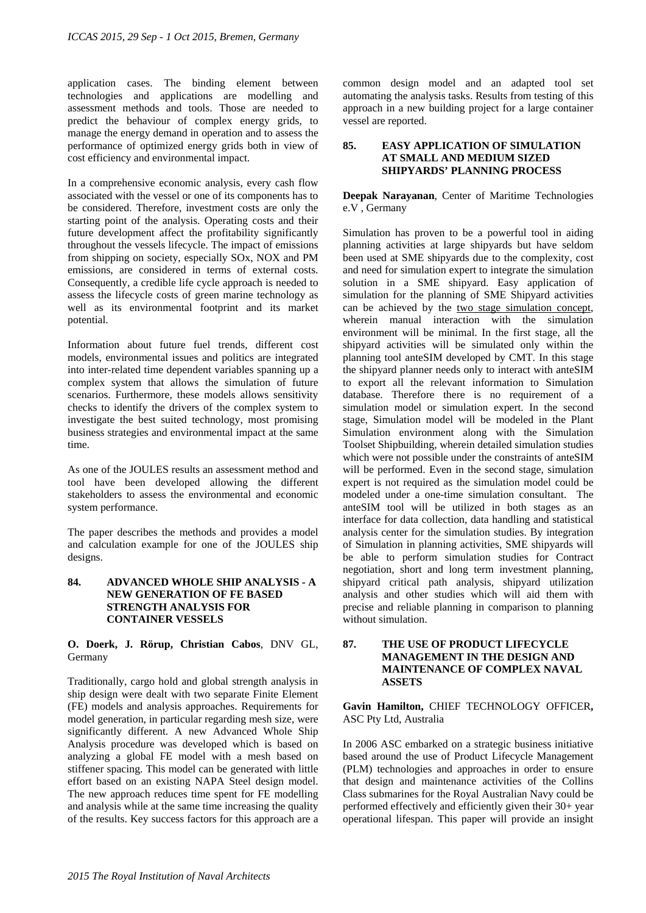application cases. The binding element between technologies and applications are modelling and assessment methods and tools. Those are needed to predict the behaviour of complex energy grids, to manage the energy demand in operation and to assess the performance of optimized energy grids both in view of cost efficiency and environmental impact.

In a comprehensive economic analysis, every cash flow associated with the vessel or one of its components has to be considered. Therefore, investment costs are only the starting point of the analysis. Operating costs and their future development affect the profitability significantly throughout the vessels lifecycle. The impact of emissions from shipping on society, especially SOx, NOX and PM emissions, are considered in terms of external costs. Consequently, a credible life cycle approach is needed to assess the lifecycle costs of green marine technology as well as its environmental footprint and its market potential.

Information about future fuel trends, different cost models, environmental issues and politics are integrated into inter-related time dependent variables spanning up a complex system that allows the simulation of future scenarios. Furthermore, these models allows sensitivity checks to identify the drivers of the complex system to investigate the best suited technology, most promising business strategies and environmental impact at the same time.

As one of the JOULES results an assessment method and tool have been developed allowing the different stakeholders to assess the environmental and economic system performance.

The paper describes the methods and provides a model and calculation example for one of the JOULES ship designs.

## 84. ADVANCED WHOLE SHIP ANALYSIS - A NEW GENERATION OF FE BASED STRENGTH ANALYSIS FOR CONTAINER VESSELS

**O. Doerk, J. Rörup, Christian Cabos**, DNV GL, Germany

Traditionally, cargo hold and global strength analysis in ship design were dealt with two separate Finite Element (FE) models and analysis approaches. Requirements for model generation, in particular regarding mesh size, were significantly different. A new Advanced Whole Ship Analysis procedure was developed which is based on analyzing a global FE model with a mesh based on stiffener spacing. This model can be generated with little effort based on an existing NAPA Steel design model. The new approach reduces time spent for FE modelling and analysis while at the same time increasing the quality of the results. Key success factors for this approach are a common design model and an adapted tool set automating the analysis tasks. Results from testing of this approach in a new building project for a large container vessel are reported.

## 85. EASY APPLICATION OF SIMULATION AT SMALL AND MEDIUM SIZED SHIPYARDS' PLANNING PROCESS

**Deepak Narayanan**, Center of Maritime Technologies e.V , Germany

Simulation has proven to be a powerful tool in aiding planning activities at large shipyards but have seldom been used at SME shipyards due to the complexity, cost and need for simulation expert to integrate the simulation solution in a SME shipyard. Easy application of simulation for the planning of SME Shipyard activities can be achieved by the two stage simulation concept, wherein manual interaction with the simulation environment will be minimal. In the first stage, all the shipyard activities will be simulated only within the planning tool anteSIM developed by CMT. In this stage the shipyard planner needs only to interact with anteSIM to export all the relevant information to Simulation database. Therefore there is no requirement of a simulation model or simulation expert. In the second stage, Simulation model will be modeled in the Plant Simulation environment along with the Simulation Toolset Shipbuilding, wherein detailed simulation studies which were not possible under the constraints of anteSIM will be performed. Even in the second stage, simulation expert is not required as the simulation model could be modeled under a one-time simulation consultant. The anteSIM tool will be utilized in both stages as an interface for data collection, data handling and statistical analysis center for the simulation studies. By integration of Simulation in planning activities, SME shipyards will be able to perform simulation studies for Contract negotiation, short and long term investment planning, shipyard critical path analysis, shipyard utilization analysis and other studies which will aid them with precise and reliable planning in comparison to planning without simulation.

## 87. THE USE OF PRODUCT LIFECYCLE MANAGEMENT IN THE DESIGN AND MAINTENANCE OF COMPLEX NAVAL ASSETS

**Gavin Hamilton,** CHIEF TECHNOLOGY OFFICER**,** ASC Pty Ltd, Australia

In 2006 ASC embarked on a strategic business initiative based around the use of Product Lifecycle Management (PLM) technologies and approaches in order to ensure that design and maintenance activities of the Collins Class submarines for the Royal Australian Navy could be performed effectively and efficiently given their 30+ year operational lifespan. This paper will provide an insight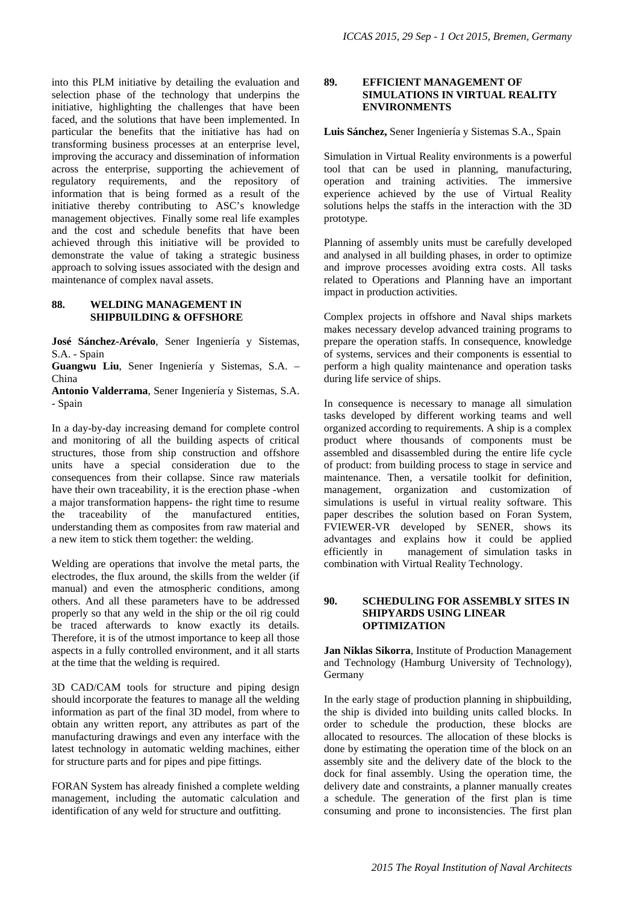into this PLM initiative by detailing the evaluation and selection phase of the technology that underpins the initiative, highlighting the challenges that have been faced, and the solutions that have been implemented. In particular the benefits that the initiative has had on transforming business processes at an enterprise level, improving the accuracy and dissemination of information across the enterprise, supporting the achievement of regulatory requirements, and the repository of information that is being formed as a result of the initiative thereby contributing to ASC's knowledge management objectives. Finally some real life examples and the cost and schedule benefits that have been achieved through this initiative will be provided to demonstrate the value of taking a strategic business approach to solving issues associated with the design and maintenance of complex naval assets.

## 88. WELDING MANAGEMENT IN SHIPBUILDING & OFFSHORE

**José Sánchez-Arévalo**, Sener Ingeniería y Sistemas, S.A. - Spain
**Guangwu Liu**, Sener Ingeniería y Sistemas, S.A. – China
**Antonio Valderrama**, Sener Ingeniería y Sistemas, S.A. - Spain

In a day-by-day increasing demand for complete control and monitoring of all the building aspects of critical structures, those from ship construction and offshore units have a special consideration due to the consequences from their collapse. Since raw materials have their own traceability, it is the erection phase -when a major transformation happens- the right time to resume the traceability of the manufactured entities, understanding them as composites from raw material and a new item to stick them together: the welding.

Welding are operations that involve the metal parts, the electrodes, the flux around, the skills from the welder (if manual) and even the atmospheric conditions, among others. And all these parameters have to be addressed properly so that any weld in the ship or the oil rig could be traced afterwards to know exactly its details. Therefore, it is of the utmost importance to keep all those aspects in a fully controlled environment, and it all starts at the time that the welding is required.

3D CAD/CAM tools for structure and piping design should incorporate the features to manage all the welding information as part of the final 3D model, from where to obtain any written report, any attributes as part of the manufacturing drawings and even any interface with the latest technology in automatic welding machines, either for structure parts and for pipes and pipe fittings.

FORAN System has already finished a complete welding management, including the automatic calculation and identification of any weld for structure and outfitting.

## 89. EFFICIENT MANAGEMENT OF SIMULATIONS IN VIRTUAL REALITY ENVIRONMENTS

**Luis Sánchez,** Sener Ingeniería y Sistemas S.A., Spain

Simulation in Virtual Reality environments is a powerful tool that can be used in planning, manufacturing, operation and training activities. The immersive experience achieved by the use of Virtual Reality solutions helps the staffs in the interaction with the 3D prototype.

Planning of assembly units must be carefully developed and analysed in all building phases, in order to optimize and improve processes avoiding extra costs. All tasks related to Operations and Planning have an important impact in production activities.

Complex projects in offshore and Naval ships markets makes necessary develop advanced training programs to prepare the operation staffs. In consequence, knowledge of systems, services and their components is essential to perform a high quality maintenance and operation tasks during life service of ships.

In consequence is necessary to manage all simulation tasks developed by different working teams and well organized according to requirements. A ship is a complex product where thousands of components must be assembled and disassembled during the entire life cycle of product: from building process to stage in service and maintenance. Then, a versatile toolkit for definition, management, organization and customization of simulations is useful in virtual reality software. This paper describes the solution based on Foran System, FVIEWER-VR developed by SENER, shows its advantages and explains how it could be applied efficiently in management of simulation tasks in combination with Virtual Reality Technology.

## 90. SCHEDULING FOR ASSEMBLY SITES IN SHIPYARDS USING LINEAR OPTIMIZATION

**Jan Niklas Sikorra**, Institute of Production Management and Technology (Hamburg University of Technology), Germany

In the early stage of production planning in shipbuilding, the ship is divided into building units called blocks. In order to schedule the production, these blocks are allocated to resources. The allocation of these blocks is done by estimating the operation time of the block on an assembly site and the delivery date of the block to the dock for final assembly. Using the operation time, the delivery date and constraints, a planner manually creates a schedule. The generation of the first plan is time consuming and prone to inconsistencies. The first plan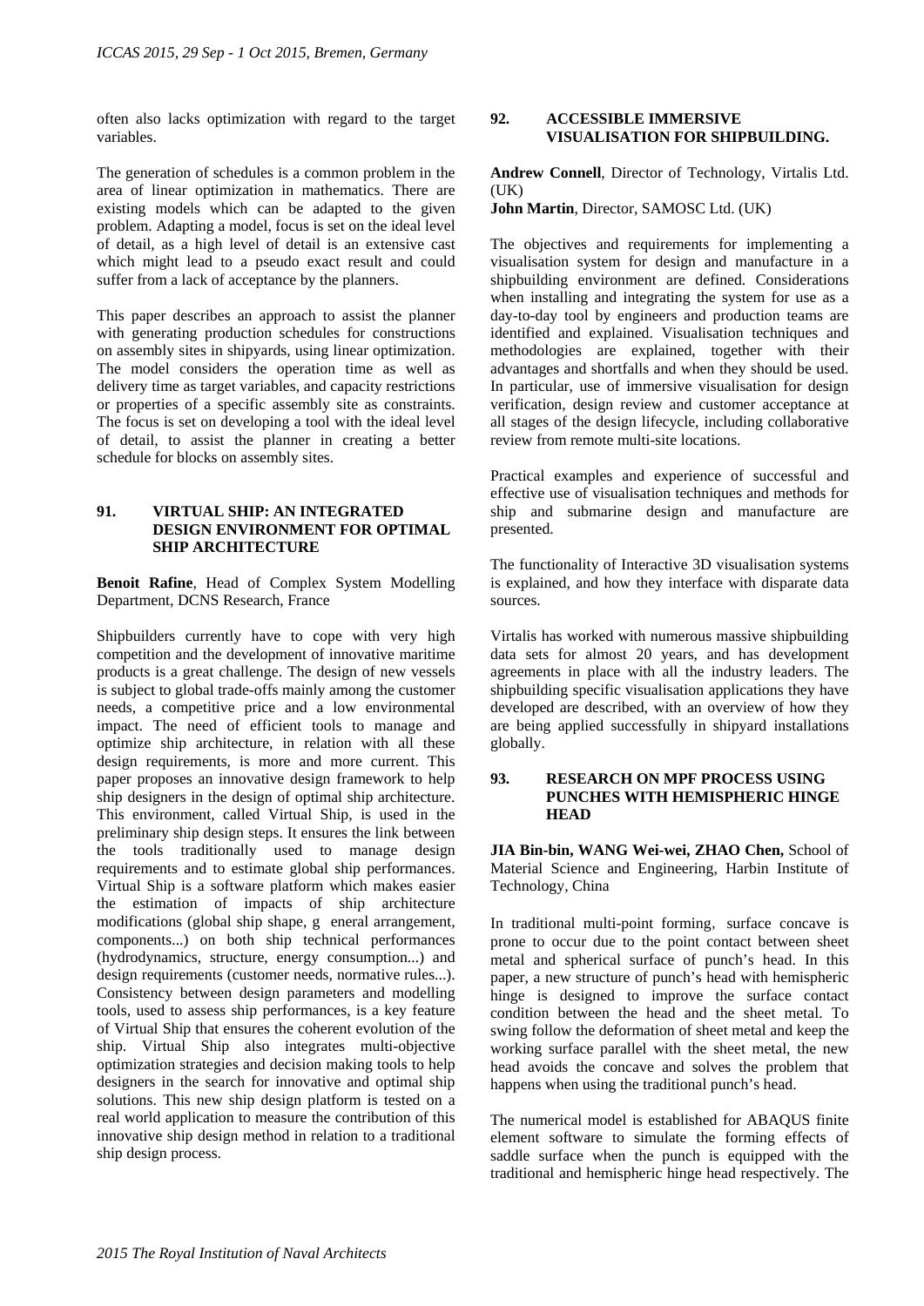often also lacks optimization with regard to the target variables.

The generation of schedules is a common problem in the area of linear optimization in mathematics. There are existing models which can be adapted to the given problem. Adapting a model, focus is set on the ideal level of detail, as a high level of detail is an extensive cast which might lead to a pseudo exact result and could suffer from a lack of acceptance by the planners.

This paper describes an approach to assist the planner with generating production schedules for constructions on assembly sites in shipyards, using linear optimization. The model considers the operation time as well as delivery time as target variables, and capacity restrictions or properties of a specific assembly site as constraints. The focus is set on developing a tool with the ideal level of detail, to assist the planner in creating a better schedule for blocks on assembly sites.

## 91. VIRTUAL SHIP: AN INTEGRATED DESIGN ENVIRONMENT FOR OPTIMAL SHIP ARCHITECTURE

**Benoit Rafine**, Head of Complex System Modelling Department, DCNS Research, France

Shipbuilders currently have to cope with very high competition and the development of innovative maritime products is a great challenge. The design of new vessels is subject to global trade-offs mainly among the customer needs, a competitive price and a low environmental impact. The need of efficient tools to manage and optimize ship architecture, in relation with all these design requirements, is more and more current. This paper proposes an innovative design framework to help ship designers in the design of optimal ship architecture. This environment, called Virtual Ship, is used in the preliminary ship design steps. It ensures the link between the tools traditionally used to manage design requirements and to estimate global ship performances. Virtual Ship is a software platform which makes easier the estimation of impacts of ship architecture modifications (global ship shape, g eneral arrangement, components...) on both ship technical performances (hydrodynamics, structure, energy consumption...) and design requirements (customer needs, normative rules...). Consistency between design parameters and modelling tools, used to assess ship performances, is a key feature of Virtual Ship that ensures the coherent evolution of the ship. Virtual Ship also integrates multi-objective optimization strategies and decision making tools to help designers in the search for innovative and optimal ship solutions. This new ship design platform is tested on a real world application to measure the contribution of this innovative ship design method in relation to a traditional ship design process.

## 92. ACCESSIBLE IMMERSIVE VISUALISATION FOR SHIPBUILDING.

**Andrew Connell**, Director of Technology, Virtalis Ltd. (UK)
**John Martin**, Director, SAMOSC Ltd. (UK)

The objectives and requirements for implementing a visualisation system for design and manufacture in a shipbuilding environment are defined. Considerations when installing and integrating the system for use as a day-to-day tool by engineers and production teams are identified and explained. Visualisation techniques and methodologies are explained, together with their advantages and shortfalls and when they should be used. In particular, use of immersive visualisation for design verification, design review and customer acceptance at all stages of the design lifecycle, including collaborative review from remote multi-site locations.

Practical examples and experience of successful and effective use of visualisation techniques and methods for ship and submarine design and manufacture are presented.

The functionality of Interactive 3D visualisation systems is explained, and how they interface with disparate data sources.

Virtalis has worked with numerous massive shipbuilding data sets for almost 20 years, and has development agreements in place with all the industry leaders. The shipbuilding specific visualisation applications they have developed are described, with an overview of how they are being applied successfully in shipyard installations globally.

## 93. RESEARCH ON MPF PROCESS USING PUNCHES WITH HEMISPHERIC HINGE HEAD

**JIA Bin-bin, WANG Wei-wei, ZHAO Chen,** School of Material Science and Engineering, Harbin Institute of Technology, China

In traditional multi-point forming, surface concave is prone to occur due to the point contact between sheet metal and spherical surface of punch's head. In this paper, a new structure of punch's head with hemispheric hinge is designed to improve the surface contact condition between the head and the sheet metal. To swing follow the deformation of sheet metal and keep the working surface parallel with the sheet metal, the new head avoids the concave and solves the problem that happens when using the traditional punch's head.

The numerical model is established for ABAQUS finite element software to simulate the forming effects of saddle surface when the punch is equipped with the traditional and hemispheric hinge head respectively. The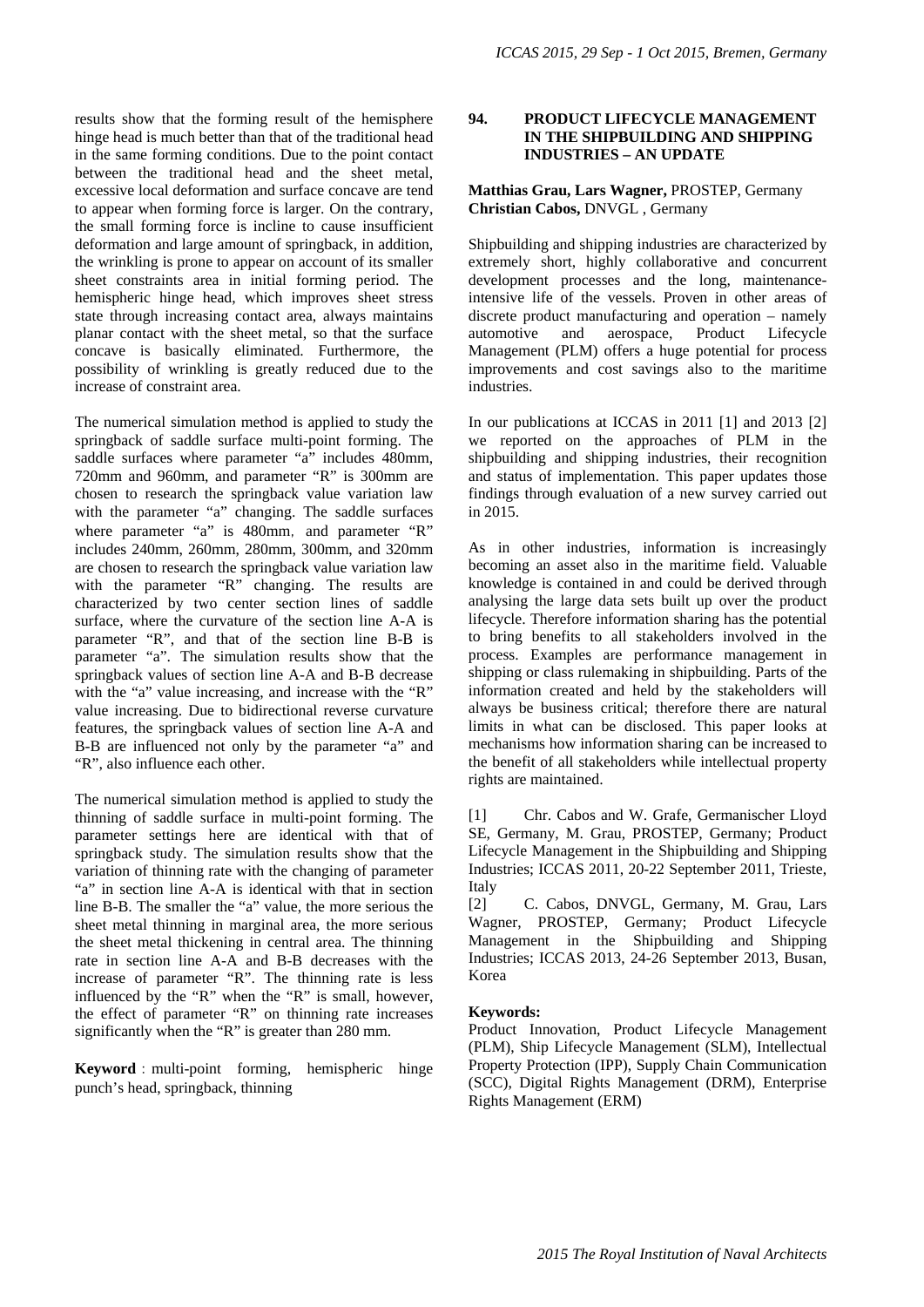results show that the forming result of the hemisphere hinge head is much better than that of the traditional head in the same forming conditions. Due to the point contact between the traditional head and the sheet metal, excessive local deformation and surface concave are tend to appear when forming force is larger. On the contrary, the small forming force is incline to cause insufficient deformation and large amount of springback, in addition, the wrinkling is prone to appear on account of its smaller sheet constraints area in initial forming period. The hemispheric hinge head, which improves sheet stress state through increasing contact area, always maintains planar contact with the sheet metal, so that the surface concave is basically eliminated. Furthermore, the possibility of wrinkling is greatly reduced due to the increase of constraint area.

The numerical simulation method is applied to study the springback of saddle surface multi-point forming. The saddle surfaces where parameter "a" includes 480mm, 720mm and 960mm, and parameter "R" is 300mm are chosen to research the springback value variation law with the parameter "a" changing. The saddle surfaces where parameter "a" is 480mm, and parameter "R" includes 240mm, 260mm, 280mm, 300mm, and 320mm are chosen to research the springback value variation law with the parameter "R" changing. The results are characterized by two center section lines of saddle surface, where the curvature of the section line A-A is parameter "R", and that of the section line B-B is parameter "a". The simulation results show that the springback values of section line A-A and B-B decrease with the "a" value increasing, and increase with the "R" value increasing. Due to bidirectional reverse curvature features, the springback values of section line A-A and B-B are influenced not only by the parameter "a" and "R", also influence each other.

The numerical simulation method is applied to study the thinning of saddle surface in multi-point forming. The parameter settings here are identical with that of springback study. The simulation results show that the variation of thinning rate with the changing of parameter "a" in section line A-A is identical with that in section line B-B. The smaller the "a" value, the more serious the sheet metal thinning in marginal area, the more serious the sheet metal thickening in central area. The thinning rate in section line A-A and B-B decreases with the increase of parameter "R". The thinning rate is less influenced by the "R" when the "R" is small, however, the effect of parameter "R" on thinning rate increases significantly when the "R" is greater than 280 mm.

**Keyword**：multi-point forming, hemispheric hinge punch's head, springback, thinning

## 94. PRODUCT LIFECYCLE MANAGEMENT IN THE SHIPBUILDING AND SHIPPING INDUSTRIES – AN UPDATE

**Matthias Grau, Lars Wagner,** PROSTEP, Germany
**Christian Cabos,** DNVGL , Germany

Shipbuilding and shipping industries are characterized by extremely short, highly collaborative and concurrent development processes and the long, maintenance-intensive life of the vessels. Proven in other areas of discrete product manufacturing and operation – namely automotive and aerospace, Product Lifecycle Management (PLM) offers a huge potential for process improvements and cost savings also to the maritime industries.

In our publications at ICCAS in 2011 [1] and 2013 [2] we reported on the approaches of PLM in the shipbuilding and shipping industries, their recognition and status of implementation. This paper updates those findings through evaluation of a new survey carried out in 2015.

As in other industries, information is increasingly becoming an asset also in the maritime field. Valuable knowledge is contained in and could be derived through analysing the large data sets built up over the product lifecycle. Therefore information sharing has the potential to bring benefits to all stakeholders involved in the process. Examples are performance management in shipping or class rulemaking in shipbuilding. Parts of the information created and held by the stakeholders will always be business critical; therefore there are natural limits in what can be disclosed. This paper looks at mechanisms how information sharing can be increased to the benefit of all stakeholders while intellectual property rights are maintained.

[1] Chr. Cabos and W. Grafe, Germanischer Lloyd SE, Germany, M. Grau, PROSTEP, Germany; Product Lifecycle Management in the Shipbuilding and Shipping Industries; ICCAS 2011, 20-22 September 2011, Trieste, Italy

[2] C. Cabos, DNVGL, Germany, M. Grau, Lars Wagner, PROSTEP, Germany; Product Lifecycle Management in the Shipbuilding and Shipping Industries; ICCAS 2013, 24-26 September 2013, Busan, Korea

**Keywords:**
Product Innovation, Product Lifecycle Management (PLM), Ship Lifecycle Management (SLM), Intellectual Property Protection (IPP), Supply Chain Communication (SCC), Digital Rights Management (DRM), Enterprise Rights Management (ERM)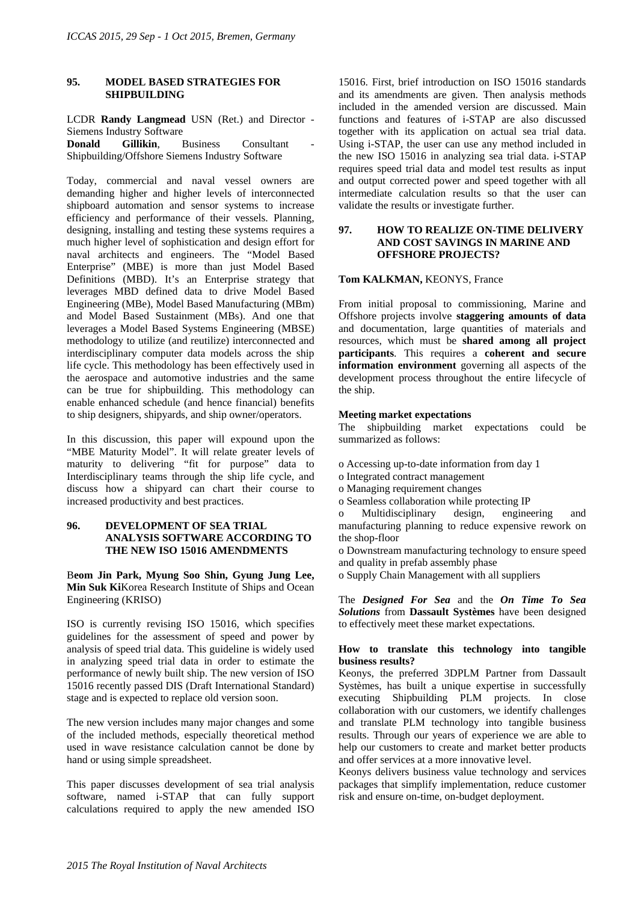## 95. MODEL BASED STRATEGIES FOR SHIPBUILDING

LCDR **Randy Langmead** USN (Ret.) and Director - Siemens Industry Software
**Donald Gillikin**, Business Consultant - Shipbuilding/Offshore Siemens Industry Software

Today, commercial and naval vessel owners are demanding higher and higher levels of interconnected shipboard automation and sensor systems to increase efficiency and performance of their vessels. Planning, designing, installing and testing these systems requires a much higher level of sophistication and design effort for naval architects and engineers. The "Model Based Enterprise" (MBE) is more than just Model Based Definitions (MBD). It's an Enterprise strategy that leverages MBD defined data to drive Model Based Engineering (MBe), Model Based Manufacturing (MBm) and Model Based Sustainment (MBs). And one that leverages a Model Based Systems Engineering (MBSE) methodology to utilize (and reutilize) interconnected and interdisciplinary computer data models across the ship life cycle. This methodology has been effectively used in the aerospace and automotive industries and the same can be true for shipbuilding. This methodology can enable enhanced schedule (and hence financial) benefits to ship designers, shipyards, and ship owner/operators.

In this discussion, this paper will expound upon the "MBE Maturity Model". It will relate greater levels of maturity to delivering "fit for purpose" data to Interdisciplinary teams through the ship life cycle, and discuss how a shipyard can chart their course to increased productivity and best practices.

## 96. DEVELOPMENT OF SEA TRIAL ANALYSIS SOFTWARE ACCORDING TO THE NEW ISO 15016 AMENDMENTS

B**eom Jin Park, Myung Soo Shin, Gyung Jung Lee, Min Suk Ki**Korea Research Institute of Ships and Ocean Engineering (KRISO)

ISO is currently revising ISO 15016, which specifies guidelines for the assessment of speed and power by analysis of speed trial data. This guideline is widely used in analyzing speed trial data in order to estimate the performance of newly built ship. The new version of ISO 15016 recently passed DIS (Draft International Standard) stage and is expected to replace old version soon.

The new version includes many major changes and some of the included methods, especially theoretical method used in wave resistance calculation cannot be done by hand or using simple spreadsheet.

This paper discusses development of sea trial analysis software, named i-STAP that can fully support calculations required to apply the new amended ISO 15016. First, brief introduction on ISO 15016 standards and its amendments are given. Then analysis methods included in the amended version are discussed. Main functions and features of i-STAP are also discussed together with its application on actual sea trial data. Using i-STAP, the user can use any method included in the new ISO 15016 in analyzing sea trial data. i-STAP requires speed trial data and model test results as input and output corrected power and speed together with all intermediate calculation results so that the user can validate the results or investigate further.

## 97. HOW TO REALIZE ON-TIME DELIVERY AND COST SAVINGS IN MARINE AND OFFSHORE PROJECTS?

**Tom KALKMAN,** KEONYS, France

From initial proposal to commissioning, Marine and Offshore projects involve **staggering amounts of data** and documentation, large quantities of materials and resources, which must be **shared among all project participants**. This requires a **coherent and secure information environment** governing all aspects of the development process throughout the entire lifecycle of the ship.

**Meeting market expectations**
The shipbuilding market expectations could be summarized as follows:

o Accessing up-to-date information from day 1
o Integrated contract management
o Managing requirement changes
o Seamless collaboration while protecting IP
o Multidisciplinary design, engineering and manufacturing planning to reduce expensive rework on the shop-floor
o Downstream manufacturing technology to ensure speed and quality in prefab assembly phase
o Supply Chain Management with all suppliers

The ***Designed For Sea*** and the ***On Time To Sea Solutions*** from **Dassault Systèmes** have been designed to effectively meet these market expectations.

**How to translate this technology into tangible business results?**
Keonys, the preferred 3DPLM Partner from Dassault Systèmes, has built a unique expertise in successfully executing Shipbuilding PLM projects. In close collaboration with our customers, we identify challenges and translate PLM technology into tangible business results. Through our years of experience we are able to help our customers to create and market better products and offer services at a more innovative level.
Keonys delivers business value technology and services packages that simplify implementation, reduce customer risk and ensure on-time, on-budget deployment.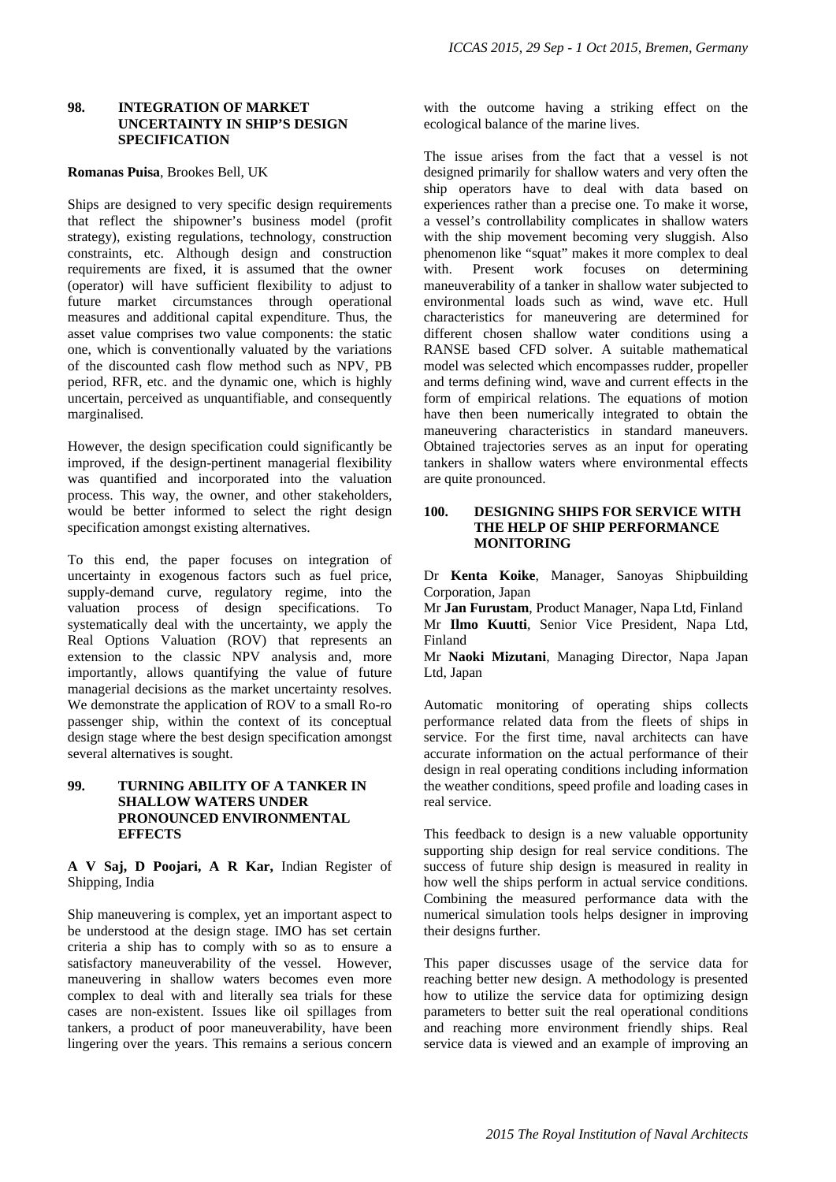## 98. INTEGRATION OF MARKET UNCERTAINTY IN SHIP'S DESIGN SPECIFICATION

**Romanas Puisa**, Brookes Bell, UK

Ships are designed to very specific design requirements that reflect the shipowner's business model (profit strategy), existing regulations, technology, construction constraints, etc. Although design and construction requirements are fixed, it is assumed that the owner (operator) will have sufficient flexibility to adjust to future market circumstances through operational measures and additional capital expenditure. Thus, the asset value comprises two value components: the static one, which is conventionally valuated by the variations of the discounted cash flow method such as NPV, PB period, RFR, etc. and the dynamic one, which is highly uncertain, perceived as unquantifiable, and consequently marginalised.

However, the design specification could significantly be improved, if the design-pertinent managerial flexibility was quantified and incorporated into the valuation process. This way, the owner, and other stakeholders, would be better informed to select the right design specification amongst existing alternatives.

To this end, the paper focuses on integration of uncertainty in exogenous factors such as fuel price, supply-demand curve, regulatory regime, into the valuation process of design specifications. To systematically deal with the uncertainty, we apply the Real Options Valuation (ROV) that represents an extension to the classic NPV analysis and, more importantly, allows quantifying the value of future managerial decisions as the market uncertainty resolves. We demonstrate the application of ROV to a small Ro-ro passenger ship, within the context of its conceptual design stage where the best design specification amongst several alternatives is sought.

## 99. TURNING ABILITY OF A TANKER IN SHALLOW WATERS UNDER PRONOUNCED ENVIRONMENTAL EFFECTS

**A V Saj, D Poojari, A R Kar,** Indian Register of Shipping, India

Ship maneuvering is complex, yet an important aspect to be understood at the design stage. IMO has set certain criteria a ship has to comply with so as to ensure a satisfactory maneuverability of the vessel. However, maneuvering in shallow waters becomes even more complex to deal with and literally sea trials for these cases are non-existent. Issues like oil spillages from tankers, a product of poor maneuverability, have been lingering over the years. This remains a serious concern with the outcome having a striking effect on the ecological balance of the marine lives.

The issue arises from the fact that a vessel is not designed primarily for shallow waters and very often the ship operators have to deal with data based on experiences rather than a precise one. To make it worse, a vessel's controllability complicates in shallow waters with the ship movement becoming very sluggish. Also phenomenon like "squat" makes it more complex to deal with. Present work focuses on determining maneuverability of a tanker in shallow water subjected to environmental loads such as wind, wave etc. Hull characteristics for maneuvering are determined for different chosen shallow water conditions using a RANSE based CFD solver. A suitable mathematical model was selected which encompasses rudder, propeller and terms defining wind, wave and current effects in the form of empirical relations. The equations of motion have then been numerically integrated to obtain the maneuvering characteristics in standard maneuvers. Obtained trajectories serves as an input for operating tankers in shallow waters where environmental effects are quite pronounced.

## 100. DESIGNING SHIPS FOR SERVICE WITH THE HELP OF SHIP PERFORMANCE MONITORING

Dr **Kenta Koike**, Manager, Sanoyas Shipbuilding Corporation, Japan
Mr **Jan Furustam**, Product Manager, Napa Ltd, Finland
Mr **Ilmo Kuutti**, Senior Vice President, Napa Ltd, Finland
Mr **Naoki Mizutani**, Managing Director, Napa Japan Ltd, Japan

Automatic monitoring of operating ships collects performance related data from the fleets of ships in service. For the first time, naval architects can have accurate information on the actual performance of their design in real operating conditions including information the weather conditions, speed profile and loading cases in real service.

This feedback to design is a new valuable opportunity supporting ship design for real service conditions. The success of future ship design is measured in reality in how well the ships perform in actual service conditions. Combining the measured performance data with the numerical simulation tools helps designer in improving their designs further.

This paper discusses usage of the service data for reaching better new design. A methodology is presented how to utilize the service data for optimizing design parameters to better suit the real operational conditions and reaching more environment friendly ships. Real service data is viewed and an example of improving an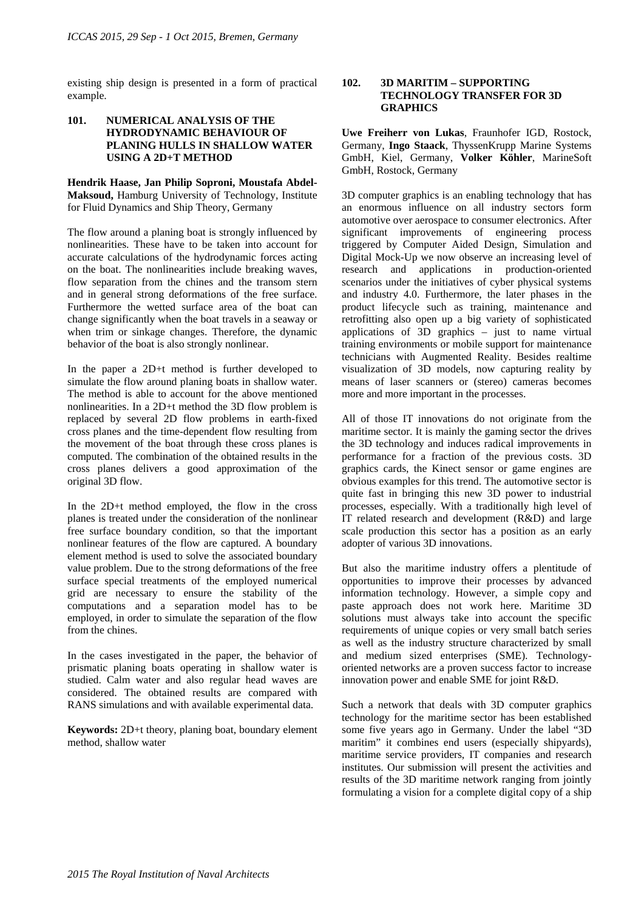existing ship design is presented in a form of practical example.

### 101. NUMERICAL ANALYSIS OF THE HYDRODYNAMIC BEHAVIOUR OF PLANING HULLS IN SHALLOW WATER USING A 2D+T METHOD

**Hendrik Haase, Jan Philip Soproni, Moustafa Abdel-Maksoud,** Hamburg University of Technology, Institute for Fluid Dynamics and Ship Theory, Germany

The flow around a planing boat is strongly influenced by nonlinearities. These have to be taken into account for accurate calculations of the hydrodynamic forces acting on the boat. The nonlinearities include breaking waves, flow separation from the chines and the transom stern and in general strong deformations of the free surface. Furthermore the wetted surface area of the boat can change significantly when the boat travels in a seaway or when trim or sinkage changes. Therefore, the dynamic behavior of the boat is also strongly nonlinear.

In the paper a 2D+t method is further developed to simulate the flow around planing boats in shallow water. The method is able to account for the above mentioned nonlinearities. In a 2D+t method the 3D flow problem is replaced by several 2D flow problems in earth-fixed cross planes and the time-dependent flow resulting from the movement of the boat through these cross planes is computed. The combination of the obtained results in the cross planes delivers a good approximation of the original 3D flow.

In the 2D+t method employed, the flow in the cross planes is treated under the consideration of the nonlinear free surface boundary condition, so that the important nonlinear features of the flow are captured. A boundary element method is used to solve the associated boundary value problem. Due to the strong deformations of the free surface special treatments of the employed numerical grid are necessary to ensure the stability of the computations and a separation model has to be employed, in order to simulate the separation of the flow from the chines.

In the cases investigated in the paper, the behavior of prismatic planing boats operating in shallow water is studied. Calm water and also regular head waves are considered. The obtained results are compared with RANS simulations and with available experimental data.

**Keywords:** 2D+t theory, planing boat, boundary element method, shallow water

### 102. 3D MARITIM – SUPPORTING TECHNOLOGY TRANSFER FOR 3D GRAPHICS

**Uwe Freiherr von Lukas**, Fraunhofer IGD, Rostock, Germany, **Ingo Staack**, ThyssenKrupp Marine Systems GmbH, Kiel, Germany, **Volker Köhler**, MarineSoft GmbH, Rostock, Germany

3D computer graphics is an enabling technology that has an enormous influence on all industry sectors form automotive over aerospace to consumer electronics. After significant improvements of engineering process triggered by Computer Aided Design, Simulation and Digital Mock-Up we now observe an increasing level of research and applications in production-oriented scenarios under the initiatives of cyber physical systems and industry 4.0. Furthermore, the later phases in the product lifecycle such as training, maintenance and retrofitting also open up a big variety of sophisticated applications of 3D graphics – just to name virtual training environments or mobile support for maintenance technicians with Augmented Reality. Besides realtime visualization of 3D models, now capturing reality by means of laser scanners or (stereo) cameras becomes more and more important in the processes.

All of those IT innovations do not originate from the maritime sector. It is mainly the gaming sector the drives the 3D technology and induces radical improvements in performance for a fraction of the previous costs. 3D graphics cards, the Kinect sensor or game engines are obvious examples for this trend. The automotive sector is quite fast in bringing this new 3D power to industrial processes, especially. With a traditionally high level of IT related research and development (R&D) and large scale production this sector has a position as an early adopter of various 3D innovations.

But also the maritime industry offers a plentitude of opportunities to improve their processes by advanced information technology. However, a simple copy and paste approach does not work here. Maritime 3D solutions must always take into account the specific requirements of unique copies or very small batch series as well as the industry structure characterized by small and medium sized enterprises (SME). Technology-oriented networks are a proven success factor to increase innovation power and enable SME for joint R&D.

Such a network that deals with 3D computer graphics technology for the maritime sector has been established some five years ago in Germany. Under the label "3D maritim" it combines end users (especially shipyards), maritime service providers, IT companies and research institutes. Our submission will present the activities and results of the 3D maritime network ranging from jointly formulating a vision for a complete digital copy of a ship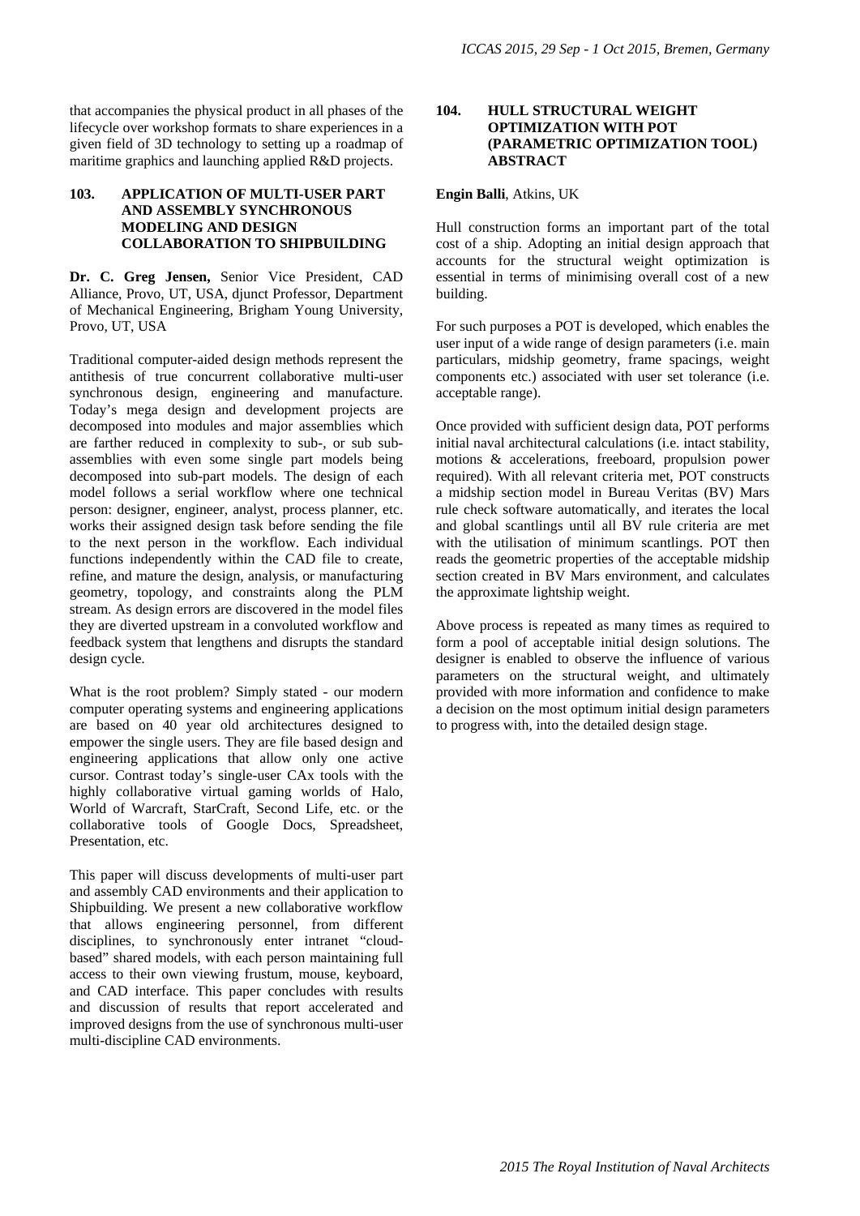that accompanies the physical product in all phases of the lifecycle over workshop formats to share experiences in a given field of 3D technology to setting up a roadmap of maritime graphics and launching applied R&D projects.

### 103. APPLICATION OF MULTI-USER PART AND ASSEMBLY SYNCHRONOUS MODELING AND DESIGN COLLABORATION TO SHIPBUILDING

**Dr. C. Greg Jensen,** Senior Vice President, CAD Alliance, Provo, UT, USA, djunct Professor, Department of Mechanical Engineering, Brigham Young University, Provo, UT, USA

Traditional computer-aided design methods represent the antithesis of true concurrent collaborative multi-user synchronous design, engineering and manufacture. Today's mega design and development projects are decomposed into modules and major assemblies which are farther reduced in complexity to sub-, or sub sub-assemblies with even some single part models being decomposed into sub-part models. The design of each model follows a serial workflow where one technical person: designer, engineer, analyst, process planner, etc. works their assigned design task before sending the file to the next person in the workflow. Each individual functions independently within the CAD file to create, refine, and mature the design, analysis, or manufacturing geometry, topology, and constraints along the PLM stream. As design errors are discovered in the model files they are diverted upstream in a convoluted workflow and feedback system that lengthens and disrupts the standard design cycle.

What is the root problem? Simply stated - our modern computer operating systems and engineering applications are based on 40 year old architectures designed to empower the single users. They are file based design and engineering applications that allow only one active cursor. Contrast today's single-user CAx tools with the highly collaborative virtual gaming worlds of Halo, World of Warcraft, StarCraft, Second Life, etc. or the collaborative tools of Google Docs, Spreadsheet, Presentation, etc.

This paper will discuss developments of multi-user part and assembly CAD environments and their application to Shipbuilding. We present a new collaborative workflow that allows engineering personnel, from different disciplines, to synchronously enter intranet "cloud-based" shared models, with each person maintaining full access to their own viewing frustum, mouse, keyboard, and CAD interface. This paper concludes with results and discussion of results that report accelerated and improved designs from the use of synchronous multi-user multi-discipline CAD environments.

### 104. HULL STRUCTURAL WEIGHT OPTIMIZATION WITH POT (PARAMETRIC OPTIMIZATION TOOL) ABSTRACT

**Engin Balli**, Atkins, UK

Hull construction forms an important part of the total cost of a ship. Adopting an initial design approach that accounts for the structural weight optimization is essential in terms of minimising overall cost of a new building.

For such purposes a POT is developed, which enables the user input of a wide range of design parameters (i.e. main particulars, midship geometry, frame spacings, weight components etc.) associated with user set tolerance (i.e. acceptable range).

Once provided with sufficient design data, POT performs initial naval architectural calculations (i.e. intact stability, motions & accelerations, freeboard, propulsion power required). With all relevant criteria met, POT constructs a midship section model in Bureau Veritas (BV) Mars rule check software automatically, and iterates the local and global scantlings until all BV rule criteria are met with the utilisation of minimum scantlings. POT then reads the geometric properties of the acceptable midship section created in BV Mars environment, and calculates the approximate lightship weight.

Above process is repeated as many times as required to form a pool of acceptable initial design solutions. The designer is enabled to observe the influence of various parameters on the structural weight, and ultimately provided with more information and confidence to make a decision on the most optimum initial design parameters to progress with, into the detailed design stage.